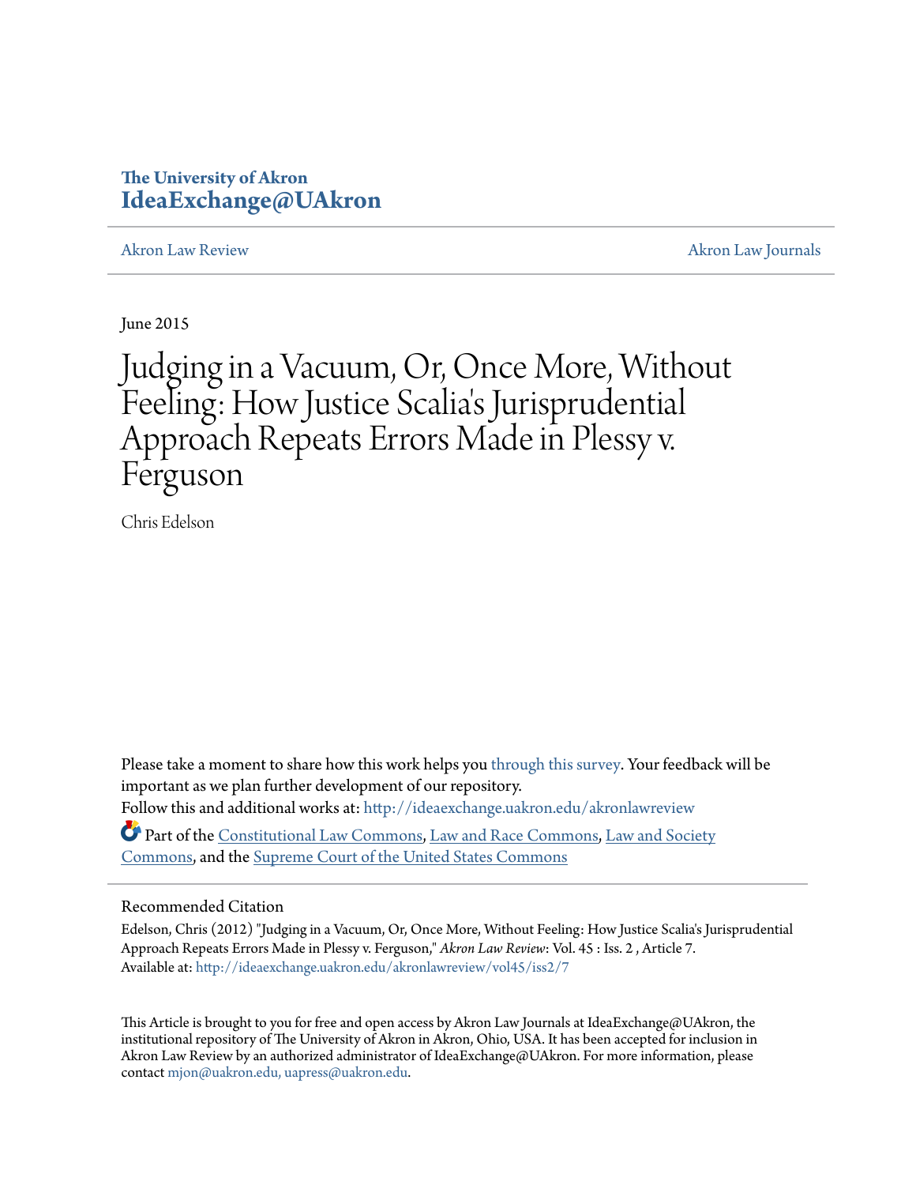The University of Akron
**IdeaExchange@UAkron**

Akron Law Review | Akron Law Journals

June 2015

# Judging in a Vacuum, Or, Once More, Without Feeling: How Justice Scalia's Jurisprudential Approach Repeats Errors Made in Plessy v. Ferguson

Chris Edelson

Please take a moment to share how this work helps you through this survey. Your feedback will be important as we plan further development of our repository.

Follow this and additional works at: http://ideaexchange.uakron.edu/akronlawreview

Part of the Constitutional Law Commons, Law and Race Commons, Law and Society Commons, and the Supreme Court of the United States Commons

## Recommended Citation

Edelson, Chris (2012) "Judging in a Vacuum, Or, Once More, Without Feeling: How Justice Scalia's Jurisprudential Approach Repeats Errors Made in Plessy v. Ferguson," *Akron Law Review*: Vol. 45 : Iss. 2 , Article 7.
Available at: http://ideaexchange.uakron.edu/akronlawreview/vol45/iss2/7

This Article is brought to you for free and open access by Akron Law Journals at IdeaExchange@UAkron, the institutional repository of The University of Akron in Akron, Ohio, USA. It has been accepted for inclusion in Akron Law Review by an authorized administrator of IdeaExchange@UAkron. For more information, please contact mjon@uakron.edu, uapress@uakron.edu.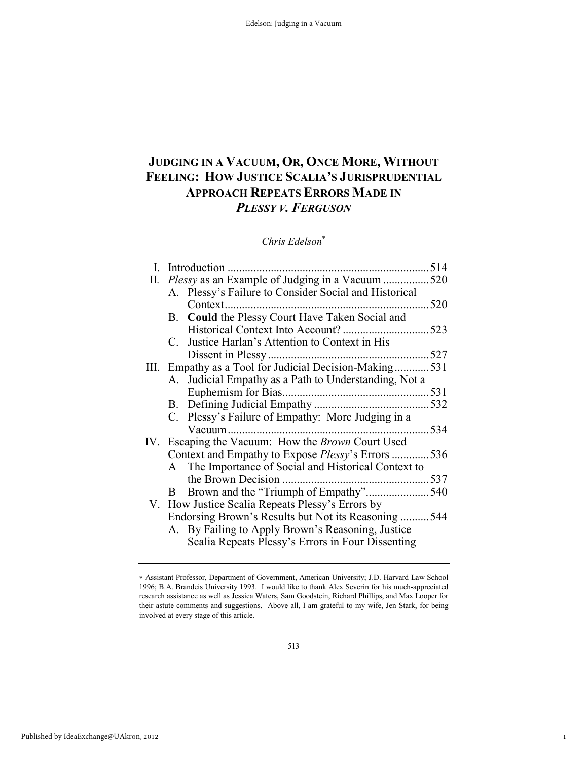# JUDGING IN A VACUUM, OR, ONCE MORE, WITHOUT FEELING: HOW JUSTICE SCALIA'S JURISPRUDENTIAL APPROACH REPEATS ERRORS MADE IN *PLESSY V. FERGUSON*

*Chris Edelson*[*]

I. Introduction ..................................................................... 514
II. *Plessy* as an Example of Judging in a Vacuum ................ 520
  A. Plessy's Failure to Consider Social and Historical Context ...................................................................... 520
  B. **Could** the Plessy Court Have Taken Social and Historical Context Into Account? .............................. 523
  C. Justice Harlan's Attention to Context in His Dissent in Plessy ........................................................ 527
III. Empathy as a Tool for Judicial Decision-Making ............ 531
  A. Judicial Empathy as a Path to Understanding, Not a Euphemism for Bias.................................................. 531
  B. Defining Judicial Empathy ........................................ 532
  C. Plessy's Failure of Empathy: More Judging in a Vacuum ...................................................................... 534
IV. Escaping the Vacuum: How the *Brown* Court Used Context and Empathy to Expose *Plessy*'s Errors ............. 536
  A The Importance of Social and Historical Context to the Brown Decision ................................................... 537
  B Brown and the "Triumph of Empathy"...................... 540
V. How Justice Scalia Repeats Plessy's Errors by Endorsing Brown's Results but Not its Reasoning .......... 544
  A. By Failing to Apply Brown's Reasoning, Justice Scalia Repeats Plessy's Errors in Four Dissenting

[*] Assistant Professor, Department of Government, American University; J.D. Harvard Law School 1996; B.A. Brandeis University 1993. I would like to thank Alex Severin for his much-appreciated research assistance as well as Jessica Waters, Sam Goodstein, Richard Phillips, and Max Looper for their astute comments and suggestions. Above all, I am grateful to my wife, Jen Stark, for being involved at every stage of this article.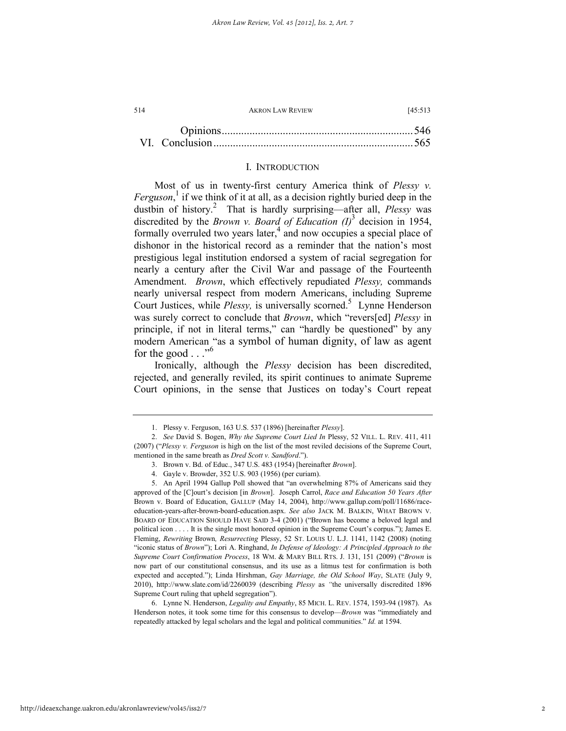Opinions.....................................................................546
VI. Conclusion.......................................................................565

## I. INTRODUCTION

Most of us in twenty-first century America think of *Plessy v. Ferguson*,[1] if we think of it at all, as a decision rightly buried deep in the dustbin of history.[2] That is hardly surprising—after all, *Plessy* was discredited by the *Brown v. Board of Education (I)*[3] decision in 1954, formally overruled two years later,[4] and now occupies a special place of dishonor in the historical record as a reminder that the nation's most prestigious legal institution endorsed a system of racial segregation for nearly a century after the Civil War and passage of the Fourteenth Amendment. *Brown*, which effectively repudiated *Plessy,* commands nearly universal respect from modern Americans, including Supreme Court Justices, while *Plessy,* is universally scorned.[5] Lynne Henderson was surely correct to conclude that *Brown*, which "revers[ed] *Plessy* in principle, if not in literal terms," can "hardly be questioned" by any modern American "as a symbol of human dignity, of law as agent for the good . . ."[6]

Ironically, although the *Plessy* decision has been discredited, rejected, and generally reviled, its spirit continues to animate Supreme Court opinions, in the sense that Justices on today's Court repeat

---

1. Plessy v. Ferguson, 163 U.S. 537 (1896) [hereinafter *Plessy*].

2. *See* David S. Bogen, *Why the Supreme Court Lied In* Plessy, 52 VILL. L. REV. 411, 411 (2007) ("*Plessy v. Ferguson* is high on the list of the most reviled decisions of the Supreme Court, mentioned in the same breath as *Dred Scott v. Sandford*.").

3. Brown v. Bd. of Educ., 347 U.S. 483 (1954) [hereinafter *Brown*].

4. Gayle v. Browder, 352 U.S. 903 (1956) (per curiam).

5. An April 1994 Gallup Poll showed that "an overwhelming 87% of Americans said they approved of the [C]ourt's decision [in *Brown*]. Joseph Carrol, *Race and Education 50 Years After* Brown v. Board of Education, GALLUP (May 14, 2004), http://www.gallup.com/poll/11686/race-education-years-after-brown-board-education.aspx. *See also* JACK M. BALKIN, WHAT BROWN V. BOARD OF EDUCATION SHOULD HAVE SAID 3-4 (2001) ("Brown has become a beloved legal and political icon . . . . It is the single most honored opinion in the Supreme Court's corpus."); James E. Fleming, *Rewriting* Brown*, Resurrecting* Plessy, 52 ST. LOUIS U. L.J. 1141, 1142 (2008) (noting "iconic status of *Brown*"); Lori A. Ringhand, *In Defense of Ideology: A Principled Approach to the Supreme Court Confirmation Process*, 18 WM. & MARY BILL RTS. J. 131, 151 (2009) ("*Brown* is now part of our constitutional consensus, and its use as a litmus test for confirmation is both expected and accepted."); Linda Hirshman, *Gay Marriage, the Old School Way*, SLATE (July 9, 2010), http://www.slate.com/id/2260039 (describing *Plessy* as *"*the universally discredited 1896 Supreme Court ruling that upheld segregation").

6. Lynne N. Henderson, *Legality and Empathy*, 85 MICH. L. REV. 1574, 1593-94 (1987). As Henderson notes, it took some time for this consensus to develop—*Brown* was "immediately and repeatedly attacked by legal scholars and the legal and political communities." *Id.* at 1594.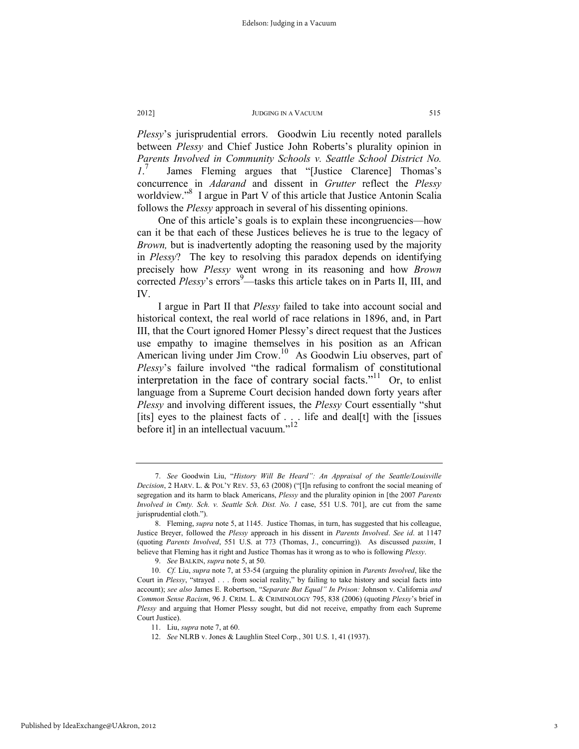*Plessy*'s jurisprudential errors. Goodwin Liu recently noted parallels between *Plessy* and Chief Justice John Roberts's plurality opinion in *Parents Involved in Community Schools v. Seattle School District No. 1*.[7] James Fleming argues that "[Justice Clarence] Thomas's concurrence in *Adarand* and dissent in *Grutter* reflect the *Plessy* worldview."[8] I argue in Part V of this article that Justice Antonin Scalia follows the *Plessy* approach in several of his dissenting opinions.

One of this article's goals is to explain these incongruencies—how can it be that each of these Justices believes he is true to the legacy of *Brown,* but is inadvertently adopting the reasoning used by the majority in *Plessy*? The key to resolving this paradox depends on identifying precisely how *Plessy* went wrong in its reasoning and how *Brown* corrected *Plessy*'s errors[9]—tasks this article takes on in Parts II, III, and IV.

I argue in Part II that *Plessy* failed to take into account social and historical context, the real world of race relations in 1896, and, in Part III, that the Court ignored Homer Plessy's direct request that the Justices use empathy to imagine themselves in his position as an African American living under Jim Crow.[10] As Goodwin Liu observes, part of *Plessy*'s failure involved "the radical formalism of constitutional interpretation in the face of contrary social facts."[11] Or, to enlist language from a Supreme Court decision handed down forty years after *Plessy* and involving different issues, the *Plessy* Court essentially "shut [its] eyes to the plainest facts of . . . life and deal[t] with the [issues before it] in an intellectual vacuum."[12]

---

7. *See* Goodwin Liu, "*History Will Be Heard": An Appraisal of the Seattle/Louisville Decision*, 2 HARV. L. & POL'Y REV. 53, 63 (2008) ("[I]n refusing to confront the social meaning of segregation and its harm to black Americans, *Plessy* and the plurality opinion in [the 2007 *Parents Involved in Cmty. Sch. v. Seattle Sch. Dist. No. 1* case, 551 U.S. 701], are cut from the same jurisprudential cloth.").

8. Fleming, *supra* note 5, at 1145. Justice Thomas, in turn, has suggested that his colleague, Justice Breyer, followed the *Plessy* approach in his dissent in *Parents Involved*. *See id*. at 1147 (quoting *Parents Involved*, 551 U.S. at 773 (Thomas, J., concurring)). As discussed *passim*, I believe that Fleming has it right and Justice Thomas has it wrong as to who is following *Plessy*.

9. *See* BALKIN, *supra* note 5, at 50.

10. *Cf.* Liu, *supra* note 7, at 53-54 (arguing the plurality opinion in *Parents Involved*, like the Court in *Plessy*, "strayed . . . from social reality," by failing to take history and social facts into account); *see also* James E. Robertson, "*Separate But Equal" In Prison:* Johnson v. California *and Common Sense Racism*, 96 J. CRIM. L. & CRIMINOLOGY 795, 838 (2006) (quoting *Plessy*'s brief in *Plessy* and arguing that Homer Plessy sought, but did not receive, empathy from each Supreme Court Justice).

11. Liu, *supra* note 7, at 60.

12. *See* NLRB v. Jones & Laughlin Steel Corp., 301 U.S. 1, 41 (1937).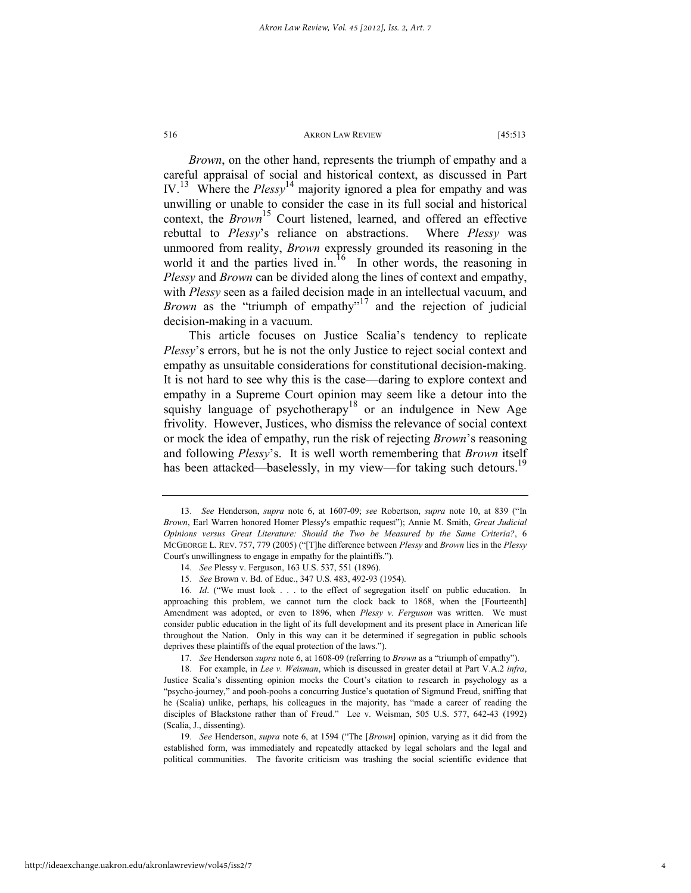*Brown*, on the other hand, represents the triumph of empathy and a careful appraisal of social and historical context, as discussed in Part IV.[13] Where the *Plessy*[14] majority ignored a plea for empathy and was unwilling or unable to consider the case in its full social and historical context, the *Brown*[15] Court listened, learned, and offered an effective rebuttal to *Plessy*'s reliance on abstractions. Where *Plessy* was unmoored from reality, *Brown* expressly grounded its reasoning in the world it and the parties lived in.[16] In other words, the reasoning in *Plessy* and *Brown* can be divided along the lines of context and empathy, with *Plessy* seen as a failed decision made in an intellectual vacuum, and *Brown* as the "triumph of empathy"[17] and the rejection of judicial decision-making in a vacuum.

This article focuses on Justice Scalia's tendency to replicate *Plessy*'s errors, but he is not the only Justice to reject social context and empathy as unsuitable considerations for constitutional decision-making. It is not hard to see why this is the case—daring to explore context and empathy in a Supreme Court opinion may seem like a detour into the squishy language of psychotherapy[18] or an indulgence in New Age frivolity. However, Justices, who dismiss the relevance of social context or mock the idea of empathy, run the risk of rejecting *Brown*'s reasoning and following *Plessy*'s. It is well worth remembering that *Brown* itself has been attacked—baselessly, in my view—for taking such detours.[19]

---

13. *See* Henderson, *supra* note 6, at 1607-09; *see* Robertson, *supra* note 10, at 839 ("In *Brown*, Earl Warren honored Homer Plessy's empathic request"); Annie M. Smith, *Great Judicial Opinions versus Great Literature: Should the Two be Measured by the Same Criteria?*, 6 MCGEORGE L. REV. 757, 779 (2005) ("[T]he difference between *Plessy* and *Brown* lies in the *Plessy* Court's unwillingness to engage in empathy for the plaintiffs.").

14. *See* Plessy v. Ferguson, 163 U.S. 537, 551 (1896).

15. *See* Brown v. Bd. of Educ., 347 U.S. 483, 492-93 (1954).

16. *Id*. ("We must look . . . to the effect of segregation itself on public education. In approaching this problem, we cannot turn the clock back to 1868, when the [Fourteenth] Amendment was adopted, or even to 1896, when *Plessy v. Ferguson* was written. We must consider public education in the light of its full development and its present place in American life throughout the Nation. Only in this way can it be determined if segregation in public schools deprives these plaintiffs of the equal protection of the laws.").

17. *See* Henderson *supra* note 6, at 1608-09 (referring to *Brown* as a "triumph of empathy").

18. For example, in *Lee v. Weisman*, which is discussed in greater detail at Part V.A.2 *infra*, Justice Scalia's dissenting opinion mocks the Court's citation to research in psychology as a "psycho-journey," and pooh-poohs a concurring Justice's quotation of Sigmund Freud, sniffing that he (Scalia) unlike, perhaps, his colleagues in the majority, has "made a career of reading the disciples of Blackstone rather than of Freud." Lee v. Weisman, 505 U.S. 577, 642-43 (1992) (Scalia, J., dissenting).

19. *See* Henderson, *supra* note 6, at 1594 ("The [*Brown*] opinion, varying as it did from the established form, was immediately and repeatedly attacked by legal scholars and the legal and political communities. The favorite criticism was trashing the social scientific evidence that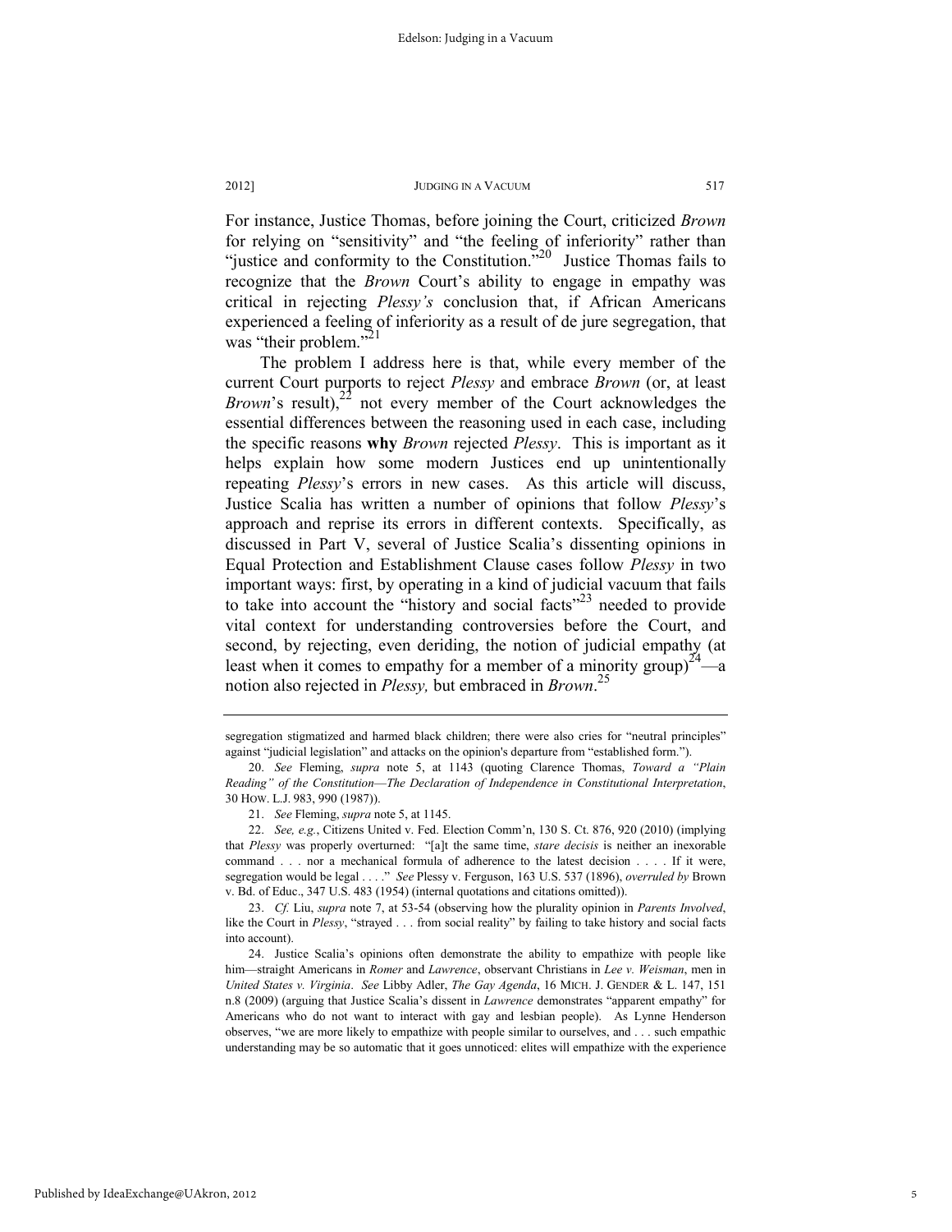For instance, Justice Thomas, before joining the Court, criticized *Brown* for relying on "sensitivity" and "the feeling of inferiority" rather than "justice and conformity to the Constitution."[20] Justice Thomas fails to recognize that the *Brown* Court's ability to engage in empathy was critical in rejecting *Plessy's* conclusion that, if African Americans experienced a feeling of inferiority as a result of de jure segregation, that was "their problem."[21]

The problem I address here is that, while every member of the current Court purports to reject *Plessy* and embrace *Brown* (or, at least *Brown*'s result),[22] not every member of the Court acknowledges the essential differences between the reasoning used in each case, including the specific reasons **why** *Brown* rejected *Plessy*. This is important as it helps explain how some modern Justices end up unintentionally repeating *Plessy*'s errors in new cases. As this article will discuss, Justice Scalia has written a number of opinions that follow *Plessy*'s approach and reprise its errors in different contexts. Specifically, as discussed in Part V, several of Justice Scalia's dissenting opinions in Equal Protection and Establishment Clause cases follow *Plessy* in two important ways: first, by operating in a kind of judicial vacuum that fails to take into account the "history and social facts"[23] needed to provide vital context for understanding controversies before the Court, and second, by rejecting, even deriding, the notion of judicial empathy (at least when it comes to empathy for a member of a minority group)[24]—a notion also rejected in *Plessy,* but embraced in *Brown*.[25]

---

segregation stigmatized and harmed black children; there were also cries for "neutral principles" against "judicial legislation" and attacks on the opinion's departure from "established form.").

20. *See* Fleming, *supra* note 5, at 1143 (quoting Clarence Thomas, *Toward a "Plain Reading" of the Constitution—The Declaration of Independence in Constitutional Interpretation*, 30 HOW. L.J. 983, 990 (1987)).

21. *See* Fleming, *supra* note 5, at 1145.

22. *See, e.g.*, Citizens United v. Fed. Election Comm'n, 130 S. Ct. 876, 920 (2010) (implying that *Plessy* was properly overturned: "[a]t the same time, *stare decisis* is neither an inexorable command . . . nor a mechanical formula of adherence to the latest decision . . . . If it were, segregation would be legal . . . ." *See* Plessy v. Ferguson, 163 U.S. 537 (1896), *overruled by* Brown v. Bd. of Educ., 347 U.S. 483 (1954) (internal quotations and citations omitted)).

23. *Cf.* Liu, *supra* note 7, at 53-54 (observing how the plurality opinion in *Parents Involved*, like the Court in *Plessy*, "strayed . . . from social reality" by failing to take history and social facts into account).

24. Justice Scalia's opinions often demonstrate the ability to empathize with people like him—straight Americans in *Romer* and *Lawrence*, observant Christians in *Lee v. Weisman*, men in *United States v. Virginia*. *See* Libby Adler, *The Gay Agenda*, 16 MICH. J. GENDER & L. 147, 151 n.8 (2009) (arguing that Justice Scalia's dissent in *Lawrence* demonstrates "apparent empathy" for Americans who do not want to interact with gay and lesbian people). As Lynne Henderson observes, "we are more likely to empathize with people similar to ourselves, and . . . such empathic understanding may be so automatic that it goes unnoticed: elites will empathize with the experience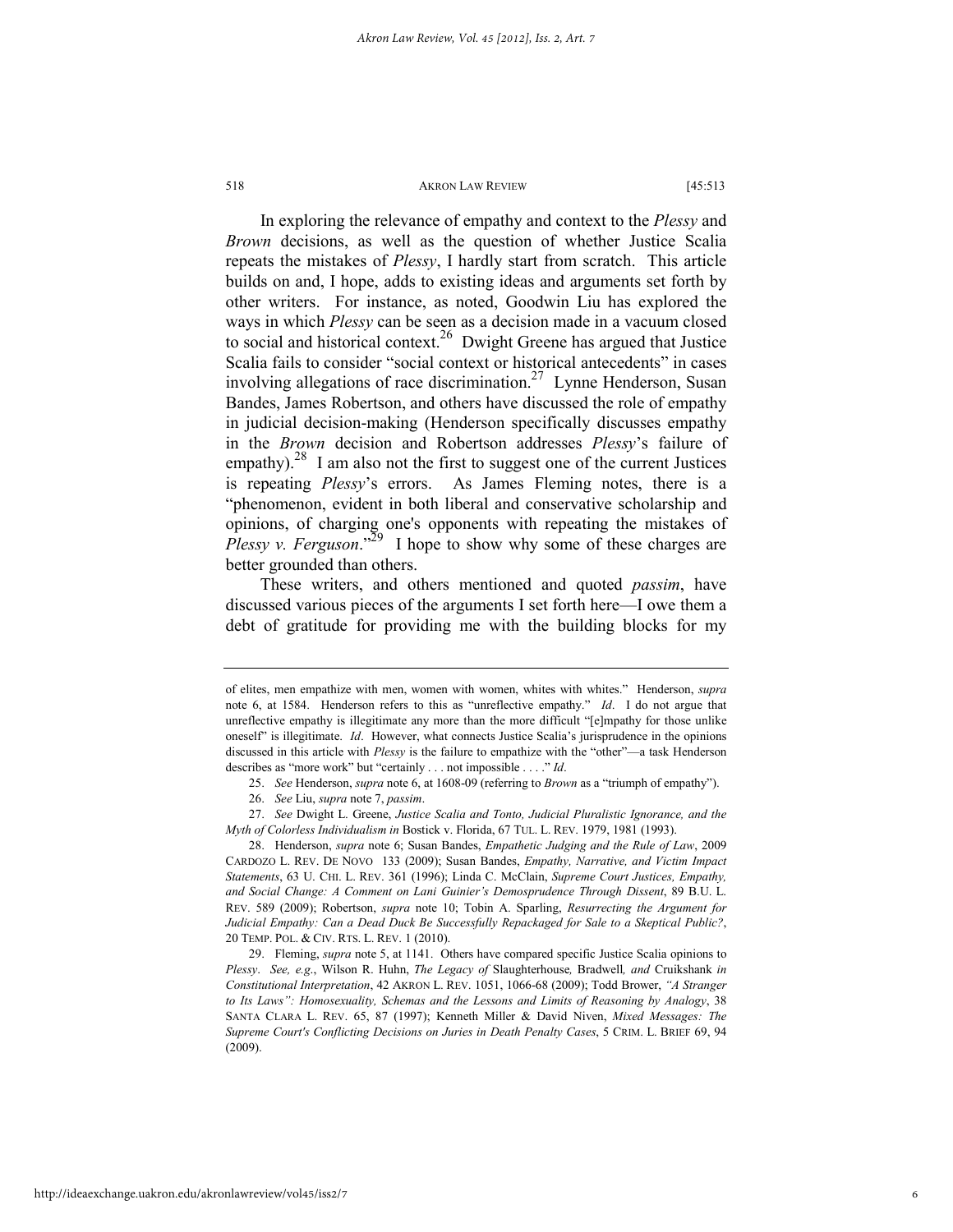In exploring the relevance of empathy and context to the *Plessy* and *Brown* decisions, as well as the question of whether Justice Scalia repeats the mistakes of *Plessy*, I hardly start from scratch. This article builds on and, I hope, adds to existing ideas and arguments set forth by other writers. For instance, as noted, Goodwin Liu has explored the ways in which *Plessy* can be seen as a decision made in a vacuum closed to social and historical context.[26] Dwight Greene has argued that Justice Scalia fails to consider "social context or historical antecedents" in cases involving allegations of race discrimination.[27] Lynne Henderson, Susan Bandes, James Robertson, and others have discussed the role of empathy in judicial decision-making (Henderson specifically discusses empathy in the *Brown* decision and Robertson addresses *Plessy*'s failure of empathy).[28] I am also not the first to suggest one of the current Justices is repeating *Plessy*'s errors. As James Fleming notes, there is a "phenomenon, evident in both liberal and conservative scholarship and opinions, of charging one's opponents with repeating the mistakes of *Plessy v. Ferguson*."[29] I hope to show why some of these charges are better grounded than others.

These writers, and others mentioned and quoted *passim*, have discussed various pieces of the arguments I set forth here—I owe them a debt of gratitude for providing me with the building blocks for my

---

of elites, men empathize with men, women with women, whites with whites." Henderson, *supra* note 6, at 1584. Henderson refers to this as "unreflective empathy." *Id*. I do not argue that unreflective empathy is illegitimate any more than the more difficult "[e]mpathy for those unlike oneself" is illegitimate. *Id*. However, what connects Justice Scalia's jurisprudence in the opinions discussed in this article with *Plessy* is the failure to empathize with the "other"—a task Henderson describes as "more work" but "certainly . . . not impossible . . . ." *Id*.

25. *See* Henderson, *supra* note 6, at 1608-09 (referring to *Brown* as a "triumph of empathy").

26. *See* Liu, *supra* note 7, *passim*.

27. *See* Dwight L. Greene, *Justice Scalia and Tonto, Judicial Pluralistic Ignorance, and the Myth of Colorless Individualism in* Bostick v. Florida, 67 TUL. L. REV. 1979, 1981 (1993).

28. Henderson, *supra* note 6; Susan Bandes, *Empathetic Judging and the Rule of Law*, 2009 CARDOZO L. REV. DE NOVO 133 (2009); Susan Bandes, *Empathy, Narrative, and Victim Impact Statements*, 63 U. CHI. L. REV. 361 (1996); Linda C. McClain, *Supreme Court Justices, Empathy, and Social Change: A Comment on Lani Guinier's Demosprudence Through Dissent*, 89 B.U. L. REV. 589 (2009); Robertson, *supra* note 10; Tobin A. Sparling, *Resurrecting the Argument for Judicial Empathy: Can a Dead Duck Be Successfully Repackaged for Sale to a Skeptical Public?*, 20 TEMP. POL. & CIV. RTS. L. REV. 1 (2010).

29. Fleming, *supra* note 5, at 1141. Others have compared specific Justice Scalia opinions to *Plessy*. *See, e.g.*, Wilson R. Huhn, *The Legacy of* Slaughterhouse*,* Bradwell*, and* Cruikshank *in Constitutional Interpretation*, 42 AKRON L. REV. 1051, 1066-68 (2009); Todd Brower, *"A Stranger to Its Laws": Homosexuality, Schemas and the Lessons and Limits of Reasoning by Analogy*, 38 SANTA CLARA L. REV. 65, 87 (1997); Kenneth Miller & David Niven, *Mixed Messages: The Supreme Court's Conflicting Decisions on Juries in Death Penalty Cases*, 5 CRIM. L. BRIEF 69, 94 (2009).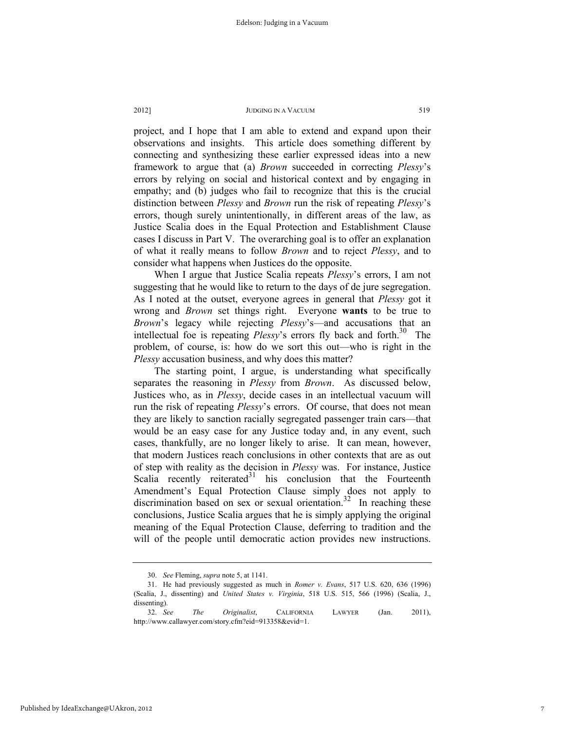project, and I hope that I am able to extend and expand upon their observations and insights. This article does something different by connecting and synthesizing these earlier expressed ideas into a new framework to argue that (a) *Brown* succeeded in correcting *Plessy*'s errors by relying on social and historical context and by engaging in empathy; and (b) judges who fail to recognize that this is the crucial distinction between *Plessy* and *Brown* run the risk of repeating *Plessy*'s errors, though surely unintentionally, in different areas of the law, as Justice Scalia does in the Equal Protection and Establishment Clause cases I discuss in Part V. The overarching goal is to offer an explanation of what it really means to follow *Brown* and to reject *Plessy*, and to consider what happens when Justices do the opposite.

When I argue that Justice Scalia repeats *Plessy*'s errors, I am not suggesting that he would like to return to the days of de jure segregation. As I noted at the outset, everyone agrees in general that *Plessy* got it wrong and *Brown* set things right. Everyone **wants** to be true to *Brown*'s legacy while rejecting *Plessy*'s—and accusations that an intellectual foe is repeating *Plessy*'s errors fly back and forth.[30] The problem, of course, is: how do we sort this out—who is right in the *Plessy* accusation business, and why does this matter?

The starting point, I argue, is understanding what specifically separates the reasoning in *Plessy* from *Brown*. As discussed below, Justices who, as in *Plessy*, decide cases in an intellectual vacuum will run the risk of repeating *Plessy*'s errors. Of course, that does not mean they are likely to sanction racially segregated passenger train cars—that would be an easy case for any Justice today and, in any event, such cases, thankfully, are no longer likely to arise. It can mean, however, that modern Justices reach conclusions in other contexts that are as out of step with reality as the decision in *Plessy* was. For instance, Justice Scalia recently reiterated[31] his conclusion that the Fourteenth Amendment's Equal Protection Clause simply does not apply to discrimination based on sex or sexual orientation.[32] In reaching these conclusions, Justice Scalia argues that he is simply applying the original meaning of the Equal Protection Clause, deferring to tradition and the will of the people until democratic action provides new instructions.

30. *See* Fleming, *supra* note 5, at 1141.

31. He had previously suggested as much in *Romer v. Evans*, 517 U.S. 620, 636 (1996) (Scalia, J., dissenting) and *United States v. Virginia*, 518 U.S. 515, 566 (1996) (Scalia, J., dissenting).

32. *See The Originalist*, CALIFORNIA LAWYER (Jan. 2011), http://www.callawyer.com/story.cfm?eid=913358&evid=1.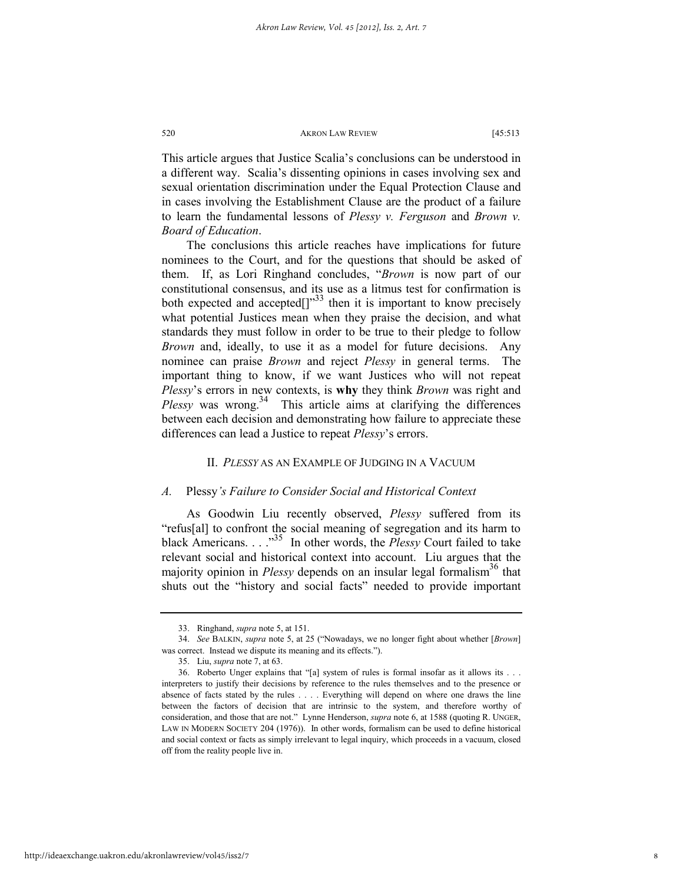This article argues that Justice Scalia's conclusions can be understood in a different way. Scalia's dissenting opinions in cases involving sex and sexual orientation discrimination under the Equal Protection Clause and in cases involving the Establishment Clause are the product of a failure to learn the fundamental lessons of *Plessy v. Ferguson* and *Brown v. Board of Education*.

The conclusions this article reaches have implications for future nominees to the Court, and for the questions that should be asked of them. If, as Lori Ringhand concludes, "*Brown* is now part of our constitutional consensus, and its use as a litmus test for confirmation is both expected and accepted[]"[33] then it is important to know precisely what potential Justices mean when they praise the decision, and what standards they must follow in order to be true to their pledge to follow *Brown* and, ideally, to use it as a model for future decisions. Any nominee can praise *Brown* and reject *Plessy* in general terms. The important thing to know, if we want Justices who will not repeat *Plessy*'s errors in new contexts, is **why** they think *Brown* was right and *Plessy* was wrong.[34] This article aims at clarifying the differences between each decision and demonstrating how failure to appreciate these differences can lead a Justice to repeat *Plessy*'s errors.

## II. *PLESSY* AS AN EXAMPLE OF JUDGING IN A VACUUM

### *A.* Plessy*'s Failure to Consider Social and Historical Context*

As Goodwin Liu recently observed, *Plessy* suffered from its "refus[al] to confront the social meaning of segregation and its harm to black Americans. . . ."[35] In other words, the *Plessy* Court failed to take relevant social and historical context into account. Liu argues that the majority opinion in *Plessy* depends on an insular legal formalism[36] that shuts out the "history and social facts" needed to provide important

---

33. Ringhand, *supra* note 5, at 151.

34. *See* BALKIN, *supra* note 5, at 25 ("Nowadays, we no longer fight about whether [*Brown*] was correct. Instead we dispute its meaning and its effects.").

35. Liu, *supra* note 7, at 63.

36. Roberto Unger explains that "[a] system of rules is formal insofar as it allows its . . . interpreters to justify their decisions by reference to the rules themselves and to the presence or absence of facts stated by the rules . . . . Everything will depend on where one draws the line between the factors of decision that are intrinsic to the system, and therefore worthy of consideration, and those that are not." Lynne Henderson, *supra* note 6, at 1588 (quoting R. UNGER, LAW IN MODERN SOCIETY 204 (1976)). In other words, formalism can be used to define historical and social context or facts as simply irrelevant to legal inquiry, which proceeds in a vacuum, closed off from the reality people live in.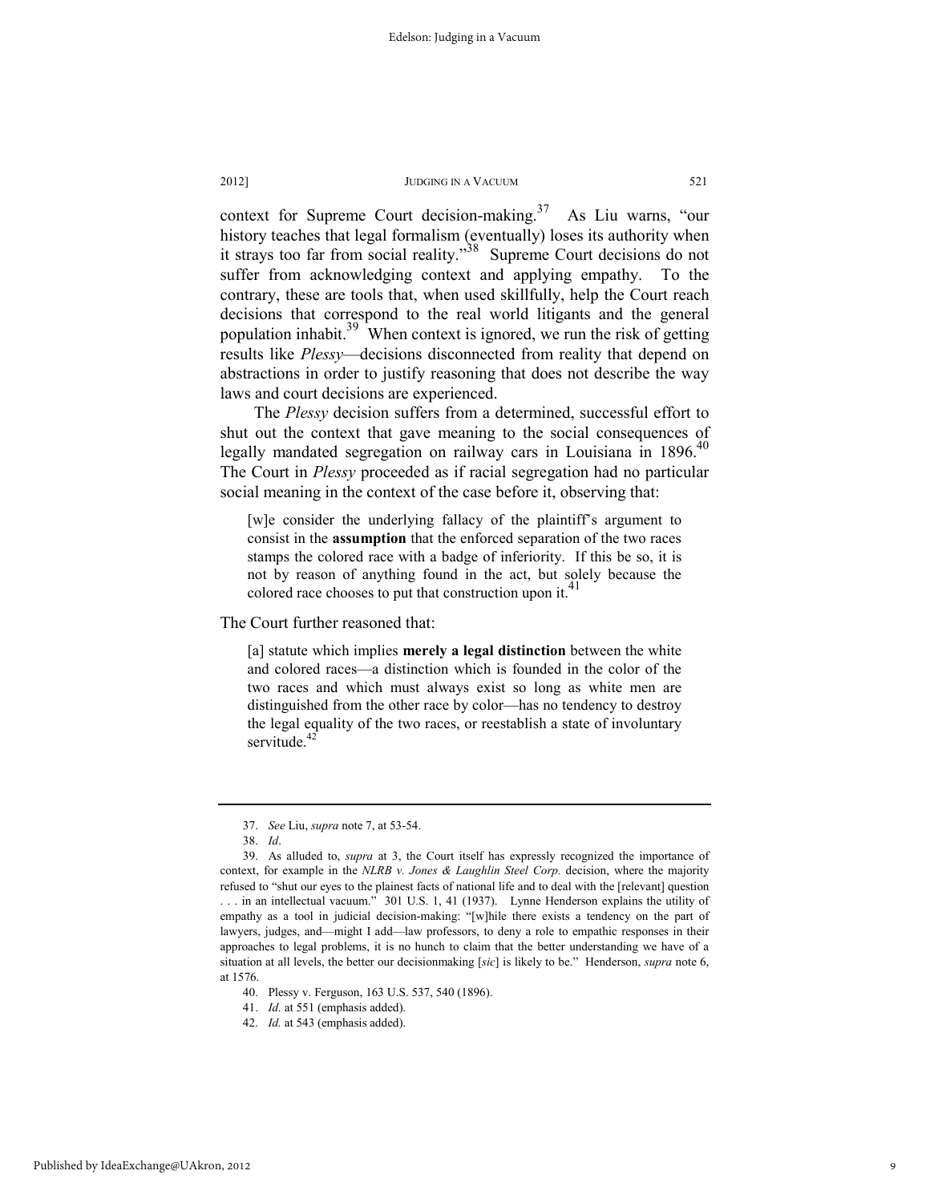context for Supreme Court decision-making.[37] As Liu warns, "our history teaches that legal formalism (eventually) loses its authority when it strays too far from social reality."[38] Supreme Court decisions do not suffer from acknowledging context and applying empathy. To the contrary, these are tools that, when used skillfully, help the Court reach decisions that correspond to the real world litigants and the general population inhabit.[39] When context is ignored, we run the risk of getting results like *Plessy*—decisions disconnected from reality that depend on abstractions in order to justify reasoning that does not describe the way laws and court decisions are experienced.

The *Plessy* decision suffers from a determined, successful effort to shut out the context that gave meaning to the social consequences of legally mandated segregation on railway cars in Louisiana in 1896.[40] The Court in *Plessy* proceeded as if racial segregation had no particular social meaning in the context of the case before it, observing that:

> [w]e consider the underlying fallacy of the plaintiff's argument to consist in the **assumption** that the enforced separation of the two races stamps the colored race with a badge of inferiority. If this be so, it is not by reason of anything found in the act, but solely because the colored race chooses to put that construction upon it.[41]

The Court further reasoned that:

> [a] statute which implies **merely a legal distinction** between the white and colored races—a distinction which is founded in the color of the two races and which must always exist so long as white men are distinguished from the other race by color—has no tendency to destroy the legal equality of the two races, or reestablish a state of involuntary servitude.[42]

---

37. *See* Liu, *supra* note 7, at 53-54.

38. *Id*.

39. As alluded to, *supra* at 3, the Court itself has expressly recognized the importance of context, for example in the *NLRB v. Jones & Laughlin Steel Corp.* decision, where the majority refused to "shut our eyes to the plainest facts of national life and to deal with the [relevant] question . . . in an intellectual vacuum." 301 U.S. 1, 41 (1937). Lynne Henderson explains the utility of empathy as a tool in judicial decision-making: "[w]hile there exists a tendency on the part of lawyers, judges, and—might I add—law professors, to deny a role to empathic responses in their approaches to legal problems, it is no hunch to claim that the better understanding we have of a situation at all levels, the better our decisionmaking [*sic*] is likely to be." Henderson, *supra* note 6, at 1576.

40. Plessy v. Ferguson, 163 U.S. 537, 540 (1896).

41. *Id.* at 551 (emphasis added).

42. *Id.* at 543 (emphasis added).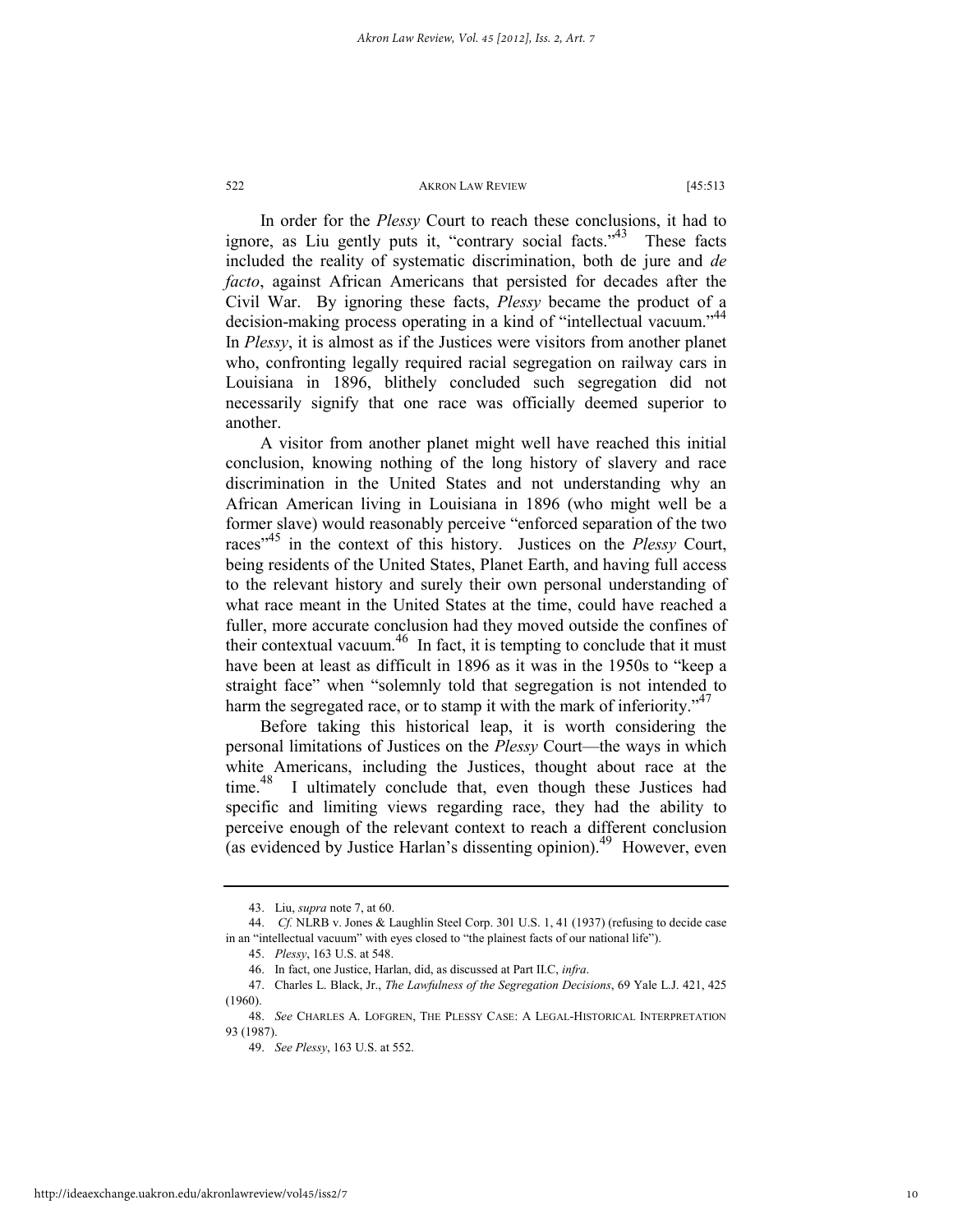In order for the *Plessy* Court to reach these conclusions, it had to ignore, as Liu gently puts it, "contrary social facts."[43] These facts included the reality of systematic discrimination, both de jure and *de facto*, against African Americans that persisted for decades after the Civil War. By ignoring these facts, *Plessy* became the product of a decision-making process operating in a kind of "intellectual vacuum."[44] In *Plessy*, it is almost as if the Justices were visitors from another planet who, confronting legally required racial segregation on railway cars in Louisiana in 1896, blithely concluded such segregation did not necessarily signify that one race was officially deemed superior to another.

A visitor from another planet might well have reached this initial conclusion, knowing nothing of the long history of slavery and race discrimination in the United States and not understanding why an African American living in Louisiana in 1896 (who might well be a former slave) would reasonably perceive "enforced separation of the two races"[45] in the context of this history. Justices on the *Plessy* Court, being residents of the United States, Planet Earth, and having full access to the relevant history and surely their own personal understanding of what race meant in the United States at the time, could have reached a fuller, more accurate conclusion had they moved outside the confines of their contextual vacuum.[46] In fact, it is tempting to conclude that it must have been at least as difficult in 1896 as it was in the 1950s to "keep a straight face" when "solemnly told that segregation is not intended to harm the segregated race, or to stamp it with the mark of inferiority."[47]

Before taking this historical leap, it is worth considering the personal limitations of Justices on the *Plessy* Court—the ways in which white Americans, including the Justices, thought about race at the time.[48] I ultimately conclude that, even though these Justices had specific and limiting views regarding race, they had the ability to perceive enough of the relevant context to reach a different conclusion (as evidenced by Justice Harlan's dissenting opinion).[49] However, even

---

43. Liu, *supra* note 7, at 60.

44. *Cf.* NLRB v. Jones & Laughlin Steel Corp. 301 U.S. 1, 41 (1937) (refusing to decide case in an "intellectual vacuum" with eyes closed to "the plainest facts of our national life").

45. *Plessy*, 163 U.S. at 548.

46. In fact, one Justice, Harlan, did, as discussed at Part II.C, *infra*.

47. Charles L. Black, Jr., *The Lawfulness of the Segregation Decisions*, 69 Yale L.J. 421, 425 (1960).

48. *See* CHARLES A. LOFGREN, THE PLESSY CASE: A LEGAL-HISTORICAL INTERPRETATION 93 (1987).

49. *See Plessy*, 163 U.S. at 552.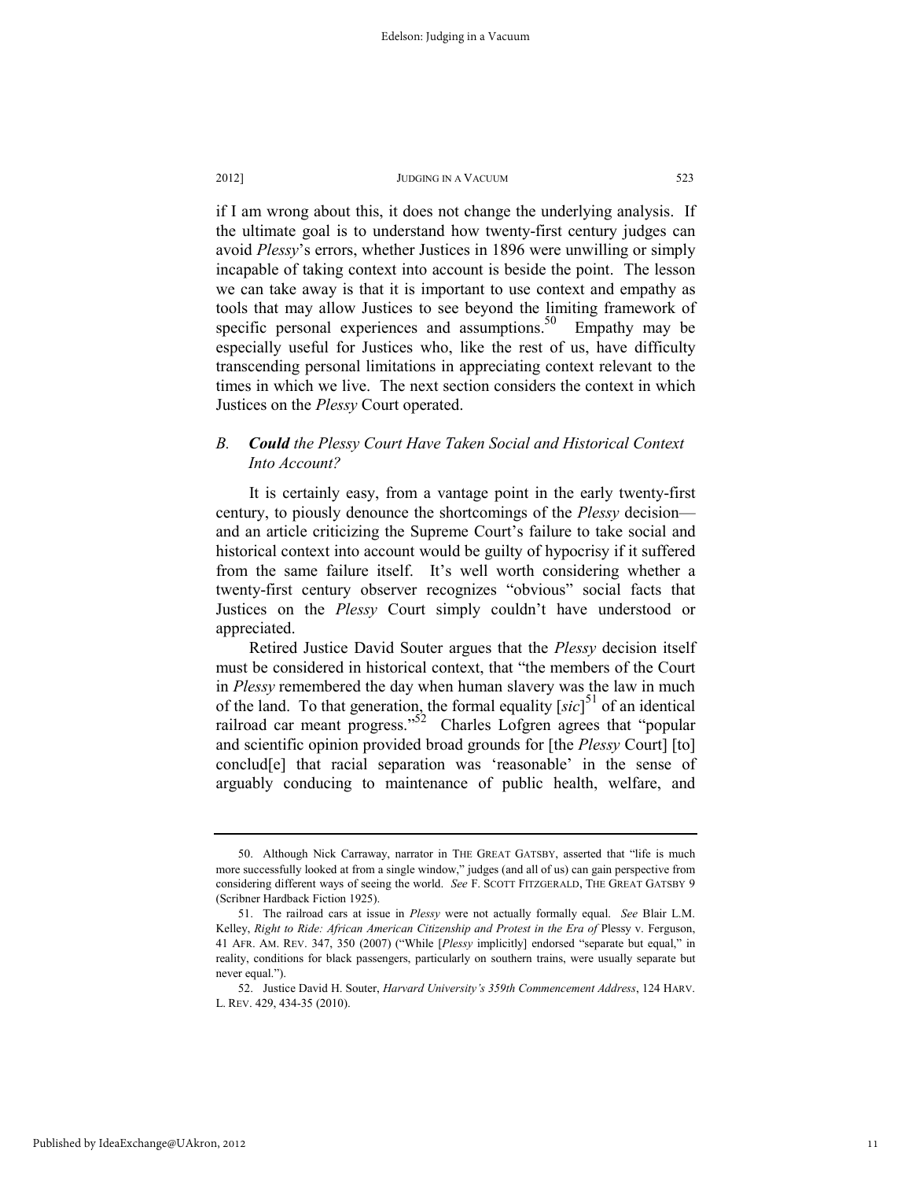if I am wrong about this, it does not change the underlying analysis. If the ultimate goal is to understand how twenty-first century judges can avoid *Plessy*'s errors, whether Justices in 1896 were unwilling or simply incapable of taking context into account is beside the point. The lesson we can take away is that it is important to use context and empathy as tools that may allow Justices to see beyond the limiting framework of specific personal experiences and assumptions.[50] Empathy may be especially useful for Justices who, like the rest of us, have difficulty transcending personal limitations in appreciating context relevant to the times in which we live. The next section considers the context in which Justices on the *Plessy* Court operated.

### *B. **Could** the Plessy Court Have Taken Social and Historical Context Into Account?*

It is certainly easy, from a vantage point in the early twenty-first century, to piously denounce the shortcomings of the *Plessy* decision—and an article criticizing the Supreme Court's failure to take social and historical context into account would be guilty of hypocrisy if it suffered from the same failure itself. It's well worth considering whether a twenty-first century observer recognizes "obvious" social facts that Justices on the *Plessy* Court simply couldn't have understood or appreciated.

Retired Justice David Souter argues that the *Plessy* decision itself must be considered in historical context, that "the members of the Court in *Plessy* remembered the day when human slavery was the law in much of the land. To that generation, the formal equality [*sic*][51] of an identical railroad car meant progress."[52] Charles Lofgren agrees that "popular and scientific opinion provided broad grounds for [the *Plessy* Court] [to] conclud[e] that racial separation was 'reasonable' in the sense of arguably conducing to maintenance of public health, welfare, and

---

50. Although Nick Carraway, narrator in THE GREAT GATSBY, asserted that "life is much more successfully looked at from a single window," judges (and all of us) can gain perspective from considering different ways of seeing the world. *See* F. SCOTT FITZGERALD, THE GREAT GATSBY 9 (Scribner Hardback Fiction 1925).

51. The railroad cars at issue in *Plessy* were not actually formally equal. *See* Blair L.M. Kelley, *Right to Ride: African American Citizenship and Protest in the Era of* Plessy v. Ferguson, 41 AFR. AM. REV. 347, 350 (2007) ("While [*Plessy* implicitly] endorsed "separate but equal," in reality, conditions for black passengers, particularly on southern trains, were usually separate but never equal.").

52. Justice David H. Souter, *Harvard University's 359th Commencement Address*, 124 HARV. L. REV. 429, 434-35 (2010).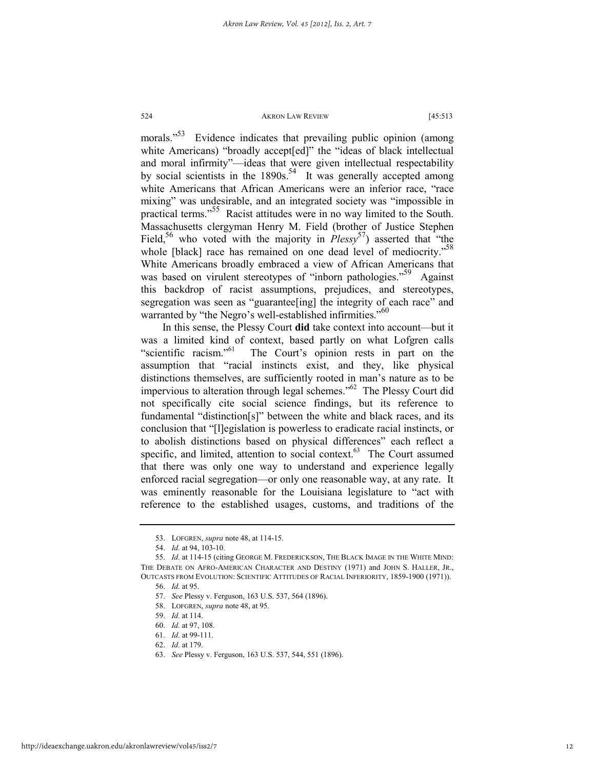morals."[53] Evidence indicates that prevailing public opinion (among white Americans) "broadly accept[ed]" the "ideas of black intellectual and moral infirmity"—ideas that were given intellectual respectability by social scientists in the 1890s.[54] It was generally accepted among white Americans that African Americans were an inferior race, "race mixing" was undesirable, and an integrated society was "impossible in practical terms."[55] Racist attitudes were in no way limited to the South. Massachusetts clergyman Henry M. Field (brother of Justice Stephen Field,[56] who voted with the majority in *Plessy*[57]) asserted that "the whole [black] race has remained on one dead level of mediocrity."[58] White Americans broadly embraced a view of African Americans that was based on virulent stereotypes of "inborn pathologies."[59] Against this backdrop of racist assumptions, prejudices, and stereotypes, segregation was seen as "guarantee[ing] the integrity of each race" and warranted by "the Negro's well-established infirmities."[60]

In this sense, the Plessy Court **did** take context into account—but it was a limited kind of context, based partly on what Lofgren calls "scientific racism."[61] The Court's opinion rests in part on the assumption that "racial instincts exist, and they, like physical distinctions themselves, are sufficiently rooted in man's nature as to be impervious to alteration through legal schemes."[62] The Plessy Court did not specifically cite social science findings, but its reference to fundamental "distinction[s]" between the white and black races, and its conclusion that "[l]egislation is powerless to eradicate racial instincts, or to abolish distinctions based on physical differences" each reflect a specific, and limited, attention to social context.[63] The Court assumed that there was only one way to understand and experience legally enforced racial segregation—or only one reasonable way, at any rate. It was eminently reasonable for the Louisiana legislature to "act with reference to the established usages, customs, and traditions of the

---

53. LOFGREN, *supra* note 48, at 114-15.

54. *Id.* at 94, 103-10.

55. *Id.* at 114-15 (citing GEORGE M. FREDERICKSON, THE BLACK IMAGE IN THE WHITE MIND: THE DEBATE ON AFRO-AMERICAN CHARACTER AND DESTINY (1971) and JOHN S. HALLER, JR., OUTCASTS FROM EVOLUTION: SCIENTIFIC ATTITUDES OF RACIAL INFERIORITY, 1859-1900 (1971)).

56. *Id.* at 95.

57. *See* Plessy v. Ferguson, 163 U.S. 537, 564 (1896).

58. LOFGREN, *supra* note 48, at 95.

59. *Id.* at 114.

60. *Id.* at 97, 108.

61. *Id.* at 99-111.

62. *Id.* at 179.

63. *See* Plessy v. Ferguson, 163 U.S. 537, 544, 551 (1896).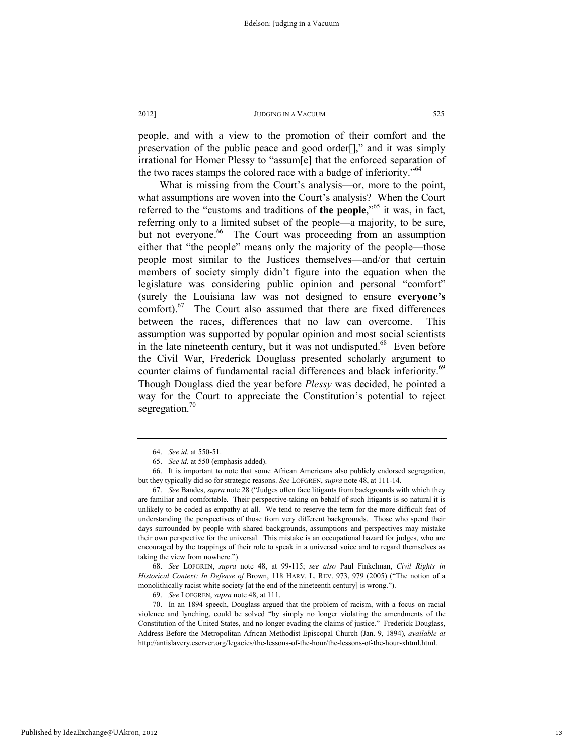people, and with a view to the promotion of their comfort and the preservation of the public peace and good order[]," and it was simply irrational for Homer Plessy to "assum[e] that the enforced separation of the two races stamps the colored race with a badge of inferiority."[64]

What is missing from the Court's analysis—or, more to the point, what assumptions are woven into the Court's analysis? When the Court referred to the "customs and traditions of **the people**,"[65] it was, in fact, referring only to a limited subset of the people—a majority, to be sure, but not everyone.[66] The Court was proceeding from an assumption either that "the people" means only the majority of the people—those people most similar to the Justices themselves—and/or that certain members of society simply didn't figure into the equation when the legislature was considering public opinion and personal "comfort" (surely the Louisiana law was not designed to ensure **everyone's** comfort).[67] The Court also assumed that there are fixed differences between the races, differences that no law can overcome. This assumption was supported by popular opinion and most social scientists in the late nineteenth century, but it was not undisputed.[68] Even before the Civil War, Frederick Douglass presented scholarly argument to counter claims of fundamental racial differences and black inferiority.[69] Though Douglass died the year before *Plessy* was decided, he pointed a way for the Court to appreciate the Constitution's potential to reject segregation.[70]

---

64. *See id.* at 550-51.

65. *See id.* at 550 (emphasis added).

66. It is important to note that some African Americans also publicly endorsed segregation, but they typically did so for strategic reasons. *See* LOFGREN, *supra* note 48, at 111-14.

67. *See* Bandes, *supra* note 28 ("Judges often face litigants from backgrounds with which they are familiar and comfortable. Their perspective-taking on behalf of such litigants is so natural it is unlikely to be coded as empathy at all. We tend to reserve the term for the more difficult feat of understanding the perspectives of those from very different backgrounds. Those who spend their days surrounded by people with shared backgrounds, assumptions and perspectives may mistake their own perspective for the universal. This mistake is an occupational hazard for judges, who are encouraged by the trappings of their role to speak in a universal voice and to regard themselves as taking the view from nowhere.").

68. *See* LOFGREN, *supra* note 48, at 99-115; *see also* Paul Finkelman, *Civil Rights in Historical Context: In Defense of* Brown, 118 HARV. L. REV. 973, 979 (2005) ("The notion of a monolithically racist white society [at the end of the nineteenth century] is wrong.").

69. *See* LOFGREN, *supra* note 48, at 111.

70. In an 1894 speech, Douglass argued that the problem of racism, with a focus on racial violence and lynching, could be solved "by simply no longer violating the amendments of the Constitution of the United States, and no longer evading the claims of justice." Frederick Douglass, Address Before the Metropolitan African Methodist Episcopal Church (Jan. 9, 1894), *available at* http://antislavery.eserver.org/legacies/the-lessons-of-the-hour/the-lessons-of-the-hour-xhtml.html.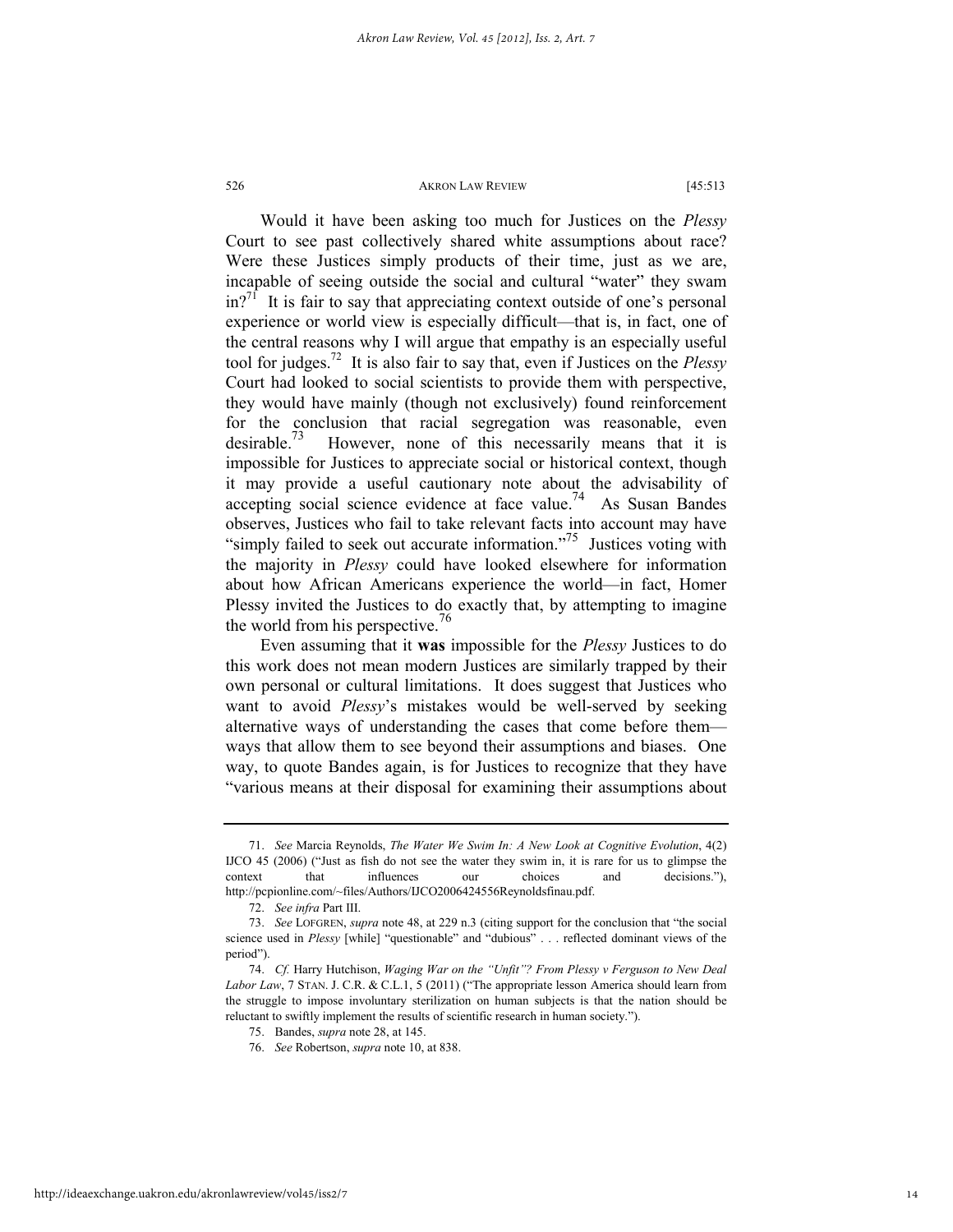Would it have been asking too much for Justices on the *Plessy* Court to see past collectively shared white assumptions about race? Were these Justices simply products of their time, just as we are, incapable of seeing outside the social and cultural "water" they swam in?[71] It is fair to say that appreciating context outside of one's personal experience or world view is especially difficult—that is, in fact, one of the central reasons why I will argue that empathy is an especially useful tool for judges.[72] It is also fair to say that, even if Justices on the *Plessy* Court had looked to social scientists to provide them with perspective, they would have mainly (though not exclusively) found reinforcement for the conclusion that racial segregation was reasonable, even desirable.[73] However, none of this necessarily means that it is impossible for Justices to appreciate social or historical context, though it may provide a useful cautionary note about the advisability of accepting social science evidence at face value.[74] As Susan Bandes observes, Justices who fail to take relevant facts into account may have "simply failed to seek out accurate information."[75] Justices voting with the majority in *Plessy* could have looked elsewhere for information about how African Americans experience the world—in fact, Homer Plessy invited the Justices to do exactly that, by attempting to imagine the world from his perspective.[76]

Even assuming that it **was** impossible for the *Plessy* Justices to do this work does not mean modern Justices are similarly trapped by their own personal or cultural limitations. It does suggest that Justices who want to avoid *Plessy*'s mistakes would be well-served by seeking alternative ways of understanding the cases that come before them—ways that allow them to see beyond their assumptions and biases. One way, to quote Bandes again, is for Justices to recognize that they have "various means at their disposal for examining their assumptions about

---

71. *See* Marcia Reynolds, *The Water We Swim In: A New Look at Cognitive Evolution*, 4(2) IJCO 45 (2006) ("Just as fish do not see the water they swim in, it is rare for us to glimpse the context that influences our choices and decisions."), http://pcpionline.com/~files/Authors/IJCO2006424556Reynoldsfinau.pdf.

72. *See infra* Part III.

73. *See* LOFGREN, *supra* note 48, at 229 n.3 (citing support for the conclusion that "the social science used in *Plessy* [while] "questionable" and "dubious" . . . reflected dominant views of the period").

74. *Cf.* Harry Hutchison, *Waging War on the "Unfit"? From Plessy v Ferguson to New Deal Labor Law*, 7 STAN. J. C.R. & C.L.1, 5 (2011) ("The appropriate lesson America should learn from the struggle to impose involuntary sterilization on human subjects is that the nation should be reluctant to swiftly implement the results of scientific research in human society.").

75. Bandes, *supra* note 28, at 145.

76. *See* Robertson, *supra* note 10, at 838.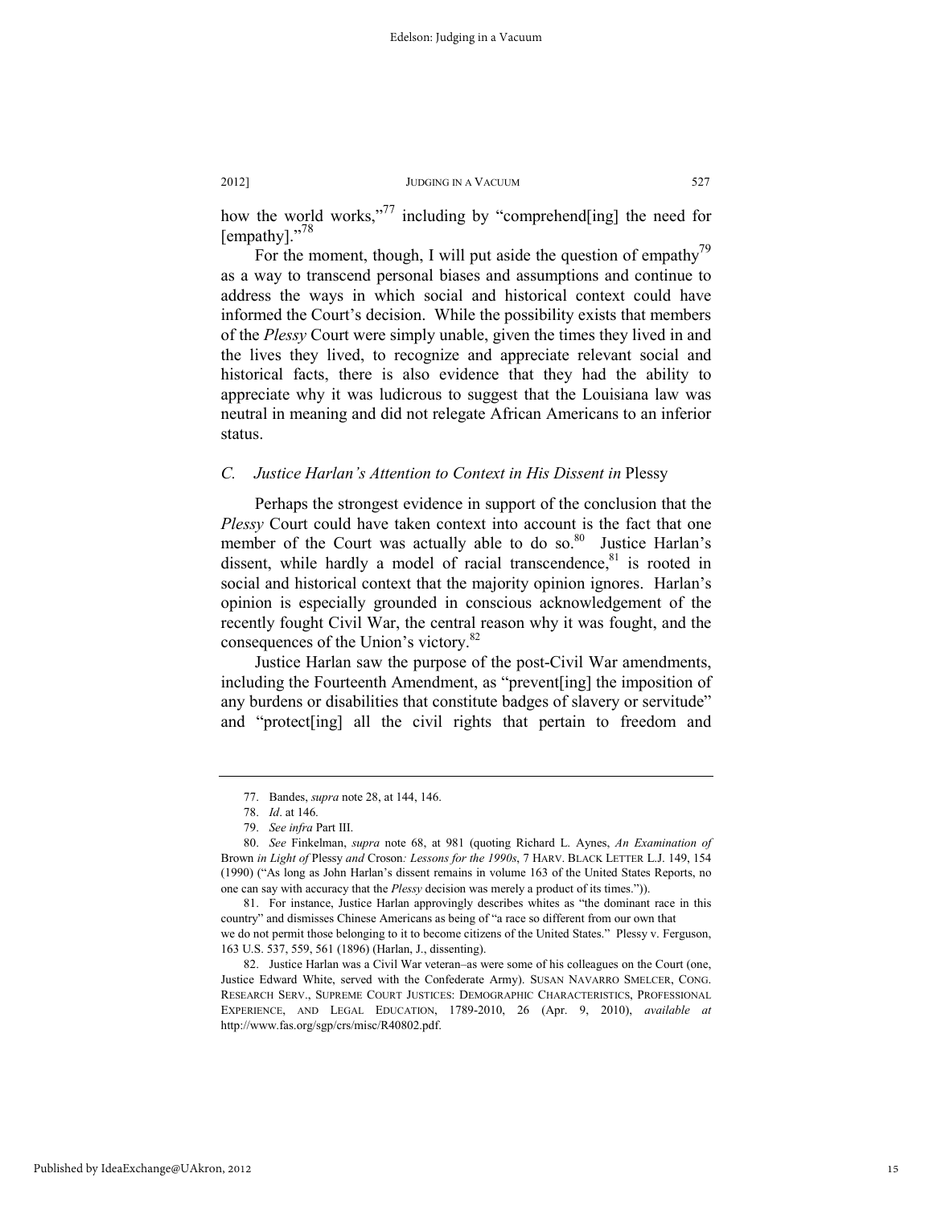how the world works,"[77] including by "comprehend[ing] the need for [empathy]."[78]

For the moment, though, I will put aside the question of empathy[79] as a way to transcend personal biases and assumptions and continue to address the ways in which social and historical context could have informed the Court's decision. While the possibility exists that members of the *Plessy* Court were simply unable, given the times they lived in and the lives they lived, to recognize and appreciate relevant social and historical facts, there is also evidence that they had the ability to appreciate why it was ludicrous to suggest that the Louisiana law was neutral in meaning and did not relegate African Americans to an inferior status.

### *C. Justice Harlan's Attention to Context in His Dissent in* Plessy

Perhaps the strongest evidence in support of the conclusion that the *Plessy* Court could have taken context into account is the fact that one member of the Court was actually able to do so.[80] Justice Harlan's dissent, while hardly a model of racial transcendence,[81] is rooted in social and historical context that the majority opinion ignores. Harlan's opinion is especially grounded in conscious acknowledgement of the recently fought Civil War, the central reason why it was fought, and the consequences of the Union's victory.[82]

Justice Harlan saw the purpose of the post-Civil War amendments, including the Fourteenth Amendment, as "prevent[ing] the imposition of any burdens or disabilities that constitute badges of slavery or servitude" and "protect[ing] all the civil rights that pertain to freedom and

---

77. Bandes, *supra* note 28, at 144, 146.

78. *Id*. at 146.

79. *See infra* Part III.

80. *See* Finkelman, *supra* note 68, at 981 (quoting Richard L. Aynes, *An Examination of* Brown *in Light of* Plessy *and* Croson*: Lessons for the 1990s*, 7 HARV. BLACK LETTER L.J. 149, 154 (1990) ("As long as John Harlan's dissent remains in volume 163 of the United States Reports, no one can say with accuracy that the *Plessy* decision was merely a product of its times.")).

81. For instance, Justice Harlan approvingly describes whites as "the dominant race in this country" and dismisses Chinese Americans as being of "a race so different from our own that we do not permit those belonging to it to become citizens of the United States." Plessy v. Ferguson, 163 U.S. 537, 559, 561 (1896) (Harlan, J., dissenting).

82. Justice Harlan was a Civil War veteran–as were some of his colleagues on the Court (one, Justice Edward White, served with the Confederate Army). SUSAN NAVARRO SMELCER, CONG. RESEARCH SERV., SUPREME COURT JUSTICES: DEMOGRAPHIC CHARACTERISTICS, PROFESSIONAL EXPERIENCE, AND LEGAL EDUCATION, 1789-2010, 26 (Apr. 9, 2010), *available at* http://www.fas.org/sgp/crs/misc/R40802.pdf.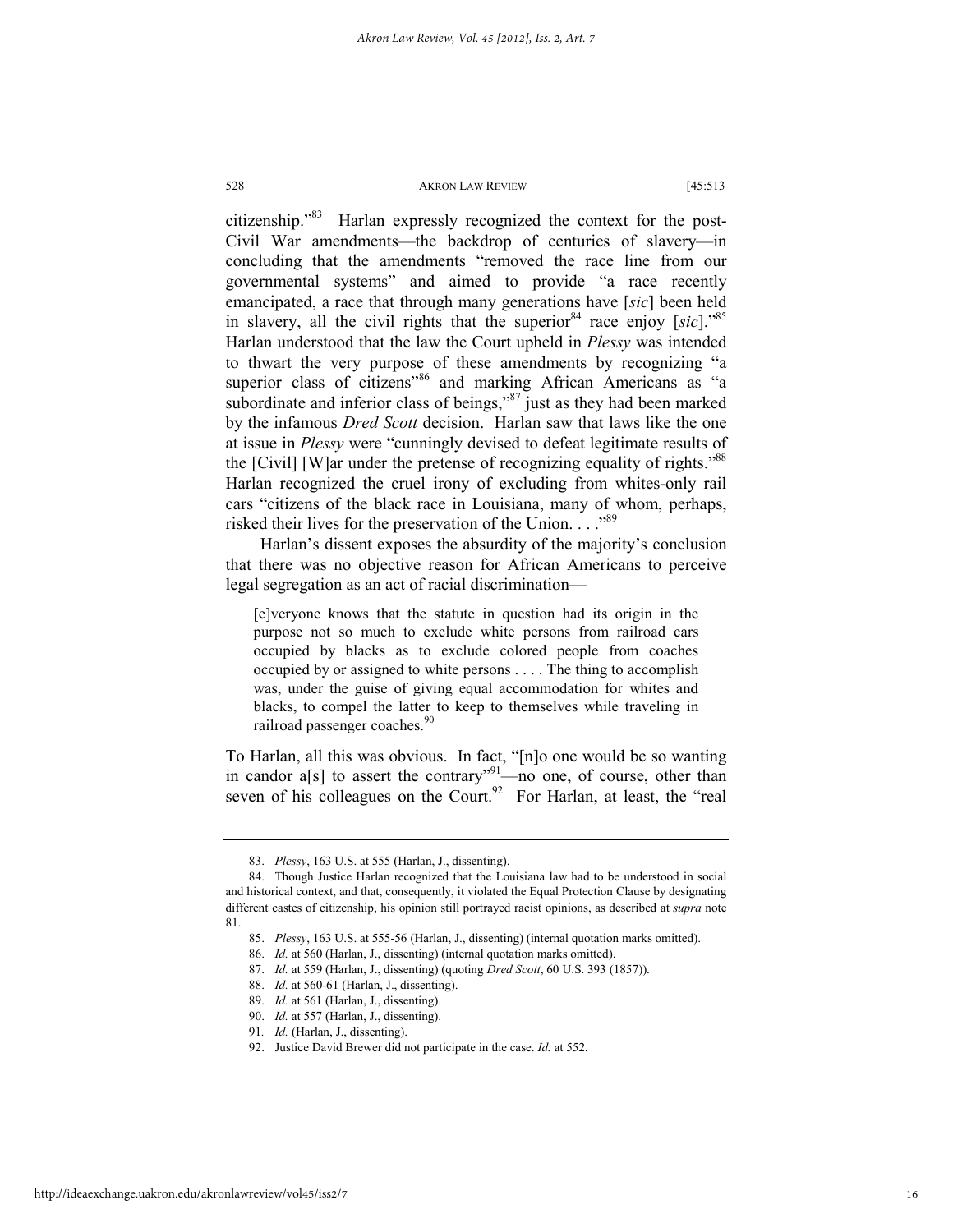citizenship."[83] Harlan expressly recognized the context for the post-Civil War amendments—the backdrop of centuries of slavery—in concluding that the amendments "removed the race line from our governmental systems" and aimed to provide "a race recently emancipated, a race that through many generations have [*sic*] been held in slavery, all the civil rights that the superior[84] race enjoy [*sic*]."[85] Harlan understood that the law the Court upheld in *Plessy* was intended to thwart the very purpose of these amendments by recognizing "a superior class of citizens"[86] and marking African Americans as "a subordinate and inferior class of beings,"[87] just as they had been marked by the infamous *Dred Scott* decision. Harlan saw that laws like the one at issue in *Plessy* were "cunningly devised to defeat legitimate results of the [Civil] [W]ar under the pretense of recognizing equality of rights."[88] Harlan recognized the cruel irony of excluding from whites-only rail cars "citizens of the black race in Louisiana, many of whom, perhaps, risked their lives for the preservation of the Union. . . ."[89]

Harlan's dissent exposes the absurdity of the majority's conclusion that there was no objective reason for African Americans to perceive legal segregation as an act of racial discrimination—

> [e]veryone knows that the statute in question had its origin in the purpose not so much to exclude white persons from railroad cars occupied by blacks as to exclude colored people from coaches occupied by or assigned to white persons . . . . The thing to accomplish was, under the guise of giving equal accommodation for whites and blacks, to compel the latter to keep to themselves while traveling in railroad passenger coaches.[90]

To Harlan, all this was obvious. In fact, "[n]o one would be so wanting in candor a[s] to assert the contrary"[91]—no one, of course, other than seven of his colleagues on the Court.[92] For Harlan, at least, the "real

---

83. *Plessy*, 163 U.S. at 555 (Harlan, J., dissenting).

84. Though Justice Harlan recognized that the Louisiana law had to be understood in social and historical context, and that, consequently, it violated the Equal Protection Clause by designating different castes of citizenship, his opinion still portrayed racist opinions, as described at *supra* note 81.

85. *Plessy*, 163 U.S. at 555-56 (Harlan, J., dissenting) (internal quotation marks omitted).

86. *Id.* at 560 (Harlan, J., dissenting) (internal quotation marks omitted).

87. *Id.* at 559 (Harlan, J., dissenting) (quoting *Dred Scott*, 60 U.S. 393 (1857)).

88. *Id.* at 560-61 (Harlan, J., dissenting).

89. *Id.* at 561 (Harlan, J., dissenting).

90. *Id.* at 557 (Harlan, J., dissenting).

91. *Id.* (Harlan, J., dissenting).

92. Justice David Brewer did not participate in the case. *Id.* at 552.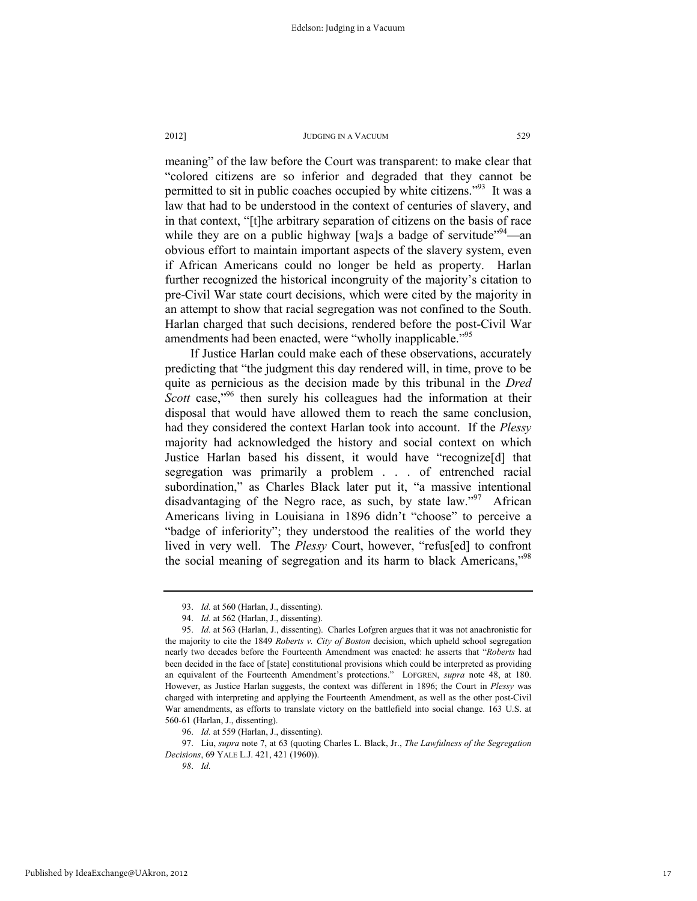meaning" of the law before the Court was transparent: to make clear that "colored citizens are so inferior and degraded that they cannot be permitted to sit in public coaches occupied by white citizens."[93] It was a law that had to be understood in the context of centuries of slavery, and in that context, "[t]he arbitrary separation of citizens on the basis of race while they are on a public highway [wa]s a badge of servitude"[94]—an obvious effort to maintain important aspects of the slavery system, even if African Americans could no longer be held as property. Harlan further recognized the historical incongruity of the majority's citation to pre-Civil War state court decisions, which were cited by the majority in an attempt to show that racial segregation was not confined to the South. Harlan charged that such decisions, rendered before the post-Civil War amendments had been enacted, were "wholly inapplicable."[95]

If Justice Harlan could make each of these observations, accurately predicting that "the judgment this day rendered will, in time, prove to be quite as pernicious as the decision made by this tribunal in the *Dred Scott* case,"[96] then surely his colleagues had the information at their disposal that would have allowed them to reach the same conclusion, had they considered the context Harlan took into account. If the *Plessy* majority had acknowledged the history and social context on which Justice Harlan based his dissent, it would have "recognize[d] that segregation was primarily a problem . . . of entrenched racial subordination," as Charles Black later put it, "a massive intentional disadvantaging of the Negro race, as such, by state law."[97] African Americans living in Louisiana in 1896 didn't "choose" to perceive a "badge of inferiority"; they understood the realities of the world they lived in very well. The *Plessy* Court, however, "refus[ed] to confront the social meaning of segregation and its harm to black Americans,"[98]

---

93. *Id.* at 560 (Harlan, J., dissenting).

94. *Id.* at 562 (Harlan, J., dissenting).

95. *Id.* at 563 (Harlan, J., dissenting). Charles Lofgren argues that it was not anachronistic for the majority to cite the 1849 *Roberts v. City of Boston* decision, which upheld school segregation nearly two decades before the Fourteenth Amendment was enacted: he asserts that "*Roberts* had been decided in the face of [state] constitutional provisions which could be interpreted as providing an equivalent of the Fourteenth Amendment's protections." LOFGREN, *supra* note 48, at 180. However, as Justice Harlan suggests, the context was different in 1896; the Court in *Plessy* was charged with interpreting and applying the Fourteenth Amendment, as well as the other post-Civil War amendments, as efforts to translate victory on the battlefield into social change. 163 U.S. at 560-61 (Harlan, J., dissenting).

96. *Id.* at 559 (Harlan, J., dissenting).

97. Liu, *supra* note 7, at 63 (quoting Charles L. Black, Jr., *The Lawfulness of the Segregation Decisions*, 69 YALE L.J. 421, 421 (1960)).

98. *Id.*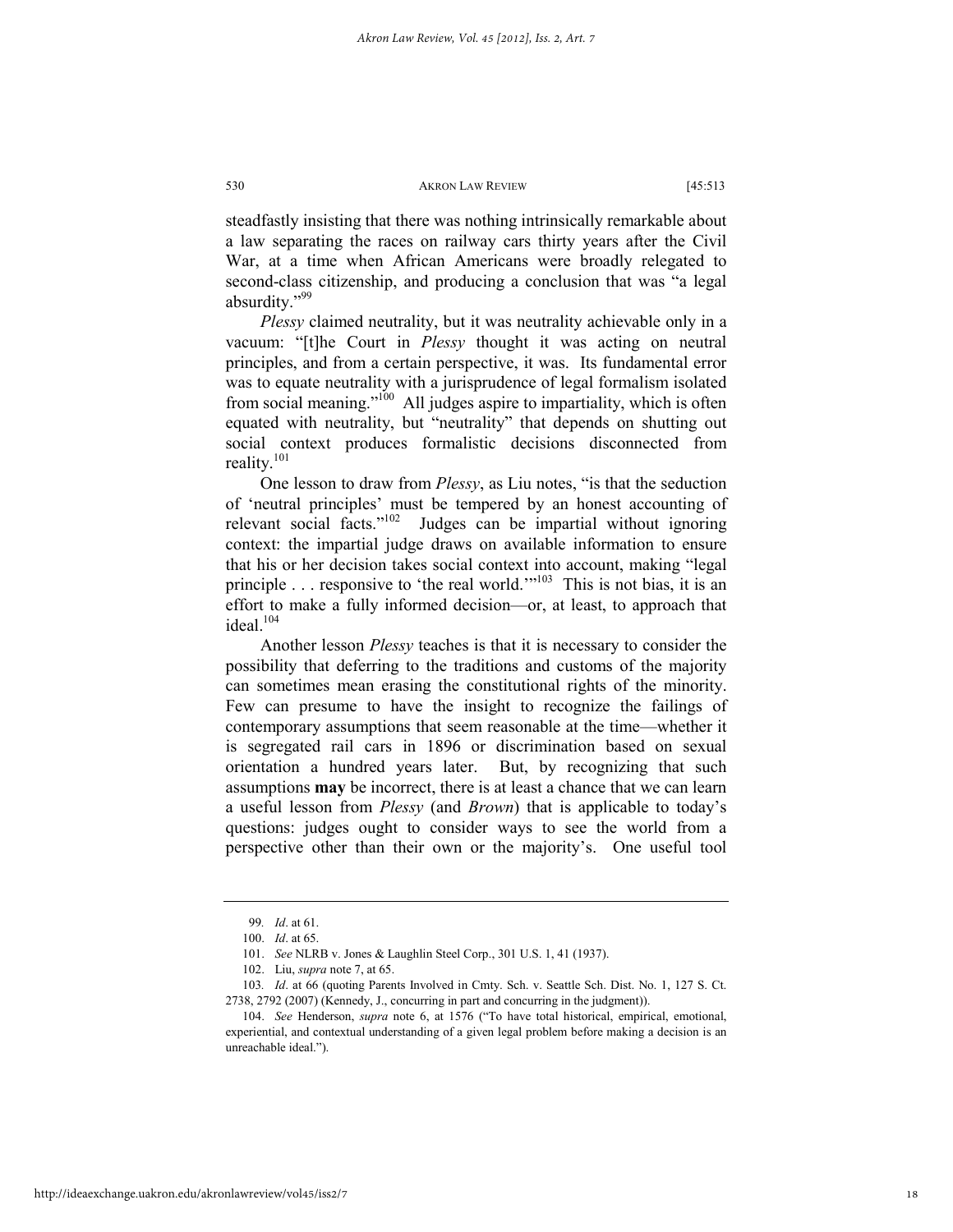steadfastly insisting that there was nothing intrinsically remarkable about a law separating the races on railway cars thirty years after the Civil War, at a time when African Americans were broadly relegated to second-class citizenship, and producing a conclusion that was "a legal absurdity."[99]

*Plessy* claimed neutrality, but it was neutrality achievable only in a vacuum: "[t]he Court in *Plessy* thought it was acting on neutral principles, and from a certain perspective, it was. Its fundamental error was to equate neutrality with a jurisprudence of legal formalism isolated from social meaning."[100] All judges aspire to impartiality, which is often equated with neutrality, but "neutrality" that depends on shutting out social context produces formalistic decisions disconnected from reality.[101]

One lesson to draw from *Plessy*, as Liu notes, "is that the seduction of 'neutral principles' must be tempered by an honest accounting of relevant social facts."[102] Judges can be impartial without ignoring context: the impartial judge draws on available information to ensure that his or her decision takes social context into account, making "legal principle . . . responsive to 'the real world.'"[103] This is not bias, it is an effort to make a fully informed decision—or, at least, to approach that ideal.[104]

Another lesson *Plessy* teaches is that it is necessary to consider the possibility that deferring to the traditions and customs of the majority can sometimes mean erasing the constitutional rights of the minority. Few can presume to have the insight to recognize the failings of contemporary assumptions that seem reasonable at the time—whether it is segregated rail cars in 1896 or discrimination based on sexual orientation a hundred years later. But, by recognizing that such assumptions **may** be incorrect, there is at least a chance that we can learn a useful lesson from *Plessy* (and *Brown*) that is applicable to today's questions: judges ought to consider ways to see the world from a perspective other than their own or the majority's. One useful tool

---

99. *Id*. at 61.

100. *Id*. at 65.

101. *See* NLRB v. Jones & Laughlin Steel Corp., 301 U.S. 1, 41 (1937).

102. Liu, *supra* note 7, at 65.

103. *Id*. at 66 (quoting Parents Involved in Cmty. Sch. v. Seattle Sch. Dist. No. 1, 127 S. Ct. 2738, 2792 (2007) (Kennedy, J., concurring in part and concurring in the judgment)).

104. *See* Henderson, *supra* note 6, at 1576 ("To have total historical, empirical, emotional, experiential, and contextual understanding of a given legal problem before making a decision is an unreachable ideal.").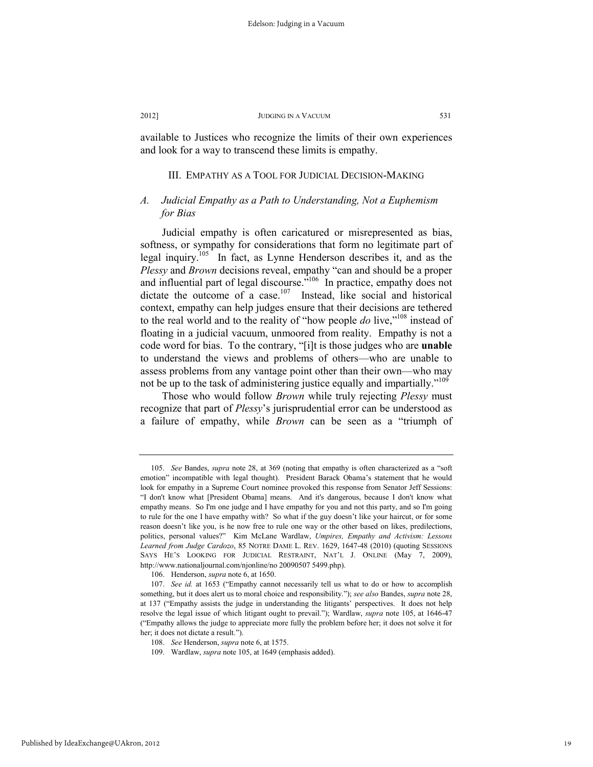available to Justices who recognize the limits of their own experiences and look for a way to transcend these limits is empathy.

## III. Empathy as a Tool for Judicial Decision-Making

### *A. Judicial Empathy as a Path to Understanding, Not a Euphemism for Bias*

Judicial empathy is often caricatured or misrepresented as bias, softness, or sympathy for considerations that form no legitimate part of legal inquiry.[105] In fact, as Lynne Henderson describes it, and as the *Plessy* and *Brown* decisions reveal, empathy "can and should be a proper and influential part of legal discourse."[106] In practice, empathy does not dictate the outcome of a case.[107] Instead, like social and historical context, empathy can help judges ensure that their decisions are tethered to the real world and to the reality of "how people *do* live,"[108] instead of floating in a judicial vacuum, unmoored from reality. Empathy is not a code word for bias. To the contrary, "[i]t is those judges who are **unable** to understand the views and problems of others—who are unable to assess problems from any vantage point other than their own—who may not be up to the task of administering justice equally and impartially."[109]

Those who would follow *Brown* while truly rejecting *Plessy* must recognize that part of *Plessy*'s jurisprudential error can be understood as a failure of empathy, while *Brown* can be seen as a "triumph of

---

105. *See* Bandes, *supra* note 28, at 369 (noting that empathy is often characterized as a "soft emotion" incompatible with legal thought). President Barack Obama's statement that he would look for empathy in a Supreme Court nominee provoked this response from Senator Jeff Sessions: "I don't know what [President Obama] means. And it's dangerous, because I don't know what empathy means. So I'm one judge and I have empathy for you and not this party, and so I'm going to rule for the one I have empathy with? So what if the guy doesn't like your haircut, or for some reason doesn't like you, is he now free to rule one way or the other based on likes, predilections, politics, personal values?" Kim McLane Wardlaw, *Umpires, Empathy and Activism: Lessons Learned from Judge Cardozo*, 85 NOTRE DAME L. REV. 1629, 1647-48 (2010) (quoting SESSIONS SAYS HE'S LOOKING FOR JUDICIAL RESTRAINT, NAT'L J. ONLINE (May 7, 2009), http://www.nationaljournal.com/njonline/no 20090507 5499.php).

106. Henderson, *supra* note 6, at 1650.

107. *See id.* at 1653 ("Empathy cannot necessarily tell us what to do or how to accomplish something, but it does alert us to moral choice and responsibility."); *see also* Bandes, *supra* note 28, at 137 ("Empathy assists the judge in understanding the litigants' perspectives. It does not help resolve the legal issue of which litigant ought to prevail."); Wardlaw, *supra* note 105, at 1646-47 ("Empathy allows the judge to appreciate more fully the problem before her; it does not solve it for her; it does not dictate a result.").

108. *See* Henderson, *supra* note 6, at 1575.

109. Wardlaw, *supra* note 105, at 1649 (emphasis added).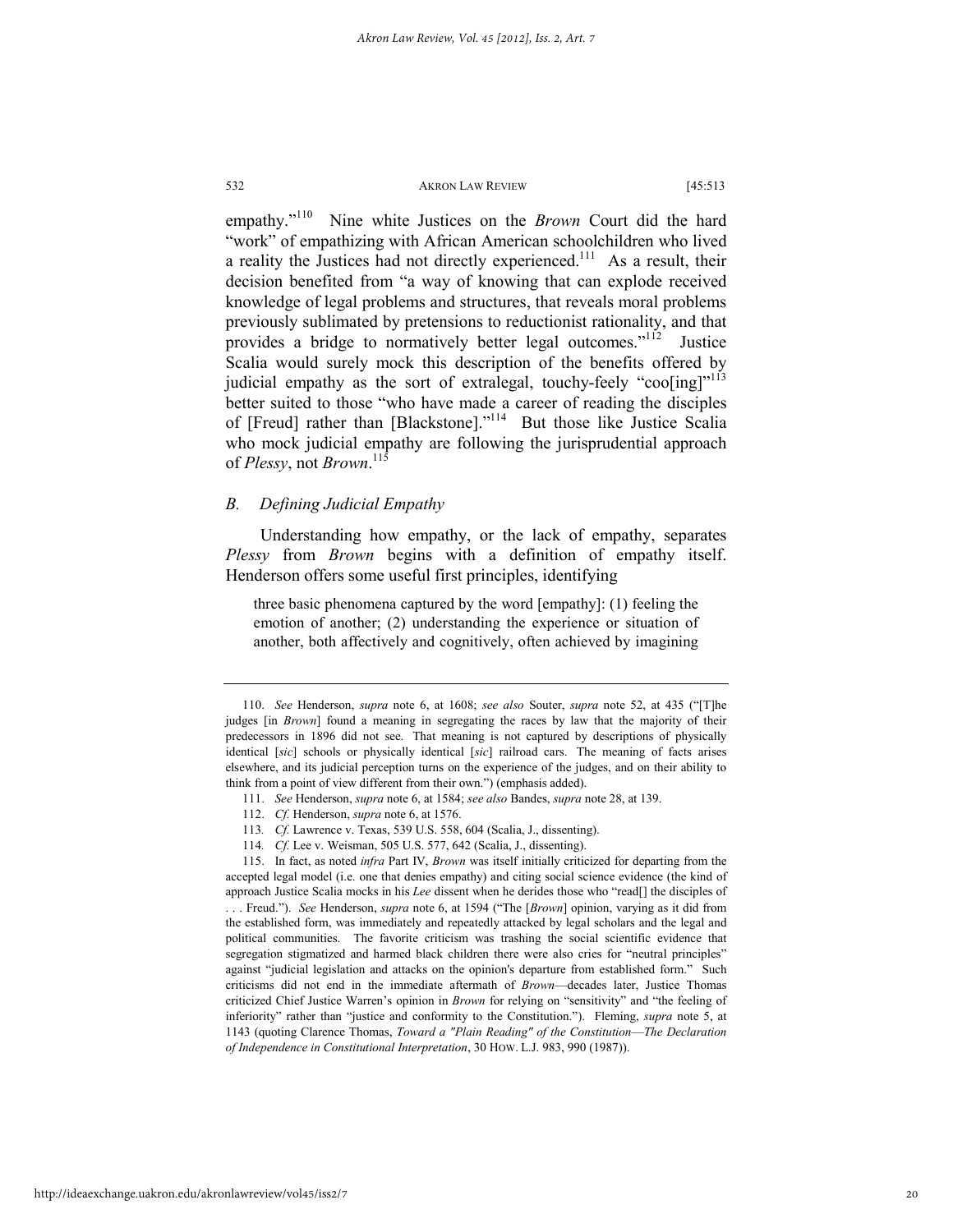empathy."[110] Nine white Justices on the *Brown* Court did the hard "work" of empathizing with African American schoolchildren who lived a reality the Justices had not directly experienced.[111] As a result, their decision benefited from "a way of knowing that can explode received knowledge of legal problems and structures, that reveals moral problems previously sublimated by pretensions to reductionist rationality, and that provides a bridge to normatively better legal outcomes."[112] Justice Scalia would surely mock this description of the benefits offered by judicial empathy as the sort of extralegal, touchy-feely "coo[ing]"[113] better suited to those "who have made a career of reading the disciples of [Freud] rather than [Blackstone]."[114] But those like Justice Scalia who mock judicial empathy are following the jurisprudential approach of *Plessy*, not *Brown*.[115]

### *B. Defining Judicial Empathy*

Understanding how empathy, or the lack of empathy, separates *Plessy* from *Brown* begins with a definition of empathy itself. Henderson offers some useful first principles, identifying

> three basic phenomena captured by the word [empathy]: (1) feeling the emotion of another; (2) understanding the experience or situation of another, both affectively and cognitively, often achieved by imagining

---

110. *See* Henderson, *supra* note 6, at 1608; *see also* Souter, *supra* note 52, at 435 ("[T]he judges [in *Brown*] found a meaning in segregating the races by law that the majority of their predecessors in 1896 did not see. That meaning is not captured by descriptions of physically identical [*sic*] schools or physically identical [*sic*] railroad cars. The meaning of facts arises elsewhere, and its judicial perception turns on the experience of the judges, and on their ability to think from a point of view different from their own.") (emphasis added).

111. *See* Henderson, *supra* note 6, at 1584; *see also* Bandes, *supra* note 28, at 139.

112. *Cf.* Henderson, *supra* note 6, at 1576.

113. *Cf.* Lawrence v. Texas, 539 U.S. 558, 604 (Scalia, J., dissenting).

114. *Cf.* Lee v. Weisman, 505 U.S. 577, 642 (Scalia, J., dissenting).

115. In fact, as noted *infra* Part IV, *Brown* was itself initially criticized for departing from the accepted legal model (i.e. one that denies empathy) and citing social science evidence (the kind of approach Justice Scalia mocks in his *Lee* dissent when he derides those who "read[] the disciples of . . . Freud."). *See* Henderson, *supra* note 6, at 1594 ("The [*Brown*] opinion, varying as it did from the established form, was immediately and repeatedly attacked by legal scholars and the legal and political communities. The favorite criticism was trashing the social scientific evidence that segregation stigmatized and harmed black children there were also cries for "neutral principles" against "judicial legislation and attacks on the opinion's departure from established form." Such criticisms did not end in the immediate aftermath of *Brown*—decades later, Justice Thomas criticized Chief Justice Warren's opinion in *Brown* for relying on "sensitivity" and "the feeling of inferiority" rather than "justice and conformity to the Constitution."). Fleming, *supra* note 5, at 1143 (quoting Clarence Thomas, *Toward a "Plain Reading" of the Constitution—The Declaration of Independence in Constitutional Interpretation*, 30 HOW. L.J. 983, 990 (1987)).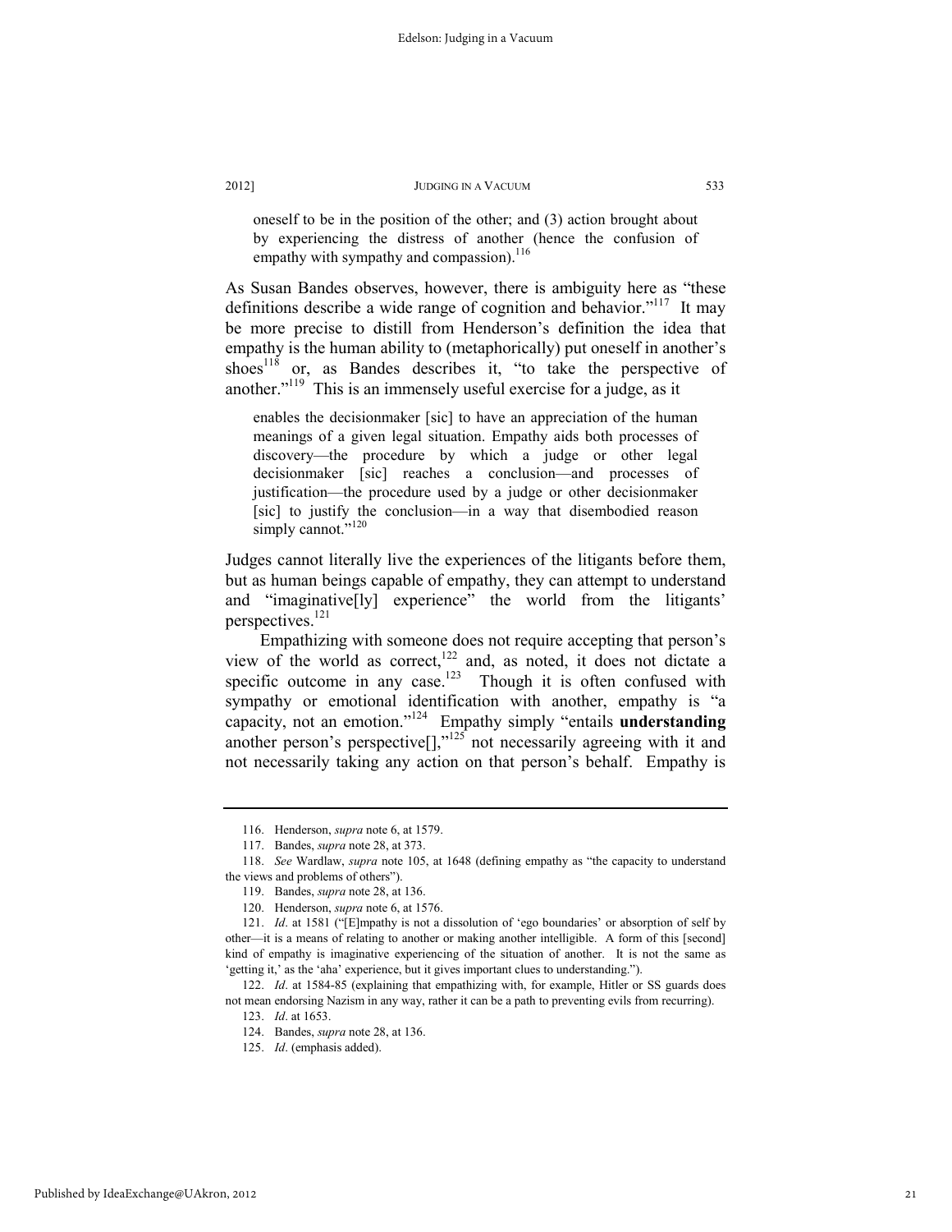oneself to be in the position of the other; and (3) action brought about by experiencing the distress of another (hence the confusion of empathy with sympathy and compassion).[116]

As Susan Bandes observes, however, there is ambiguity here as "these definitions describe a wide range of cognition and behavior."[117] It may be more precise to distill from Henderson's definition the idea that empathy is the human ability to (metaphorically) put oneself in another's shoes[118] or, as Bandes describes it, "to take the perspective of another."[119] This is an immensely useful exercise for a judge, as it

> enables the decisionmaker [sic] to have an appreciation of the human meanings of a given legal situation. Empathy aids both processes of discovery—the procedure by which a judge or other legal decisionmaker [sic] reaches a conclusion—and processes of justification—the procedure used by a judge or other decisionmaker [sic] to justify the conclusion—in a way that disembodied reason simply cannot."[120]

Judges cannot literally live the experiences of the litigants before them, but as human beings capable of empathy, they can attempt to understand and "imaginative[ly] experience" the world from the litigants' perspectives.[121]

Empathizing with someone does not require accepting that person's view of the world as correct,[122] and, as noted, it does not dictate a specific outcome in any case.[123] Though it is often confused with sympathy or emotional identification with another, empathy is "a capacity, not an emotion."[124] Empathy simply "entails **understanding** another person's perspective[],"[125] not necessarily agreeing with it and not necessarily taking any action on that person's behalf. Empathy is

---

116. Henderson, *supra* note 6, at 1579.

117. Bandes, *supra* note 28, at 373.

118. *See* Wardlaw, *supra* note 105, at 1648 (defining empathy as "the capacity to understand the views and problems of others").

119. Bandes, *supra* note 28, at 136.

120. Henderson, *supra* note 6, at 1576.

121. *Id*. at 1581 ("[E]mpathy is not a dissolution of 'ego boundaries' or absorption of self by other—it is a means of relating to another or making another intelligible. A form of this [second] kind of empathy is imaginative experiencing of the situation of another. It is not the same as 'getting it,' as the 'aha' experience, but it gives important clues to understanding.").

122. *Id*. at 1584-85 (explaining that empathizing with, for example, Hitler or SS guards does not mean endorsing Nazism in any way, rather it can be a path to preventing evils from recurring).

123. *Id*. at 1653.

124. Bandes, *supra* note 28, at 136.

125. *Id*. (emphasis added).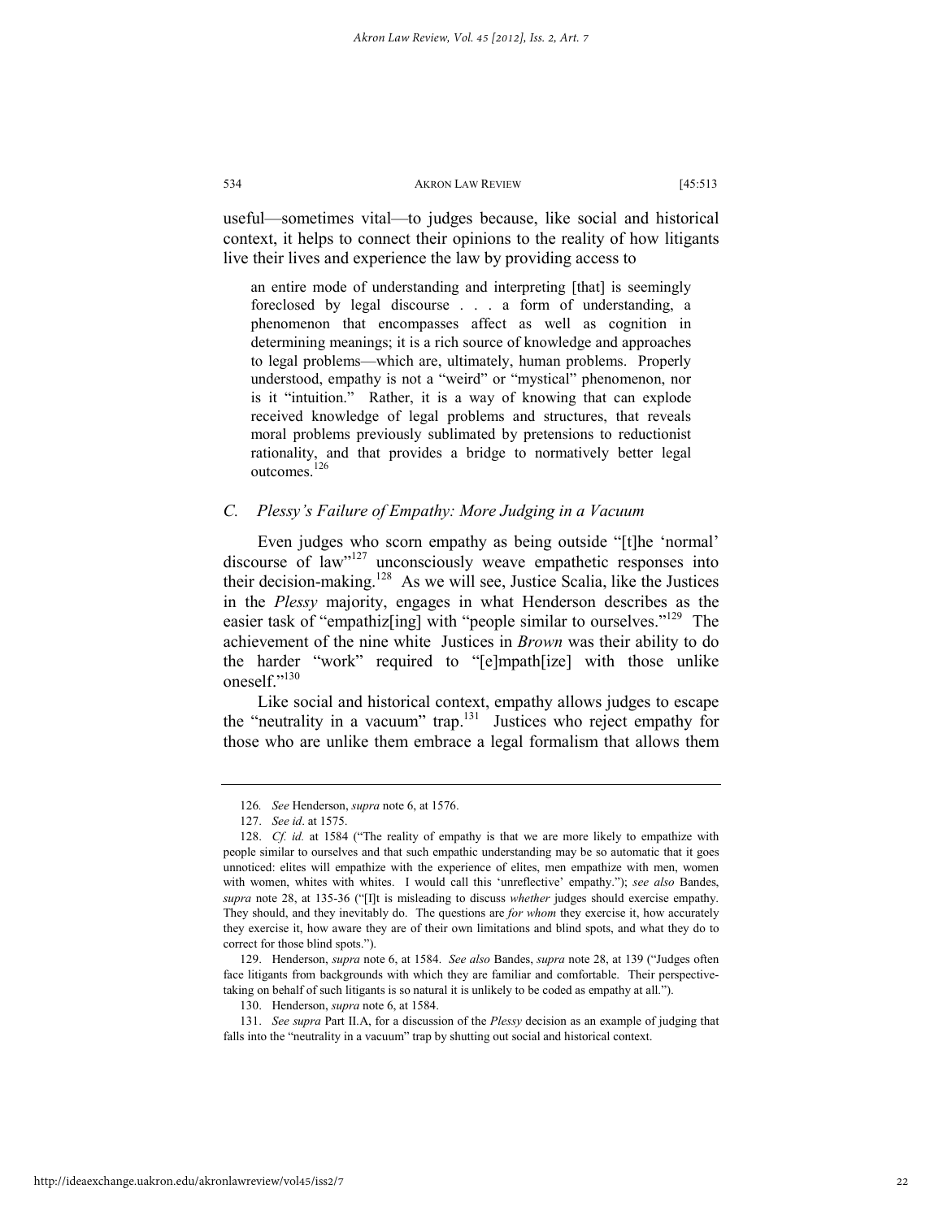useful—sometimes vital—to judges because, like social and historical context, it helps to connect their opinions to the reality of how litigants live their lives and experience the law by providing access to

> an entire mode of understanding and interpreting [that] is seemingly foreclosed by legal discourse . . . a form of understanding, a phenomenon that encompasses affect as well as cognition in determining meanings; it is a rich source of knowledge and approaches to legal problems—which are, ultimately, human problems. Properly understood, empathy is not a "weird" or "mystical" phenomenon, nor is it "intuition." Rather, it is a way of knowing that can explode received knowledge of legal problems and structures, that reveals moral problems previously sublimated by pretensions to reductionist rationality, and that provides a bridge to normatively better legal outcomes.[126]

### *C. Plessy's Failure of Empathy: More Judging in a Vacuum*

Even judges who scorn empathy as being outside "[t]he 'normal' discourse of law"[127] unconsciously weave empathetic responses into their decision-making.[128] As we will see, Justice Scalia, like the Justices in the *Plessy* majority, engages in what Henderson describes as the easier task of "empathiz[ing] with "people similar to ourselves."[129] The achievement of the nine white Justices in *Brown* was their ability to do the harder "work" required to "[e]mpath[ize] with those unlike oneself."[130]

Like social and historical context, empathy allows judges to escape the "neutrality in a vacuum" trap.[131] Justices who reject empathy for those who are unlike them embrace a legal formalism that allows them

---

126. *See* Henderson, *supra* note 6, at 1576.

127. *See id*. at 1575.

128. *Cf. id.* at 1584 ("The reality of empathy is that we are more likely to empathize with people similar to ourselves and that such empathic understanding may be so automatic that it goes unnoticed: elites will empathize with the experience of elites, men empathize with men, women with women, whites with whites. I would call this 'unreflective' empathy."); *see also* Bandes, *supra* note 28, at 135-36 ("[I]t is misleading to discuss *whether* judges should exercise empathy. They should, and they inevitably do. The questions are *for whom* they exercise it, how accurately they exercise it, how aware they are of their own limitations and blind spots, and what they do to correct for those blind spots.").

129. Henderson, *supra* note 6, at 1584. *See also* Bandes, *supra* note 28, at 139 ("Judges often face litigants from backgrounds with which they are familiar and comfortable. Their perspective-taking on behalf of such litigants is so natural it is unlikely to be coded as empathy at all.").

130. Henderson, *supra* note 6, at 1584.

131. *See supra* Part II.A, for a discussion of the *Plessy* decision as an example of judging that falls into the "neutrality in a vacuum" trap by shutting out social and historical context.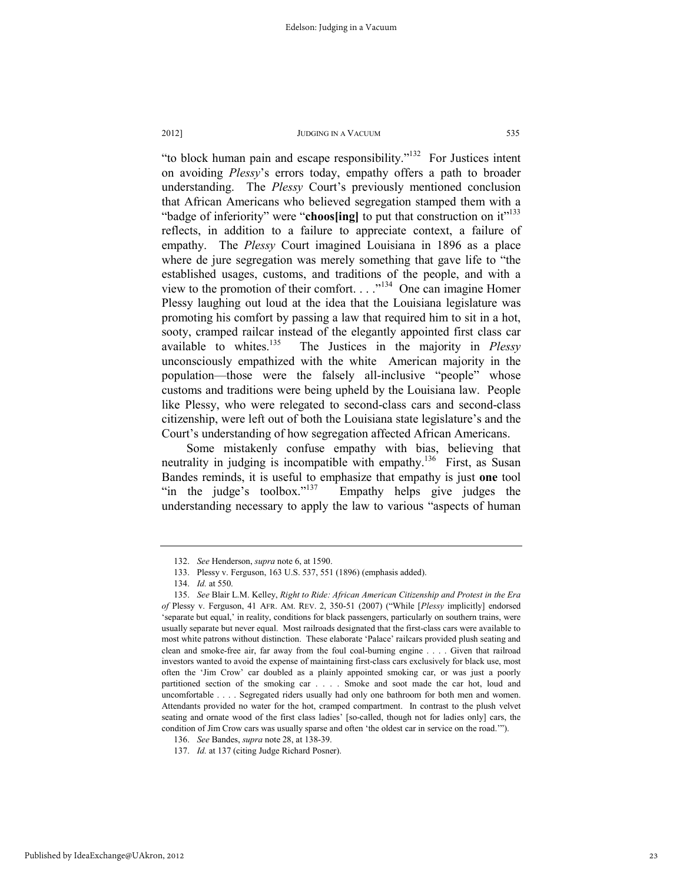"to block human pain and escape responsibility."[132] For Justices intent on avoiding *Plessy*'s errors today, empathy offers a path to broader understanding. The *Plessy* Court's previously mentioned conclusion that African Americans who believed segregation stamped them with a "badge of inferiority" were "**choos[ing]** to put that construction on it"[133] reflects, in addition to a failure to appreciate context, a failure of empathy. The *Plessy* Court imagined Louisiana in 1896 as a place where de jure segregation was merely something that gave life to "the established usages, customs, and traditions of the people, and with a view to the promotion of their comfort. . . ."[134] One can imagine Homer Plessy laughing out loud at the idea that the Louisiana legislature was promoting his comfort by passing a law that required him to sit in a hot, sooty, cramped railcar instead of the elegantly appointed first class car available to whites.[135] The Justices in the majority in *Plessy* unconsciously empathized with the white American majority in the population—those were the falsely all-inclusive "people" whose customs and traditions were being upheld by the Louisiana law. People like Plessy, who were relegated to second-class cars and second-class citizenship, were left out of both the Louisiana state legislature's and the Court's understanding of how segregation affected African Americans.

Some mistakenly confuse empathy with bias, believing that neutrality in judging is incompatible with empathy.[136] First, as Susan Bandes reminds, it is useful to emphasize that empathy is just **one** tool "in the judge's toolbox."[137] Empathy helps give judges the understanding necessary to apply the law to various "aspects of human

---

132. *See* Henderson, *supra* note 6, at 1590.

133. Plessy v. Ferguson, 163 U.S. 537, 551 (1896) (emphasis added).

134. *Id.* at 550.

135. *See* Blair L.M. Kelley, *Right to Ride: African American Citizenship and Protest in the Era of* Plessy v. Ferguson, 41 AFR. AM. REV. 2, 350-51 (2007) ("While [*Plessy* implicitly] endorsed 'separate but equal,' in reality, conditions for black passengers, particularly on southern trains, were usually separate but never equal. Most railroads designated that the first-class cars were available to most white patrons without distinction. These elaborate 'Palace' railcars provided plush seating and clean and smoke-free air, far away from the foul coal-burning engine . . . . Given that railroad investors wanted to avoid the expense of maintaining first-class cars exclusively for black use, most often the 'Jim Crow' car doubled as a plainly appointed smoking car, or was just a poorly partitioned section of the smoking car . . . . Smoke and soot made the car hot, loud and uncomfortable . . . . Segregated riders usually had only one bathroom for both men and women. Attendants provided no water for the hot, cramped compartment. In contrast to the plush velvet seating and ornate wood of the first class ladies' [so-called, though not for ladies only] cars, the condition of Jim Crow cars was usually sparse and often 'the oldest car in service on the road.'").

136. *See* Bandes, *supra* note 28, at 138-39.

137. *Id.* at 137 (citing Judge Richard Posner).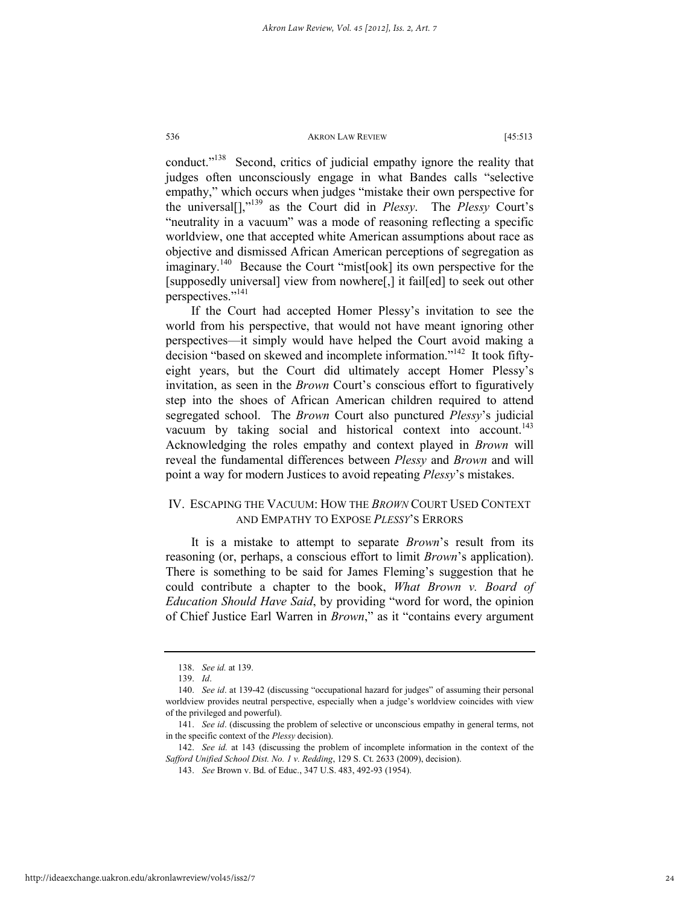conduct."[138] Second, critics of judicial empathy ignore the reality that judges often unconsciously engage in what Bandes calls "selective empathy," which occurs when judges "mistake their own perspective for the universal[],"[139] as the Court did in *Plessy*. The *Plessy* Court's "neutrality in a vacuum" was a mode of reasoning reflecting a specific worldview, one that accepted white American assumptions about race as objective and dismissed African American perceptions of segregation as imaginary.[140] Because the Court "mist[ook] its own perspective for the [supposedly universal] view from nowhere[,] it fail[ed] to seek out other perspectives."[141]

If the Court had accepted Homer Plessy's invitation to see the world from his perspective, that would not have meant ignoring other perspectives—it simply would have helped the Court avoid making a decision "based on skewed and incomplete information."[142] It took fifty-eight years, but the Court did ultimately accept Homer Plessy's invitation, as seen in the *Brown* Court's conscious effort to figuratively step into the shoes of African American children required to attend segregated school. The *Brown* Court also punctured *Plessy*'s judicial vacuum by taking social and historical context into account.[143] Acknowledging the roles empathy and context played in *Brown* will reveal the fundamental differences between *Plessy* and *Brown* and will point a way for modern Justices to avoid repeating *Plessy*'s mistakes.

## IV. ESCAPING THE VACUUM: HOW THE *BROWN* COURT USED CONTEXT AND EMPATHY TO EXPOSE *PLESSY*'S ERRORS

It is a mistake to attempt to separate *Brown*'s result from its reasoning (or, perhaps, a conscious effort to limit *Brown*'s application). There is something to be said for James Fleming's suggestion that he could contribute a chapter to the book, *What Brown v. Board of Education Should Have Said*, by providing "word for word, the opinion of Chief Justice Earl Warren in *Brown*," as it "contains every argument

---

138. *See id.* at 139.

139. *Id*.

140. *See id*. at 139-42 (discussing "occupational hazard for judges" of assuming their personal worldview provides neutral perspective, especially when a judge's worldview coincides with view of the privileged and powerful).

141. *See id*. (discussing the problem of selective or unconscious empathy in general terms, not in the specific context of the *Plessy* decision).

142. *See id.* at 143 (discussing the problem of incomplete information in the context of the *Safford Unified School Dist. No. 1 v. Redding*, 129 S. Ct. 2633 (2009), decision).

143. *See* Brown v. Bd. of Educ., 347 U.S. 483, 492-93 (1954).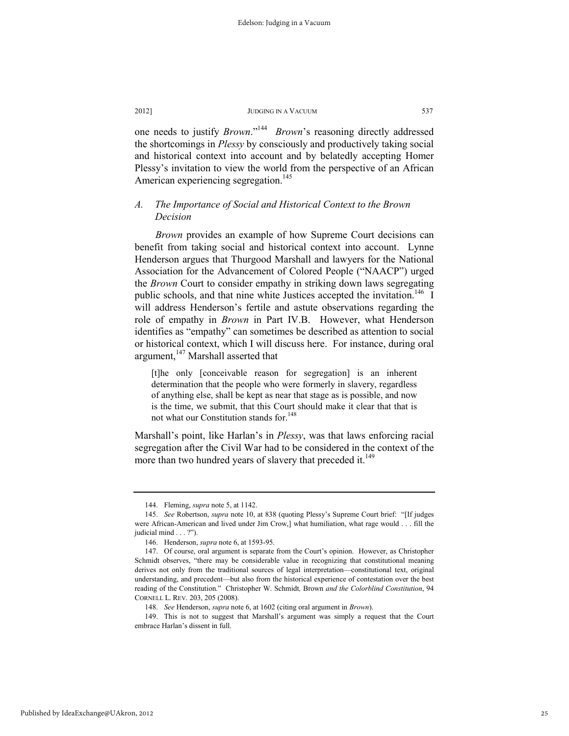one needs to justify *Brown*."[144] *Brown*'s reasoning directly addressed the shortcomings in *Plessy* by consciously and productively taking social and historical context into account and by belatedly accepting Homer Plessy's invitation to view the world from the perspective of an African American experiencing segregation.[145]

### *A. The Importance of Social and Historical Context to the Brown Decision*

*Brown* provides an example of how Supreme Court decisions can benefit from taking social and historical context into account. Lynne Henderson argues that Thurgood Marshall and lawyers for the National Association for the Advancement of Colored People ("NAACP") urged the *Brown* Court to consider empathy in striking down laws segregating public schools, and that nine white Justices accepted the invitation.[146] I will address Henderson's fertile and astute observations regarding the role of empathy in *Brown* in Part IV.B. However, what Henderson identifies as "empathy" can sometimes be described as attention to social or historical context, which I will discuss here. For instance, during oral argument,[147] Marshall asserted that

> [t]he only [conceivable reason for segregation] is an inherent determination that the people who were formerly in slavery, regardless of anything else, shall be kept as near that stage as is possible, and now is the time, we submit, that this Court should make it clear that that is not what our Constitution stands for.[148]

Marshall's point, like Harlan's in *Plessy*, was that laws enforcing racial segregation after the Civil War had to be considered in the context of the more than two hundred years of slavery that preceded it.[149]

---

144. Fleming, *supra* note 5, at 1142.

145. *See* Robertson, *supra* note 10, at 838 (quoting Plessy's Supreme Court brief: "[If judges were African-American and lived under Jim Crow,] what humiliation, what rage would . . . fill the judicial mind . . . ?").

146. Henderson, *supra* note 6, at 1593-95.

147. Of course, oral argument is separate from the Court's opinion. However, as Christopher Schmidt observes, "there may be considerable value in recognizing that constitutional meaning derives not only from the traditional sources of legal interpretation—constitutional text, original understanding, and precedent—but also from the historical experience of contestation over the best reading of the Constitution." Christopher W. Schmidt, Brown *and the Colorblind Constitution*, 94 CORNELL L. REV. 203, 205 (2008).

148. *See* Henderson, *supra* note 6, at 1602 (citing oral argument in *Brown*).

149. This is not to suggest that Marshall's argument was simply a request that the Court embrace Harlan's dissent in full.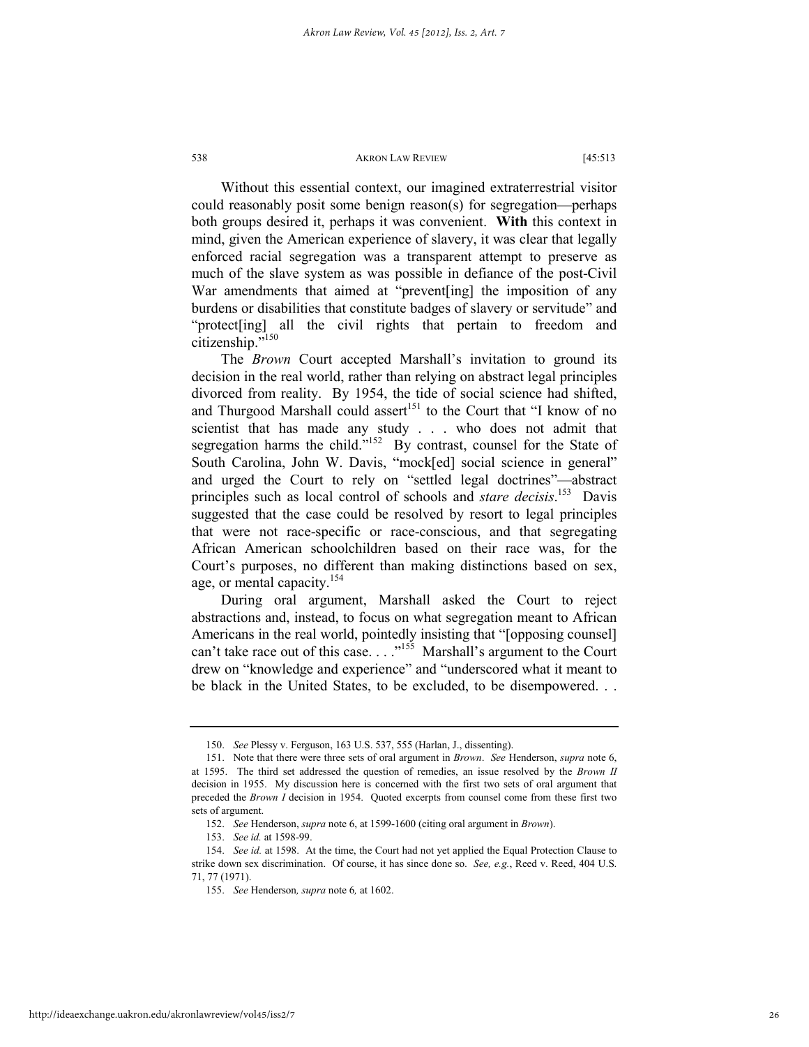Without this essential context, our imagined extraterrestrial visitor could reasonably posit some benign reason(s) for segregation—perhaps both groups desired it, perhaps it was convenient. **With** this context in mind, given the American experience of slavery, it was clear that legally enforced racial segregation was a transparent attempt to preserve as much of the slave system as was possible in defiance of the post-Civil War amendments that aimed at "prevent[ing] the imposition of any burdens or disabilities that constitute badges of slavery or servitude" and "protect[ing] all the civil rights that pertain to freedom and citizenship."[150]

The *Brown* Court accepted Marshall's invitation to ground its decision in the real world, rather than relying on abstract legal principles divorced from reality. By 1954, the tide of social science had shifted, and Thurgood Marshall could assert[151] to the Court that "I know of no scientist that has made any study . . . who does not admit that segregation harms the child."[152] By contrast, counsel for the State of South Carolina, John W. Davis, "mock[ed] social science in general" and urged the Court to rely on "settled legal doctrines"—abstract principles such as local control of schools and *stare decisis*.[153] Davis suggested that the case could be resolved by resort to legal principles that were not race-specific or race-conscious, and that segregating African American schoolchildren based on their race was, for the Court's purposes, no different than making distinctions based on sex, age, or mental capacity.[154]

During oral argument, Marshall asked the Court to reject abstractions and, instead, to focus on what segregation meant to African Americans in the real world, pointedly insisting that "[opposing counsel] can't take race out of this case. . . ."[155] Marshall's argument to the Court drew on "knowledge and experience" and "underscored what it meant to be black in the United States, to be excluded, to be disempowered. . .

---

150. *See* Plessy v. Ferguson, 163 U.S. 537, 555 (Harlan, J., dissenting).

151. Note that there were three sets of oral argument in *Brown*. *See* Henderson, *supra* note 6, at 1595. The third set addressed the question of remedies, an issue resolved by the *Brown II* decision in 1955. My discussion here is concerned with the first two sets of oral argument that preceded the *Brown I* decision in 1954. Quoted excerpts from counsel come from these first two sets of argument.

152. *See* Henderson, *supra* note 6, at 1599-1600 (citing oral argument in *Brown*).

153. *See id.* at 1598-99.

154. *See id.* at 1598. At the time, the Court had not yet applied the Equal Protection Clause to strike down sex discrimination. Of course, it has since done so. *See, e.g.*, Reed v. Reed, 404 U.S. 71, 77 (1971).

155. *See* Henderson*, supra* note 6*,* at 1602.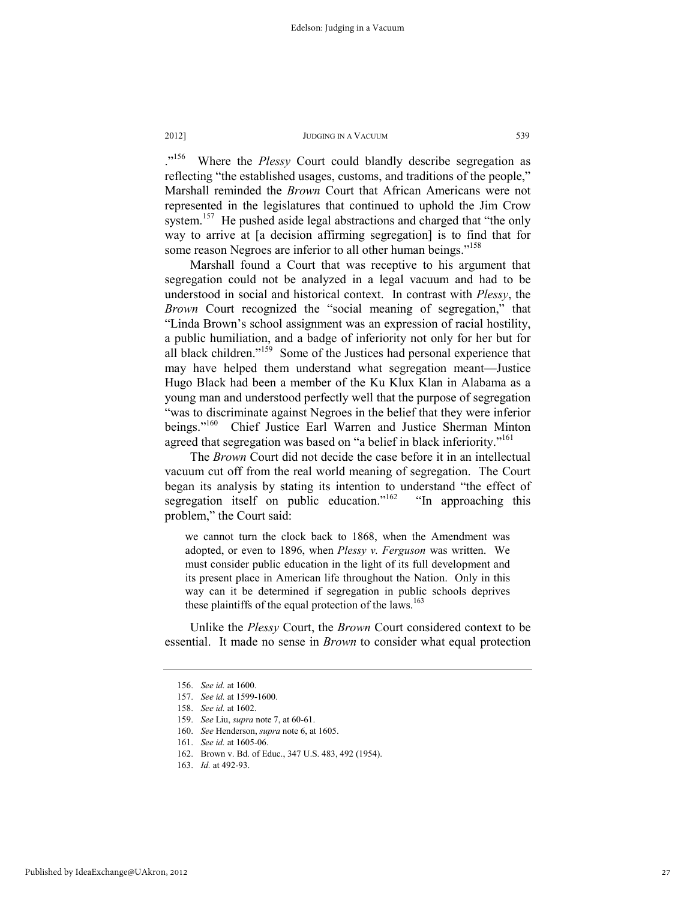."[156] Where the *Plessy* Court could blandly describe segregation as reflecting "the established usages, customs, and traditions of the people," Marshall reminded the *Brown* Court that African Americans were not represented in the legislatures that continued to uphold the Jim Crow system.[157] He pushed aside legal abstractions and charged that "the only way to arrive at [a decision affirming segregation] is to find that for some reason Negroes are inferior to all other human beings."[158]

Marshall found a Court that was receptive to his argument that segregation could not be analyzed in a legal vacuum and had to be understood in social and historical context. In contrast with *Plessy*, the *Brown* Court recognized the "social meaning of segregation," that "Linda Brown's school assignment was an expression of racial hostility, a public humiliation, and a badge of inferiority not only for her but for all black children."[159] Some of the Justices had personal experience that may have helped them understand what segregation meant—Justice Hugo Black had been a member of the Ku Klux Klan in Alabama as a young man and understood perfectly well that the purpose of segregation "was to discriminate against Negroes in the belief that they were inferior beings."[160] Chief Justice Earl Warren and Justice Sherman Minton agreed that segregation was based on "a belief in black inferiority."[161]

The *Brown* Court did not decide the case before it in an intellectual vacuum cut off from the real world meaning of segregation. The Court began its analysis by stating its intention to understand "the effect of segregation itself on public education."[162] "In approaching this problem," the Court said:

> we cannot turn the clock back to 1868, when the Amendment was adopted, or even to 1896, when *Plessy v. Ferguson* was written. We must consider public education in the light of its full development and its present place in American life throughout the Nation. Only in this way can it be determined if segregation in public schools deprives these plaintiffs of the equal protection of the laws.[163]

Unlike the *Plessy* Court, the *Brown* Court considered context to be essential. It made no sense in *Brown* to consider what equal protection

---

156. *See id.* at 1600.
157. *See id.* at 1599-1600.
158. *See id.* at 1602.
159. *See* Liu, *supra* note 7, at 60-61.
160. *See* Henderson, *supra* note 6, at 1605.
161. *See id.* at 1605-06.
162. Brown v. Bd. of Educ., 347 U.S. 483, 492 (1954).
163. *Id.* at 492-93.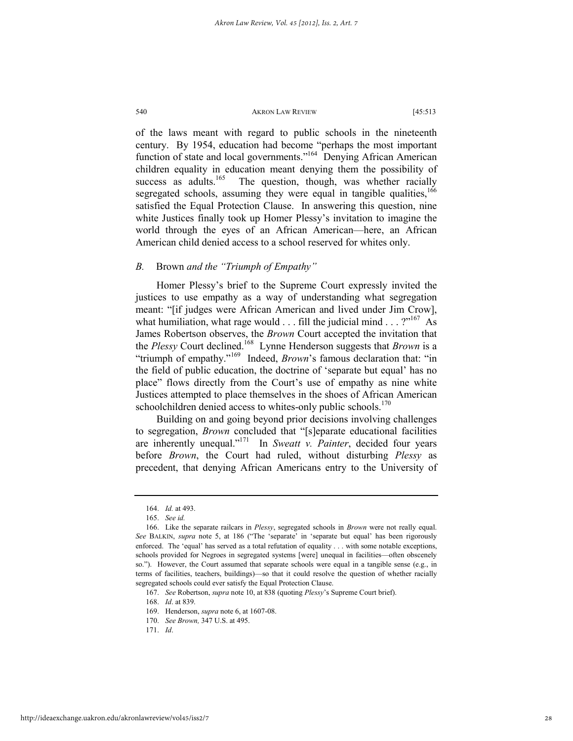of the laws meant with regard to public schools in the nineteenth century. By 1954, education had become "perhaps the most important function of state and local governments."[164] Denying African American children equality in education meant denying them the possibility of success as adults.[165] The question, though, was whether racially segregated schools, assuming they were equal in tangible qualities,[166] satisfied the Equal Protection Clause. In answering this question, nine white Justices finally took up Homer Plessy's invitation to imagine the world through the eyes of an African American—here, an African American child denied access to a school reserved for whites only.

### *B.* Brown *and the "Triumph of Empathy"*

Homer Plessy's brief to the Supreme Court expressly invited the justices to use empathy as a way of understanding what segregation meant: "[if judges were African American and lived under Jim Crow], what humiliation, what rage would . . . fill the judicial mind . . . ?"[167] As James Robertson observes, the *Brown* Court accepted the invitation that the *Plessy* Court declined.[168] Lynne Henderson suggests that *Brown* is a "triumph of empathy."[169] Indeed, *Brown*'s famous declaration that: "in the field of public education, the doctrine of 'separate but equal' has no place" flows directly from the Court's use of empathy as nine white Justices attempted to place themselves in the shoes of African American schoolchildren denied access to whites-only public schools.[170]

Building on and going beyond prior decisions involving challenges to segregation, *Brown* concluded that "[s]eparate educational facilities are inherently unequal."[171] In *Sweatt v. Painter*, decided four years before *Brown*, the Court had ruled, without disturbing *Plessy* as precedent, that denying African Americans entry to the University of

---

164. *Id.* at 493.

165. *See id.*

166. Like the separate railcars in *Plessy*, segregated schools in *Brown* were not really equal. *See* BALKIN, *supra* note 5, at 186 ("The 'separate' in 'separate but equal' has been rigorously enforced. The 'equal' has served as a total refutation of equality . . . with some notable exceptions, schools provided for Negroes in segregated systems [were] unequal in facilities—often obscenely so."). However, the Court assumed that separate schools were equal in a tangible sense (e.g., in terms of facilities, teachers, buildings)—so that it could resolve the question of whether racially segregated schools could ever satisfy the Equal Protection Clause.

167. *See* Robertson, *supra* note 10, at 838 (quoting *Plessy*'s Supreme Court brief).

168. *Id*. at 839.

169. Henderson, *supra* note 6, at 1607-08.

170. *See Brown,* 347 U.S. at 495.

171. *Id*.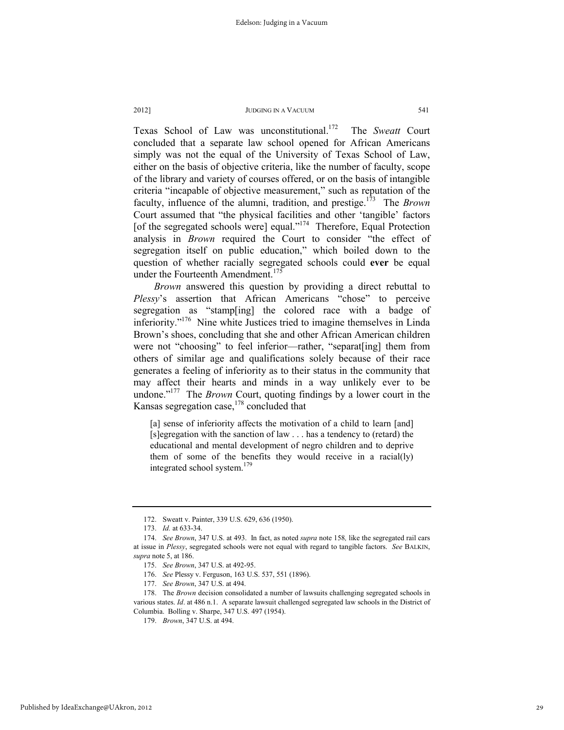Texas School of Law was unconstitutional.[172] The *Sweatt* Court concluded that a separate law school opened for African Americans simply was not the equal of the University of Texas School of Law, either on the basis of objective criteria, like the number of faculty, scope of the library and variety of courses offered, or on the basis of intangible criteria "incapable of objective measurement," such as reputation of the faculty, influence of the alumni, tradition, and prestige.[173] The *Brown* Court assumed that "the physical facilities and other 'tangible' factors [of the segregated schools were] equal."[174] Therefore, Equal Protection analysis in *Brown* required the Court to consider "the effect of segregation itself on public education," which boiled down to the question of whether racially segregated schools could **ever** be equal under the Fourteenth Amendment.[175]

*Brown* answered this question by providing a direct rebuttal to *Plessy*'s assertion that African Americans "chose" to perceive segregation as "stamp[ing] the colored race with a badge of inferiority."[176] Nine white Justices tried to imagine themselves in Linda Brown's shoes, concluding that she and other African American children were not "choosing" to feel inferior—rather, "separat[ing] them from others of similar age and qualifications solely because of their race generates a feeling of inferiority as to their status in the community that may affect their hearts and minds in a way unlikely ever to be undone."[177] The *Brown* Court, quoting findings by a lower court in the Kansas segregation case,[178] concluded that

> [a] sense of inferiority affects the motivation of a child to learn [and] [s]egregation with the sanction of law . . . has a tendency to (retard) the educational and mental development of negro children and to deprive them of some of the benefits they would receive in a racial(ly) integrated school system.[179]

---

172. Sweatt v. Painter, 339 U.S. 629, 636 (1950).

173. *Id.* at 633-34.

174. *See Brown*, 347 U.S. at 493. In fact, as noted *supra* note 158, like the segregated rail cars at issue in *Plessy*, segregated schools were not equal with regard to tangible factors. *See* BALKIN, *supra* note 5, at 186.

175. *See Brown*, 347 U.S. at 492-95.

176. *See* Plessy v. Ferguson, 163 U.S. 537, 551 (1896).

177. *See Brown*, 347 U.S. at 494.

178. The *Brown* decision consolidated a number of lawsuits challenging segregated schools in various states. *Id*. at 486 n.1. A separate lawsuit challenged segregated law schools in the District of Columbia. Bolling v. Sharpe, 347 U.S. 497 (1954).

179. *Brown*, 347 U.S. at 494.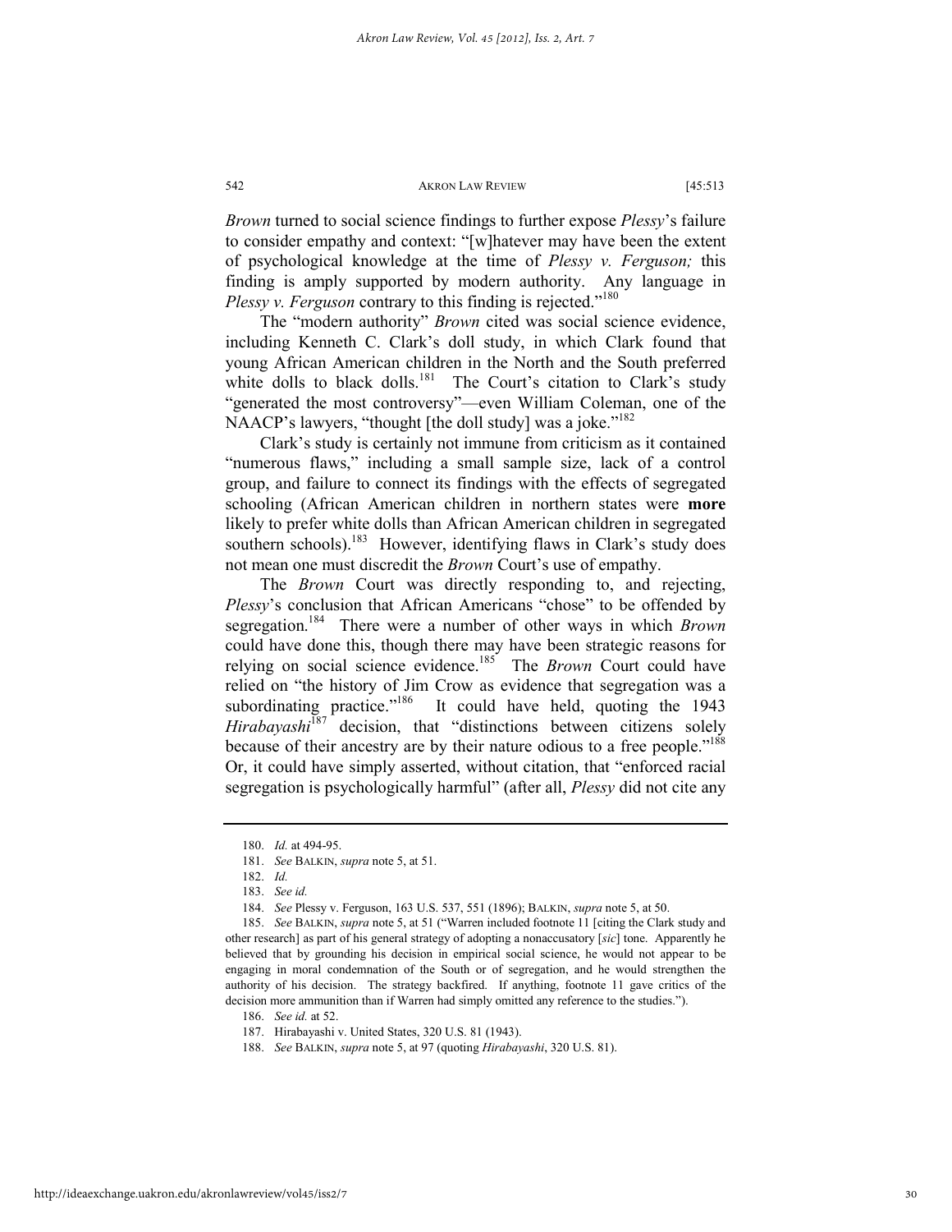*Brown* turned to social science findings to further expose *Plessy*'s failure to consider empathy and context: "[w]hatever may have been the extent of psychological knowledge at the time of *Plessy v. Ferguson;* this finding is amply supported by modern authority. Any language in *Plessy v. Ferguson* contrary to this finding is rejected."[180]

The "modern authority" *Brown* cited was social science evidence, including Kenneth C. Clark's doll study, in which Clark found that young African American children in the North and the South preferred white dolls to black dolls.[181] The Court's citation to Clark's study "generated the most controversy"—even William Coleman, one of the NAACP's lawyers, "thought [the doll study] was a joke."[182]

Clark's study is certainly not immune from criticism as it contained "numerous flaws," including a small sample size, lack of a control group, and failure to connect its findings with the effects of segregated schooling (African American children in northern states were **more** likely to prefer white dolls than African American children in segregated southern schools).[183] However, identifying flaws in Clark's study does not mean one must discredit the *Brown* Court's use of empathy.

The *Brown* Court was directly responding to, and rejecting, *Plessy*'s conclusion that African Americans "chose" to be offended by segregation.[184] There were a number of other ways in which *Brown* could have done this, though there may have been strategic reasons for relying on social science evidence.[185] The *Brown* Court could have relied on "the history of Jim Crow as evidence that segregation was a subordinating practice."[186] It could have held, quoting the 1943 *Hirabayashi*[187] decision, that "distinctions between citizens solely because of their ancestry are by their nature odious to a free people."[188] Or, it could have simply asserted, without citation, that "enforced racial segregation is psychologically harmful" (after all, *Plessy* did not cite any

---

180. *Id.* at 494-95.

181. *See* BALKIN, *supra* note 5, at 51.

182. *Id.*

183. *See id.*

184. *See* Plessy v. Ferguson, 163 U.S. 537, 551 (1896); BALKIN, *supra* note 5, at 50.

185. *See* BALKIN, *supra* note 5, at 51 ("Warren included footnote 11 [citing the Clark study and other research] as part of his general strategy of adopting a nonaccusatory [*sic*] tone. Apparently he believed that by grounding his decision in empirical social science, he would not appear to be engaging in moral condemnation of the South or of segregation, and he would strengthen the authority of his decision. The strategy backfired. If anything, footnote 11 gave critics of the decision more ammunition than if Warren had simply omitted any reference to the studies.").

186. *See id.* at 52.

187. Hirabayashi v. United States, 320 U.S. 81 (1943).

188. *See* BALKIN, *supra* note 5, at 97 (quoting *Hirabayashi*, 320 U.S. 81).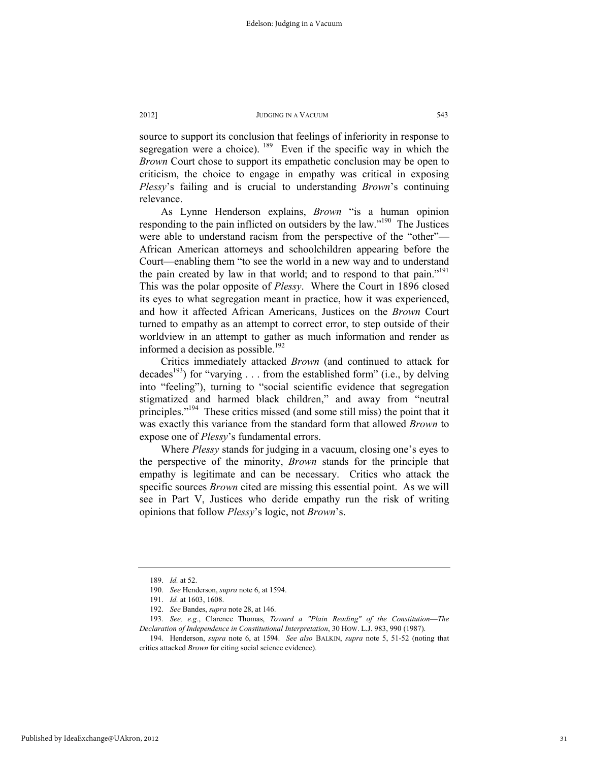source to support its conclusion that feelings of inferiority in response to segregation were a choice).[189] Even if the specific way in which the *Brown* Court chose to support its empathetic conclusion may be open to criticism, the choice to engage in empathy was critical in exposing *Plessy*'s failing and is crucial to understanding *Brown*'s continuing relevance.

As Lynne Henderson explains, *Brown* "is a human opinion responding to the pain inflicted on outsiders by the law."[190] The Justices were able to understand racism from the perspective of the "other"—African American attorneys and schoolchildren appearing before the Court—enabling them "to see the world in a new way and to understand the pain created by law in that world; and to respond to that pain."[191] This was the polar opposite of *Plessy*. Where the Court in 1896 closed its eyes to what segregation meant in practice, how it was experienced, and how it affected African Americans, Justices on the *Brown* Court turned to empathy as an attempt to correct error, to step outside of their worldview in an attempt to gather as much information and render as informed a decision as possible.[192]

Critics immediately attacked *Brown* (and continued to attack for decades[193]) for "varying . . . from the established form" (i.e., by delving into "feeling"), turning to "social scientific evidence that segregation stigmatized and harmed black children," and away from "neutral principles."[194] These critics missed (and some still miss) the point that it was exactly this variance from the standard form that allowed *Brown* to expose one of *Plessy*'s fundamental errors.

Where *Plessy* stands for judging in a vacuum, closing one's eyes to the perspective of the minority, *Brown* stands for the principle that empathy is legitimate and can be necessary. Critics who attack the specific sources *Brown* cited are missing this essential point. As we will see in Part V, Justices who deride empathy run the risk of writing opinions that follow *Plessy*'s logic, not *Brown*'s.

---

189. *Id.* at 52.

190. *See* Henderson, *supra* note 6, at 1594.

191. *Id.* at 1603, 1608.

192. *See* Bandes, *supra* note 28, at 146.

193. *See, e.g.*, Clarence Thomas, *Toward a "Plain Reading" of the Constitution—The Declaration of Independence in Constitutional Interpretation*, 30 HOW. L.J. 983, 990 (1987).

194. Henderson, *supra* note 6, at 1594. *See also* BALKIN, *supra* note 5, 51-52 (noting that critics attacked *Brown* for citing social science evidence).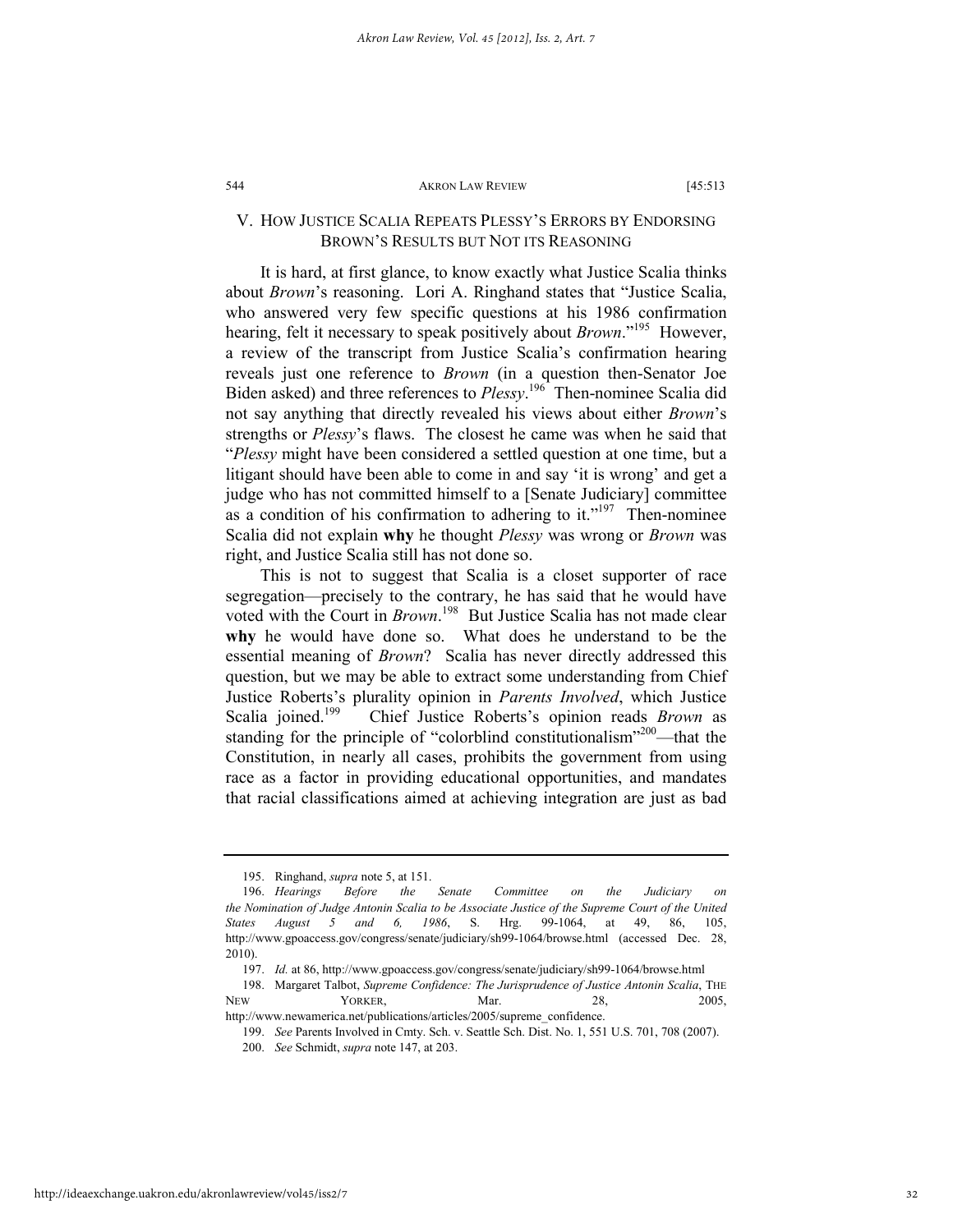## V. HOW JUSTICE SCALIA REPEATS PLESSY'S ERRORS BY ENDORSING BROWN'S RESULTS BUT NOT ITS REASONING

It is hard, at first glance, to know exactly what Justice Scalia thinks about *Brown*'s reasoning. Lori A. Ringhand states that "Justice Scalia, who answered very few specific questions at his 1986 confirmation hearing, felt it necessary to speak positively about *Brown*."[195] However, a review of the transcript from Justice Scalia's confirmation hearing reveals just one reference to *Brown* (in a question then-Senator Joe Biden asked) and three references to *Plessy*.[196] Then-nominee Scalia did not say anything that directly revealed his views about either *Brown*'s strengths or *Plessy*'s flaws. The closest he came was when he said that "*Plessy* might have been considered a settled question at one time, but a litigant should have been able to come in and say 'it is wrong' and get a judge who has not committed himself to a [Senate Judiciary] committee as a condition of his confirmation to adhering to it."[197] Then-nominee Scalia did not explain **why** he thought *Plessy* was wrong or *Brown* was right, and Justice Scalia still has not done so.

This is not to suggest that Scalia is a closet supporter of race segregation—precisely to the contrary, he has said that he would have voted with the Court in *Brown*.[198] But Justice Scalia has not made clear **why** he would have done so. What does he understand to be the essential meaning of *Brown*? Scalia has never directly addressed this question, but we may be able to extract some understanding from Chief Justice Roberts's plurality opinion in *Parents Involved*, which Justice Scalia joined.[199] Chief Justice Roberts's opinion reads *Brown* as standing for the principle of "colorblind constitutionalism"[200]—that the Constitution, in nearly all cases, prohibits the government from using race as a factor in providing educational opportunities, and mandates that racial classifications aimed at achieving integration are just as bad

---

195. Ringhand, *supra* note 5, at 151.

196. *Hearings Before the Senate Committee on the Judiciary on the Nomination of Judge Antonin Scalia to be Associate Justice of the Supreme Court of the United States August 5 and 6, 1986*, S. Hrg. 99-1064, at 49, 86, 105, http://www.gpoaccess.gov/congress/senate/judiciary/sh99-1064/browse.html (accessed Dec. 28, 2010).

197. *Id.* at 86, http://www.gpoaccess.gov/congress/senate/judiciary/sh99-1064/browse.html

198. Margaret Talbot, *Supreme Confidence: The Jurisprudence of Justice Antonin Scalia*, THE NEW YORKER, Mar. 28, 2005, http://www.newamerica.net/publications/articles/2005/supreme_confidence.

199. *See* Parents Involved in Cmty. Sch. v. Seattle Sch. Dist. No. 1, 551 U.S. 701, 708 (2007).

200. *See* Schmidt, *supra* note 147, at 203.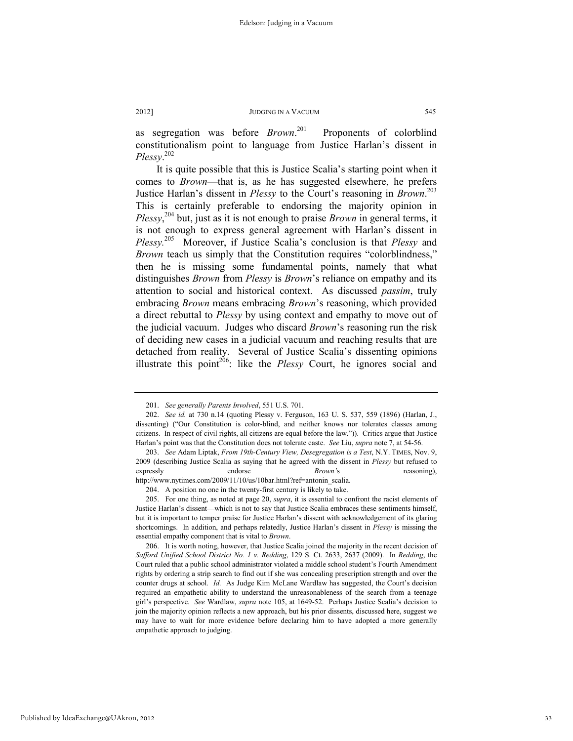as segregation was before *Brown*.[201] Proponents of colorblind constitutionalism point to language from Justice Harlan's dissent in *Plessy*.[202]

It is quite possible that this is Justice Scalia's starting point when it comes to *Brown*—that is, as he has suggested elsewhere, he prefers Justice Harlan's dissent in *Plessy* to the Court's reasoning in *Brown*.[203] This is certainly preferable to endorsing the majority opinion in *Plessy*,[204] but, just as it is not enough to praise *Brown* in general terms, it is not enough to express general agreement with Harlan's dissent in *Plessy*.[205] Moreover, if Justice Scalia's conclusion is that *Plessy* and *Brown* teach us simply that the Constitution requires "colorblindness," then he is missing some fundamental points, namely that what distinguishes *Brown* from *Plessy* is *Brown*'s reliance on empathy and its attention to social and historical context. As discussed *passim*, truly embracing *Brown* means embracing *Brown*'s reasoning, which provided a direct rebuttal to *Plessy* by using context and empathy to move out of the judicial vacuum. Judges who discard *Brown*'s reasoning run the risk of deciding new cases in a judicial vacuum and reaching results that are detached from reality. Several of Justice Scalia's dissenting opinions illustrate this point[206]: like the *Plessy* Court, he ignores social and

---

201. *See generally Parents Involved*, 551 U.S. 701.

202. *See id.* at 730 n.14 (quoting Plessy v. Ferguson, 163 U. S. 537, 559 (1896) (Harlan, J., dissenting) ("Our Constitution is color-blind, and neither knows nor tolerates classes among citizens. In respect of civil rights, all citizens are equal before the law.")). Critics argue that Justice Harlan's point was that the Constitution does not tolerate caste. *See* Liu, *supra* note 7, at 54-56.

203. *See* Adam Liptak, *From 19th-Century View, Desegregation is a Test*, N.Y. TIMES, Nov. 9, 2009 (describing Justice Scalia as saying that he agreed with the dissent in *Plessy* but refused to expressly endorse *Brown's* reasoning), http://www.nytimes.com/2009/11/10/us/10bar.html?ref=antonin_scalia.

204. A position no one in the twenty-first century is likely to take.

205. For one thing, as noted at page 20, *supra*, it is essential to confront the racist elements of Justice Harlan's dissent—which is not to say that Justice Scalia embraces these sentiments himself, but it is important to temper praise for Justice Harlan's dissent with acknowledgement of its glaring shortcomings. In addition, and perhaps relatedly, Justice Harlan's dissent in *Plessy* is missing the essential empathy component that is vital to *Brown*.

206. It is worth noting, however, that Justice Scalia joined the majority in the recent decision of *Safford Unified School District No. 1 v. Redding*, 129 S. Ct. 2633, 2637 (2009). In *Redding*, the Court ruled that a public school administrator violated a middle school student's Fourth Amendment rights by ordering a strip search to find out if she was concealing prescription strength and over the counter drugs at school. *Id.* As Judge Kim McLane Wardlaw has suggested, the Court's decision required an empathetic ability to understand the unreasonableness of the search from a teenage girl's perspective. *See* Wardlaw, *supra* note 105, at 1649-52. Perhaps Justice Scalia's decision to join the majority opinion reflects a new approach, but his prior dissents, discussed here, suggest we may have to wait for more evidence before declaring him to have adopted a more generally empathetic approach to judging.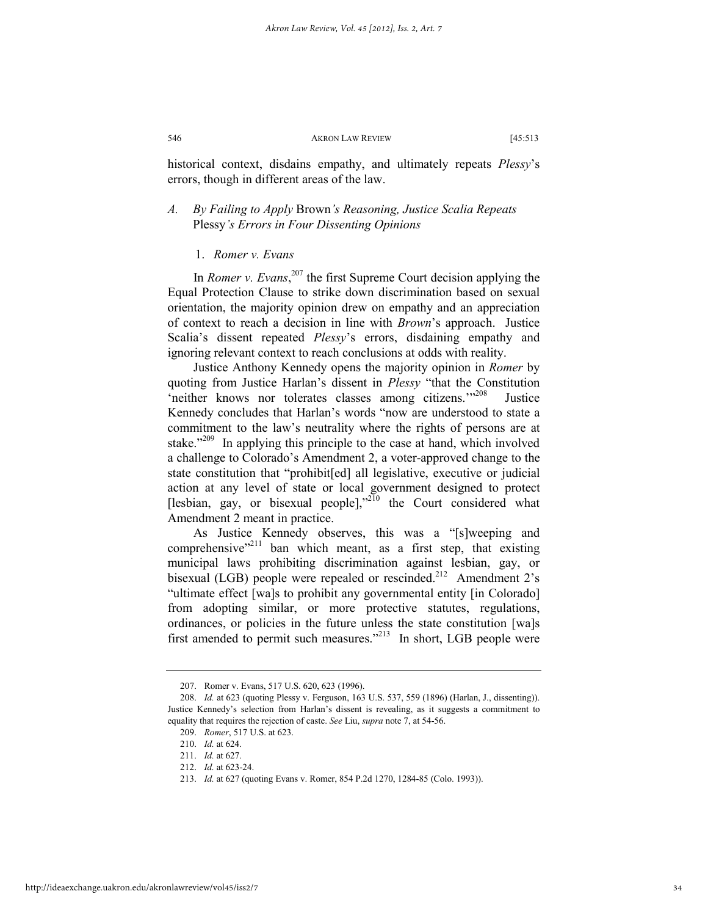historical context, disdains empathy, and ultimately repeats *Plessy*'s errors, though in different areas of the law.

### *A. By Failing to Apply* Brown*'s Reasoning, Justice Scalia Repeats* Plessy*'s Errors in Four Dissenting Opinions*

#### 1. *Romer v. Evans*

In *Romer v. Evans*,[207] the first Supreme Court decision applying the Equal Protection Clause to strike down discrimination based on sexual orientation, the majority opinion drew on empathy and an appreciation of context to reach a decision in line with *Brown*'s approach. Justice Scalia's dissent repeated *Plessy*'s errors, disdaining empathy and ignoring relevant context to reach conclusions at odds with reality.

Justice Anthony Kennedy opens the majority opinion in *Romer* by quoting from Justice Harlan's dissent in *Plessy* "that the Constitution 'neither knows nor tolerates classes among citizens.'"[208] Justice Kennedy concludes that Harlan's words "now are understood to state a commitment to the law's neutrality where the rights of persons are at stake."[209] In applying this principle to the case at hand, which involved a challenge to Colorado's Amendment 2, a voter-approved change to the state constitution that "prohibit[ed] all legislative, executive or judicial action at any level of state or local government designed to protect [lesbian, gay, or bisexual people],"[210] the Court considered what Amendment 2 meant in practice.

As Justice Kennedy observes, this was a "[s]weeping and comprehensive"[211] ban which meant, as a first step, that existing municipal laws prohibiting discrimination against lesbian, gay, or bisexual (LGB) people were repealed or rescinded.[212] Amendment 2's "ultimate effect [wa]s to prohibit any governmental entity [in Colorado] from adopting similar, or more protective statutes, regulations, ordinances, or policies in the future unless the state constitution [wa]s first amended to permit such measures."[213] In short, LGB people were

---

207. Romer v. Evans, 517 U.S. 620, 623 (1996).

208. *Id.* at 623 (quoting Plessy v. Ferguson, 163 U.S. 537, 559 (1896) (Harlan, J., dissenting)). Justice Kennedy's selection from Harlan's dissent is revealing, as it suggests a commitment to equality that requires the rejection of caste. *See* Liu, *supra* note 7, at 54-56.

209. *Romer*, 517 U.S. at 623.

210. *Id.* at 624.

211. *Id.* at 627.

212. *Id.* at 623-24.

213. *Id.* at 627 (quoting Evans v. Romer, 854 P.2d 1270, 1284-85 (Colo. 1993)).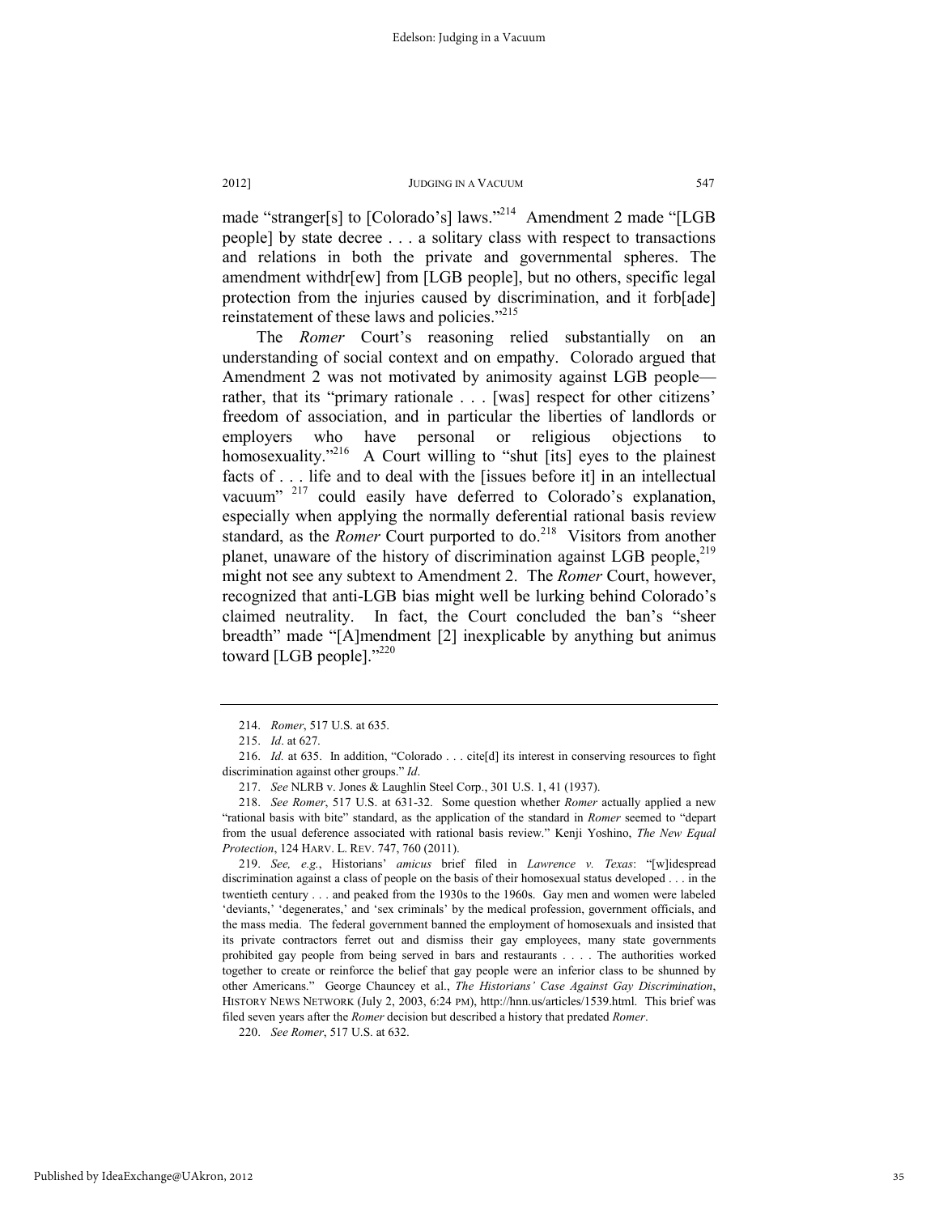made "stranger[s] to [Colorado's] laws."[214] Amendment 2 made "[LGB people] by state decree . . . a solitary class with respect to transactions and relations in both the private and governmental spheres. The amendment withdr[ew] from [LGB people], but no others, specific legal protection from the injuries caused by discrimination, and it forb[ade] reinstatement of these laws and policies."[215]

The *Romer* Court's reasoning relied substantially on an understanding of social context and on empathy. Colorado argued that Amendment 2 was not motivated by animosity against LGB people—rather, that its "primary rationale . . . [was] respect for other citizens' freedom of association, and in particular the liberties of landlords or employers who have personal or religious objections to homosexuality."[216] A Court willing to "shut [its] eyes to the plainest facts of . . . life and to deal with the [issues before it] in an intellectual vacuum"[217] could easily have deferred to Colorado's explanation, especially when applying the normally deferential rational basis review standard, as the *Romer* Court purported to do.[218] Visitors from another planet, unaware of the history of discrimination against LGB people,[219] might not see any subtext to Amendment 2. The *Romer* Court, however, recognized that anti-LGB bias might well be lurking behind Colorado's claimed neutrality. In fact, the Court concluded the ban's "sheer breadth" made "[A]mendment [2] inexplicable by anything but animus toward [LGB people]."[220]

---

214. *Romer*, 517 U.S. at 635.

215. *Id*. at 627.

216. *Id.* at 635. In addition, "Colorado . . . cite[d] its interest in conserving resources to fight discrimination against other groups." *Id*.

217. *See* NLRB v. Jones & Laughlin Steel Corp., 301 U.S. 1, 41 (1937).

218. *See Romer*, 517 U.S. at 631-32. Some question whether *Romer* actually applied a new "rational basis with bite" standard, as the application of the standard in *Romer* seemed to "depart from the usual deference associated with rational basis review." Kenji Yoshino, *The New Equal Protection*, 124 HARV. L. REV. 747, 760 (2011).

219. *See, e.g.*, Historians' *amicus* brief filed in *Lawrence v. Texas*: "[w]idespread discrimination against a class of people on the basis of their homosexual status developed . . . in the twentieth century . . . and peaked from the 1930s to the 1960s. Gay men and women were labeled 'deviants,' 'degenerates,' and 'sex criminals' by the medical profession, government officials, and the mass media. The federal government banned the employment of homosexuals and insisted that its private contractors ferret out and dismiss their gay employees, many state governments prohibited gay people from being served in bars and restaurants . . . . The authorities worked together to create or reinforce the belief that gay people were an inferior class to be shunned by other Americans." George Chauncey et al., *The Historians' Case Against Gay Discrimination*, HISTORY NEWS NETWORK (July 2, 2003, 6:24 PM), http://hnn.us/articles/1539.html. This brief was filed seven years after the *Romer* decision but described a history that predated *Romer*.

220. *See Romer*, 517 U.S. at 632.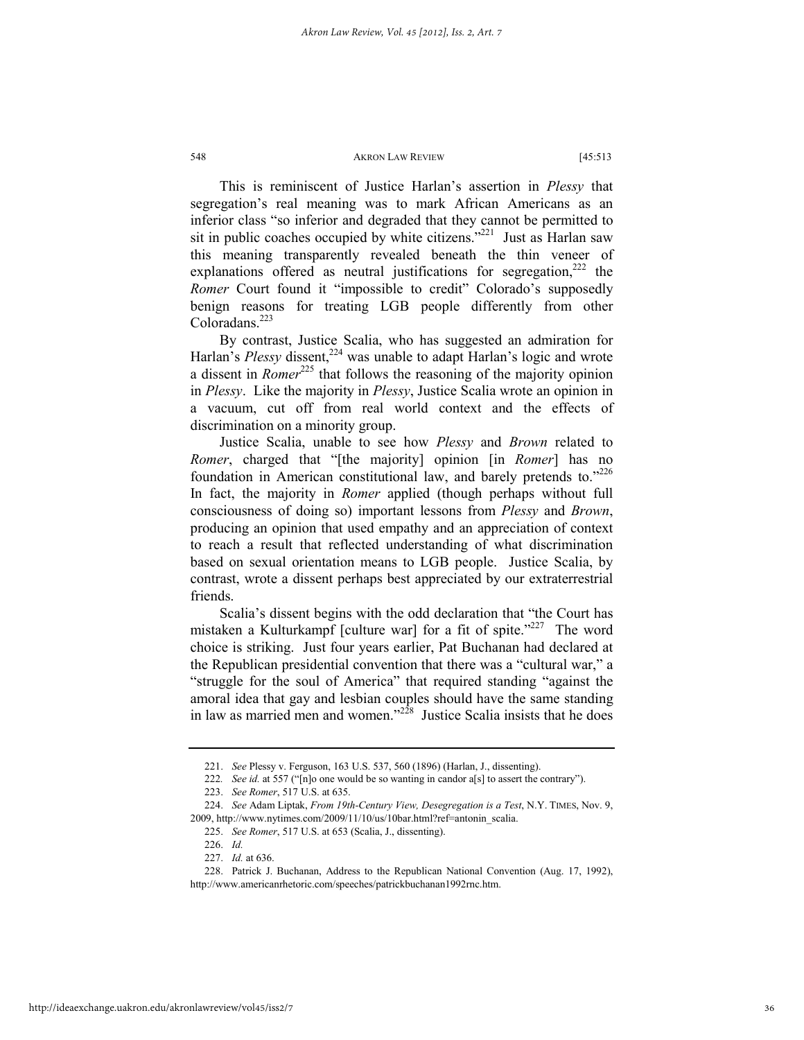This is reminiscent of Justice Harlan's assertion in *Plessy* that segregation's real meaning was to mark African Americans as an inferior class "so inferior and degraded that they cannot be permitted to sit in public coaches occupied by white citizens."[221] Just as Harlan saw this meaning transparently revealed beneath the thin veneer of explanations offered as neutral justifications for segregation,[222] the *Romer* Court found it "impossible to credit" Colorado's supposedly benign reasons for treating LGB people differently from other Coloradans.[223]

By contrast, Justice Scalia, who has suggested an admiration for Harlan's *Plessy* dissent,[224] was unable to adapt Harlan's logic and wrote a dissent in *Romer*[225] that follows the reasoning of the majority opinion in *Plessy*. Like the majority in *Plessy*, Justice Scalia wrote an opinion in a vacuum, cut off from real world context and the effects of discrimination on a minority group.

Justice Scalia, unable to see how *Plessy* and *Brown* related to *Romer*, charged that "[the majority] opinion [in *Romer*] has no foundation in American constitutional law, and barely pretends to."[226] In fact, the majority in *Romer* applied (though perhaps without full consciousness of doing so) important lessons from *Plessy* and *Brown*, producing an opinion that used empathy and an appreciation of context to reach a result that reflected understanding of what discrimination based on sexual orientation means to LGB people. Justice Scalia, by contrast, wrote a dissent perhaps best appreciated by our extraterrestrial friends.

Scalia's dissent begins with the odd declaration that "the Court has mistaken a Kulturkampf [culture war] for a fit of spite."[227] The word choice is striking. Just four years earlier, Pat Buchanan had declared at the Republican presidential convention that there was a "cultural war," a "struggle for the soul of America" that required standing "against the amoral idea that gay and lesbian couples should have the same standing in law as married men and women."[228] Justice Scalia insists that he does

---

221. *See* Plessy v. Ferguson, 163 U.S. 537, 560 (1896) (Harlan, J., dissenting).

222. *See id.* at 557 ("[n]o one would be so wanting in candor a[s] to assert the contrary").

223. *See Romer*, 517 U.S. at 635.

224. *See* Adam Liptak, *From 19th-Century View, Desegregation is a Test*, N.Y. TIMES, Nov. 9, 2009, http://www.nytimes.com/2009/11/10/us/10bar.html?ref=antonin_scalia.

225. *See Romer*, 517 U.S. at 653 (Scalia, J., dissenting).

226. *Id.*

227. *Id.* at 636.

228. Patrick J. Buchanan, Address to the Republican National Convention (Aug. 17, 1992), http://www.americanrhetoric.com/speeches/patrickbuchanan1992rnc.htm.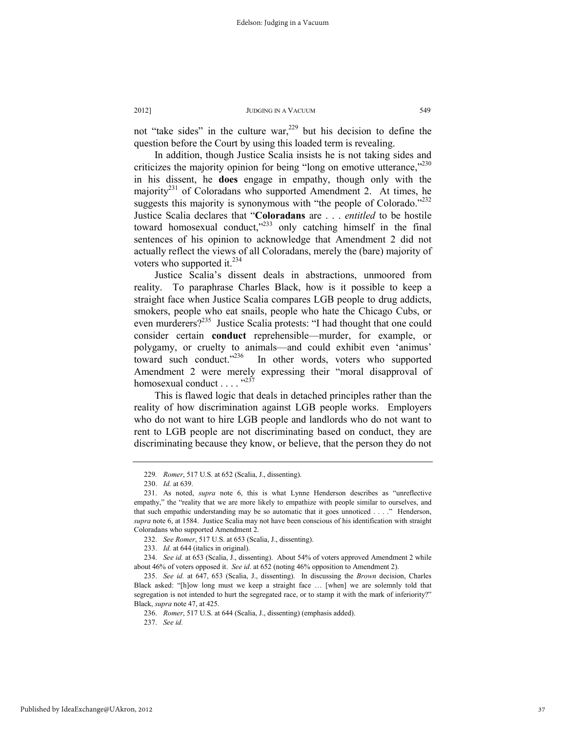not "take sides" in the culture war,[229] but his decision to define the question before the Court by using this loaded term is revealing.

In addition, though Justice Scalia insists he is not taking sides and criticizes the majority opinion for being "long on emotive utterance,"[230] in his dissent, he **does** engage in empathy, though only with the majority[231] of Coloradans who supported Amendment 2. At times, he suggests this majority is synonymous with "the people of Colorado."[232] Justice Scalia declares that "**Coloradans** are . . . *entitled* to be hostile toward homosexual conduct,"[233] only catching himself in the final sentences of his opinion to acknowledge that Amendment 2 did not actually reflect the views of all Coloradans, merely the (bare) majority of voters who supported it.[234]

Justice Scalia's dissent deals in abstractions, unmoored from reality. To paraphrase Charles Black, how is it possible to keep a straight face when Justice Scalia compares LGB people to drug addicts, smokers, people who eat snails, people who hate the Chicago Cubs, or even murderers?[235] Justice Scalia protests: "I had thought that one could consider certain **conduct** reprehensible—murder, for example, or polygamy, or cruelty to animals—and could exhibit even 'animus' toward such conduct."[236] In other words, voters who supported Amendment 2 were merely expressing their "moral disapproval of homosexual conduct . . . ."[237]

This is flawed logic that deals in detached principles rather than the reality of how discrimination against LGB people works. Employers who do not want to hire LGB people and landlords who do not want to rent to LGB people are not discriminating based on conduct, they are discriminating because they know, or believe, that the person they do not

---

229. *Romer*, 517 U.S. at 652 (Scalia, J., dissenting).

230. *Id.* at 639.

231. As noted, *supra* note 6, this is what Lynne Henderson describes as "unreflective empathy," the "reality that we are more likely to empathize with people similar to ourselves, and that such empathic understanding may be so automatic that it goes unnoticed . . . ." Henderson, *supra* note 6, at 1584. Justice Scalia may not have been conscious of his identification with straight Coloradans who supported Amendment 2.

232. *See Romer*, 517 U.S. at 653 (Scalia, J., dissenting).

233. *Id.* at 644 (italics in original).

234. *See id.* at 653 (Scalia, J., dissenting). About 54% of voters approved Amendment 2 while about 46% of voters opposed it. *See id*. at 652 (noting 46% opposition to Amendment 2).

235. *See id.* at 647, 653 (Scalia, J., dissenting). In discussing the *Brown* decision, Charles Black asked: "[h]ow long must we keep a straight face … [when] we are solemnly told that segregation is not intended to hurt the segregated race, or to stamp it with the mark of inferiority?" Black, *supra* note 47, at 425.

236. *Romer*, 517 U.S. at 644 (Scalia, J., dissenting) (emphasis added).

237. *See id.*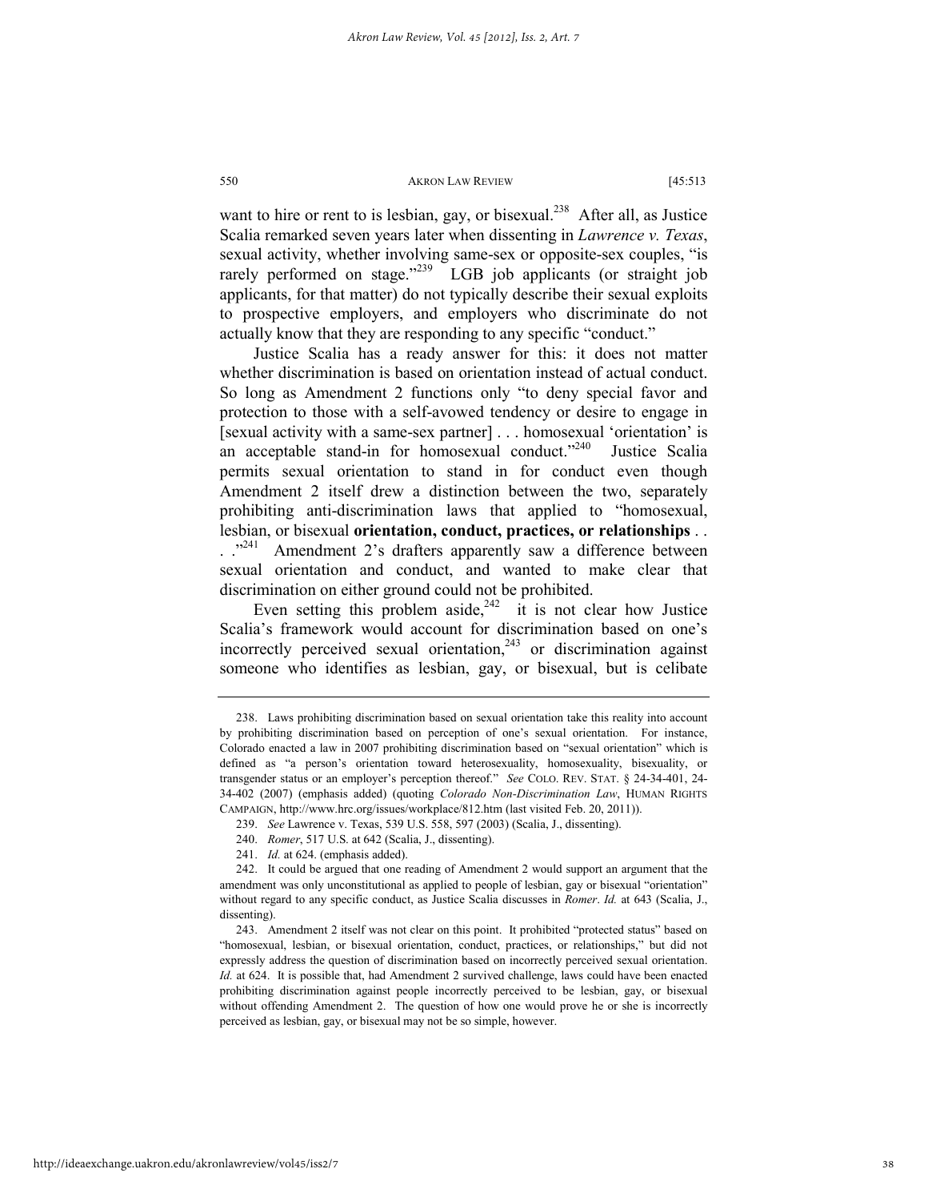want to hire or rent to is lesbian, gay, or bisexual.[238] After all, as Justice Scalia remarked seven years later when dissenting in *Lawrence v. Texas*, sexual activity, whether involving same-sex or opposite-sex couples, "is rarely performed on stage."[239] LGB job applicants (or straight job applicants, for that matter) do not typically describe their sexual exploits to prospective employers, and employers who discriminate do not actually know that they are responding to any specific "conduct."

Justice Scalia has a ready answer for this: it does not matter whether discrimination is based on orientation instead of actual conduct. So long as Amendment 2 functions only "to deny special favor and protection to those with a self-avowed tendency or desire to engage in [sexual activity with a same-sex partner] . . . homosexual 'orientation' is an acceptable stand-in for homosexual conduct."[240] Justice Scalia permits sexual orientation to stand in for conduct even though Amendment 2 itself drew a distinction between the two, separately prohibiting anti-discrimination laws that applied to "homosexual, lesbian, or bisexual **orientation, conduct, practices, or relationships** . . . ."[241] Amendment 2's drafters apparently saw a difference between sexual orientation and conduct, and wanted to make clear that discrimination on either ground could not be prohibited.

Even setting this problem aside,[242] it is not clear how Justice Scalia's framework would account for discrimination based on one's incorrectly perceived sexual orientation,[243] or discrimination against someone who identifies as lesbian, gay, or bisexual, but is celibate

---

238. Laws prohibiting discrimination based on sexual orientation take this reality into account by prohibiting discrimination based on perception of one's sexual orientation. For instance, Colorado enacted a law in 2007 prohibiting discrimination based on "sexual orientation" which is defined as "a person's orientation toward heterosexuality, homosexuality, bisexuality, or transgender status or an employer's perception thereof." *See* COLO. REV. STAT. § 24-34-401, 24-34-402 (2007) (emphasis added) (quoting *Colorado Non-Discrimination Law*, HUMAN RIGHTS CAMPAIGN, http://www.hrc.org/issues/workplace/812.htm (last visited Feb. 20, 2011)).

239. *See* Lawrence v. Texas, 539 U.S. 558, 597 (2003) (Scalia, J., dissenting).

240. *Romer*, 517 U.S. at 642 (Scalia, J., dissenting).

241. *Id.* at 624. (emphasis added).

242. It could be argued that one reading of Amendment 2 would support an argument that the amendment was only unconstitutional as applied to people of lesbian, gay or bisexual "orientation" without regard to any specific conduct, as Justice Scalia discusses in *Romer*. *Id.* at 643 (Scalia, J., dissenting).

243. Amendment 2 itself was not clear on this point. It prohibited "protected status" based on "homosexual, lesbian, or bisexual orientation, conduct, practices, or relationships," but did not expressly address the question of discrimination based on incorrectly perceived sexual orientation. *Id.* at 624. It is possible that, had Amendment 2 survived challenge, laws could have been enacted prohibiting discrimination against people incorrectly perceived to be lesbian, gay, or bisexual without offending Amendment 2. The question of how one would prove he or she is incorrectly perceived as lesbian, gay, or bisexual may not be so simple, however.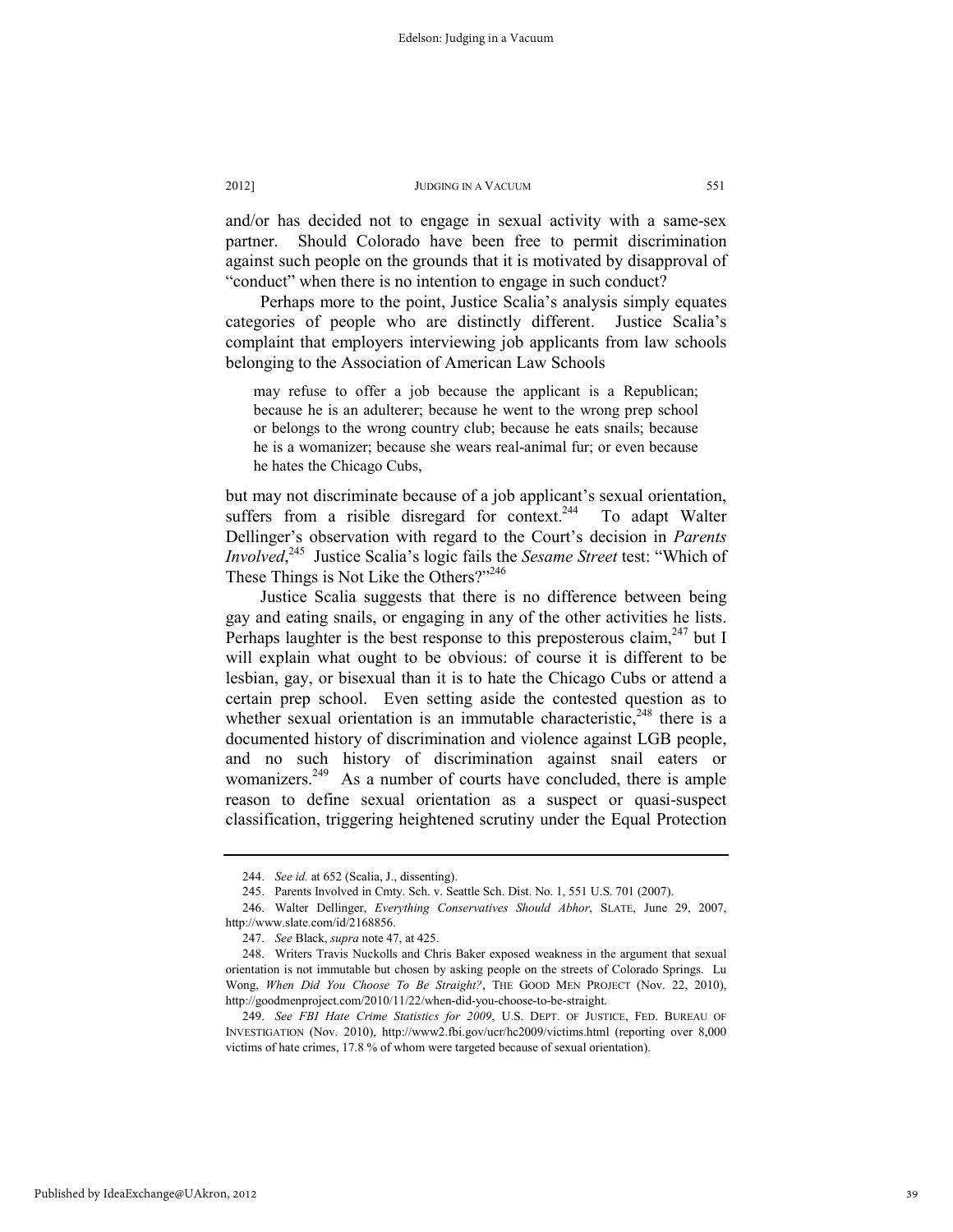and/or has decided not to engage in sexual activity with a same-sex partner. Should Colorado have been free to permit discrimination against such people on the grounds that it is motivated by disapproval of "conduct" when there is no intention to engage in such conduct?

Perhaps more to the point, Justice Scalia's analysis simply equates categories of people who are distinctly different. Justice Scalia's complaint that employers interviewing job applicants from law schools belonging to the Association of American Law Schools

> may refuse to offer a job because the applicant is a Republican; because he is an adulterer; because he went to the wrong prep school or belongs to the wrong country club; because he eats snails; because he is a womanizer; because she wears real-animal fur; or even because he hates the Chicago Cubs,

but may not discriminate because of a job applicant's sexual orientation, suffers from a risible disregard for context.[244] To adapt Walter Dellinger's observation with regard to the Court's decision in *Parents Involved*,[245] Justice Scalia's logic fails the *Sesame Street* test: "Which of These Things is Not Like the Others?"[246]

Justice Scalia suggests that there is no difference between being gay and eating snails, or engaging in any of the other activities he lists. Perhaps laughter is the best response to this preposterous claim,[247] but I will explain what ought to be obvious: of course it is different to be lesbian, gay, or bisexual than it is to hate the Chicago Cubs or attend a certain prep school. Even setting aside the contested question as to whether sexual orientation is an immutable characteristic,[248] there is a documented history of discrimination and violence against LGB people, and no such history of discrimination against snail eaters or womanizers.[249] As a number of courts have concluded, there is ample reason to define sexual orientation as a suspect or quasi-suspect classification, triggering heightened scrutiny under the Equal Protection

---

244. *See id.* at 652 (Scalia, J., dissenting).

245. Parents Involved in Cmty. Sch. v. Seattle Sch. Dist. No. 1, 551 U.S. 701 (2007).

246. Walter Dellinger, *Everything Conservatives Should Abhor*, SLATE, June 29, 2007, http://www.slate.com/id/2168856.

247. *See* Black, *supra* note 47, at 425.

248. Writers Travis Nuckolls and Chris Baker exposed weakness in the argument that sexual orientation is not immutable but chosen by asking people on the streets of Colorado Springs. Lu Wong, *When Did You Choose To Be Straight?*, THE GOOD MEN PROJECT (Nov. 22, 2010), http://goodmenproject.com/2010/11/22/when-did-you-choose-to-be-straight.

249. *See FBI Hate Crime Statistics for 2009*, U.S. DEPT. OF JUSTICE, FED. BUREAU OF INVESTIGATION (Nov. 2010), http://www2.fbi.gov/ucr/hc2009/victims.html (reporting over 8,000 victims of hate crimes, 17.8 % of whom were targeted because of sexual orientation).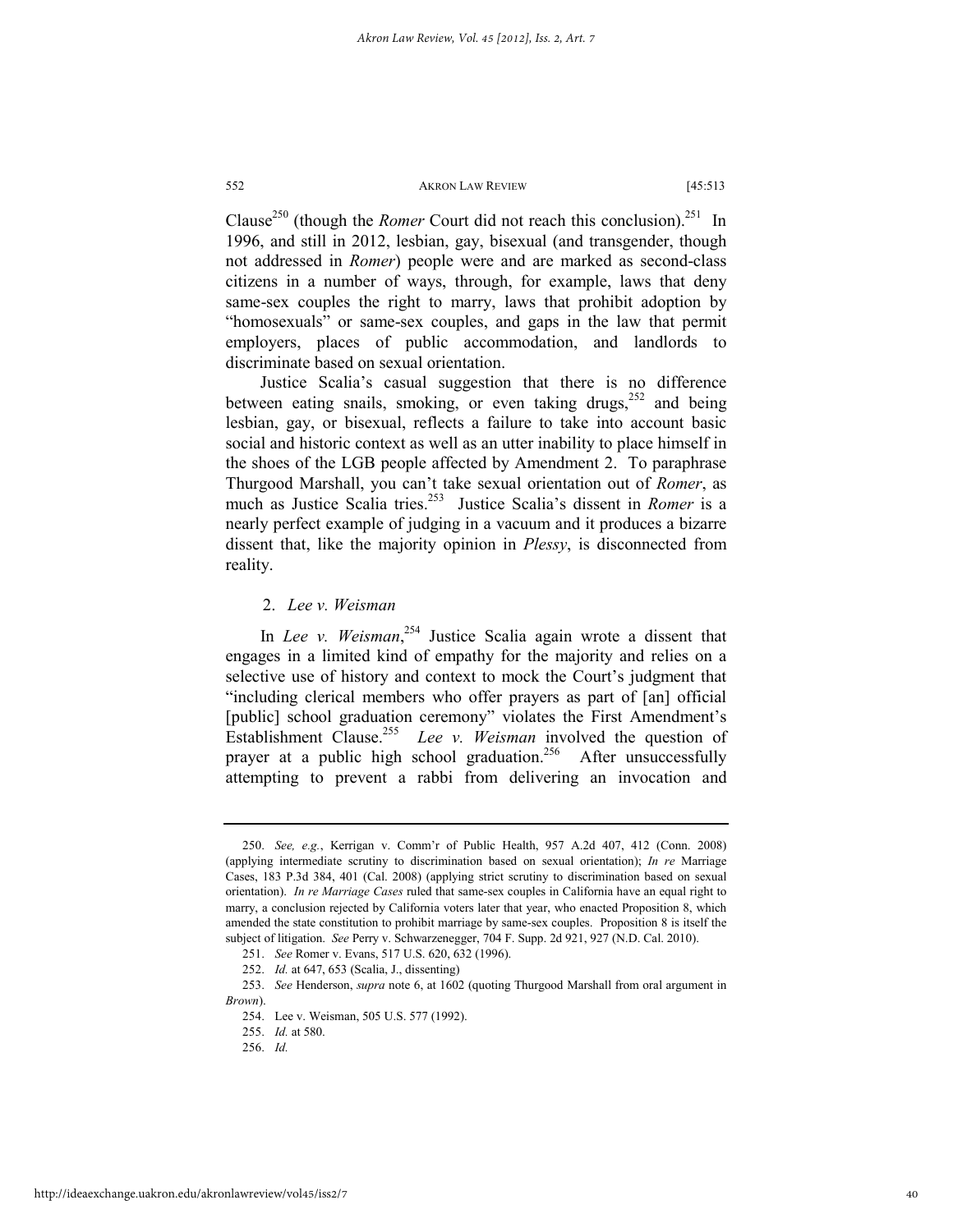Clause[250] (though the *Romer* Court did not reach this conclusion).[251] In 1996, and still in 2012, lesbian, gay, bisexual (and transgender, though not addressed in *Romer*) people were and are marked as second-class citizens in a number of ways, through, for example, laws that deny same-sex couples the right to marry, laws that prohibit adoption by "homosexuals" or same-sex couples, and gaps in the law that permit employers, places of public accommodation, and landlords to discriminate based on sexual orientation.

Justice Scalia's casual suggestion that there is no difference between eating snails, smoking, or even taking drugs,[252] and being lesbian, gay, or bisexual, reflects a failure to take into account basic social and historic context as well as an utter inability to place himself in the shoes of the LGB people affected by Amendment 2. To paraphrase Thurgood Marshall, you can't take sexual orientation out of *Romer*, as much as Justice Scalia tries.[253] Justice Scalia's dissent in *Romer* is a nearly perfect example of judging in a vacuum and it produces a bizarre dissent that, like the majority opinion in *Plessy*, is disconnected from reality.

### 2. *Lee v. Weisman*

In *Lee v. Weisman*,[254] Justice Scalia again wrote a dissent that engages in a limited kind of empathy for the majority and relies on a selective use of history and context to mock the Court's judgment that "including clerical members who offer prayers as part of [an] official [public] school graduation ceremony" violates the First Amendment's Establishment Clause.[255] *Lee v. Weisman* involved the question of prayer at a public high school graduation.[256] After unsuccessfully attempting to prevent a rabbi from delivering an invocation and

---

250. *See, e.g.*, Kerrigan v. Comm'r of Public Health, 957 A.2d 407, 412 (Conn. 2008) (applying intermediate scrutiny to discrimination based on sexual orientation); *In re* Marriage Cases, 183 P.3d 384, 401 (Cal. 2008) (applying strict scrutiny to discrimination based on sexual orientation). *In re Marriage Cases* ruled that same-sex couples in California have an equal right to marry, a conclusion rejected by California voters later that year, who enacted Proposition 8, which amended the state constitution to prohibit marriage by same-sex couples. Proposition 8 is itself the subject of litigation. *See* Perry v. Schwarzenegger, 704 F. Supp. 2d 921, 927 (N.D. Cal. 2010).

251. *See* Romer v. Evans, 517 U.S. 620, 632 (1996).

252. *Id.* at 647, 653 (Scalia, J., dissenting)

253. *See* Henderson, *supra* note 6, at 1602 (quoting Thurgood Marshall from oral argument in *Brown*).

254. Lee v. Weisman, 505 U.S. 577 (1992).

255. *Id.* at 580.

256. *Id.*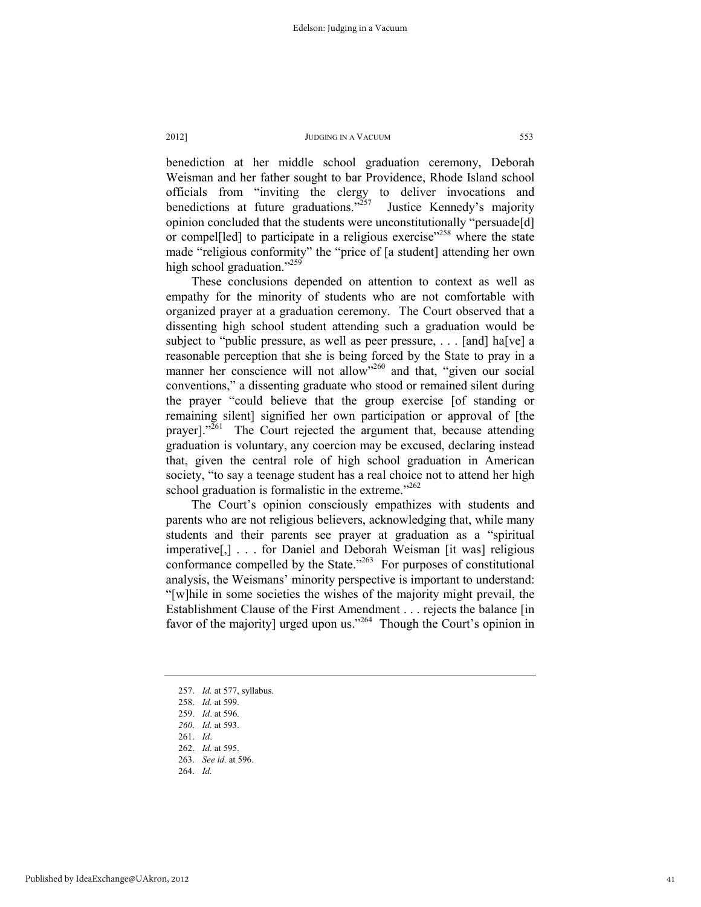benediction at her middle school graduation ceremony, Deborah Weisman and her father sought to bar Providence, Rhode Island school officials from "inviting the clergy to deliver invocations and benedictions at future graduations."[257] Justice Kennedy's majority opinion concluded that the students were unconstitutionally "persuade[d] or compel[led] to participate in a religious exercise"[258] where the state made "religious conformity" the "price of [a student] attending her own high school graduation."[259]

These conclusions depended on attention to context as well as empathy for the minority of students who are not comfortable with organized prayer at a graduation ceremony. The Court observed that a dissenting high school student attending such a graduation would be subject to "public pressure, as well as peer pressure, . . . [and] ha[ve] a reasonable perception that she is being forced by the State to pray in a manner her conscience will not allow"[260] and that, "given our social conventions," a dissenting graduate who stood or remained silent during the prayer "could believe that the group exercise [of standing or remaining silent] signified her own participation or approval of [the prayer]."[261] The Court rejected the argument that, because attending graduation is voluntary, any coercion may be excused, declaring instead that, given the central role of high school graduation in American society, "to say a teenage student has a real choice not to attend her high school graduation is formalistic in the extreme."[262]

The Court's opinion consciously empathizes with students and parents who are not religious believers, acknowledging that, while many students and their parents see prayer at graduation as a "spiritual imperative[,] . . . for Daniel and Deborah Weisman [it was] religious conformance compelled by the State."[263] For purposes of constitutional analysis, the Weismans' minority perspective is important to understand: "[w]hile in some societies the wishes of the majority might prevail, the Establishment Clause of the First Amendment . . . rejects the balance [in favor of the majority] urged upon us."[264] Though the Court's opinion in

---

257. *Id.* at 577, syllabus.

258. *Id.* at 599.

259. *Id*. at 596.

*260*. *Id.* at 593.

261. *Id*.

262. *Id.* at 595.

263. *See id.* at 596.

264. *Id.*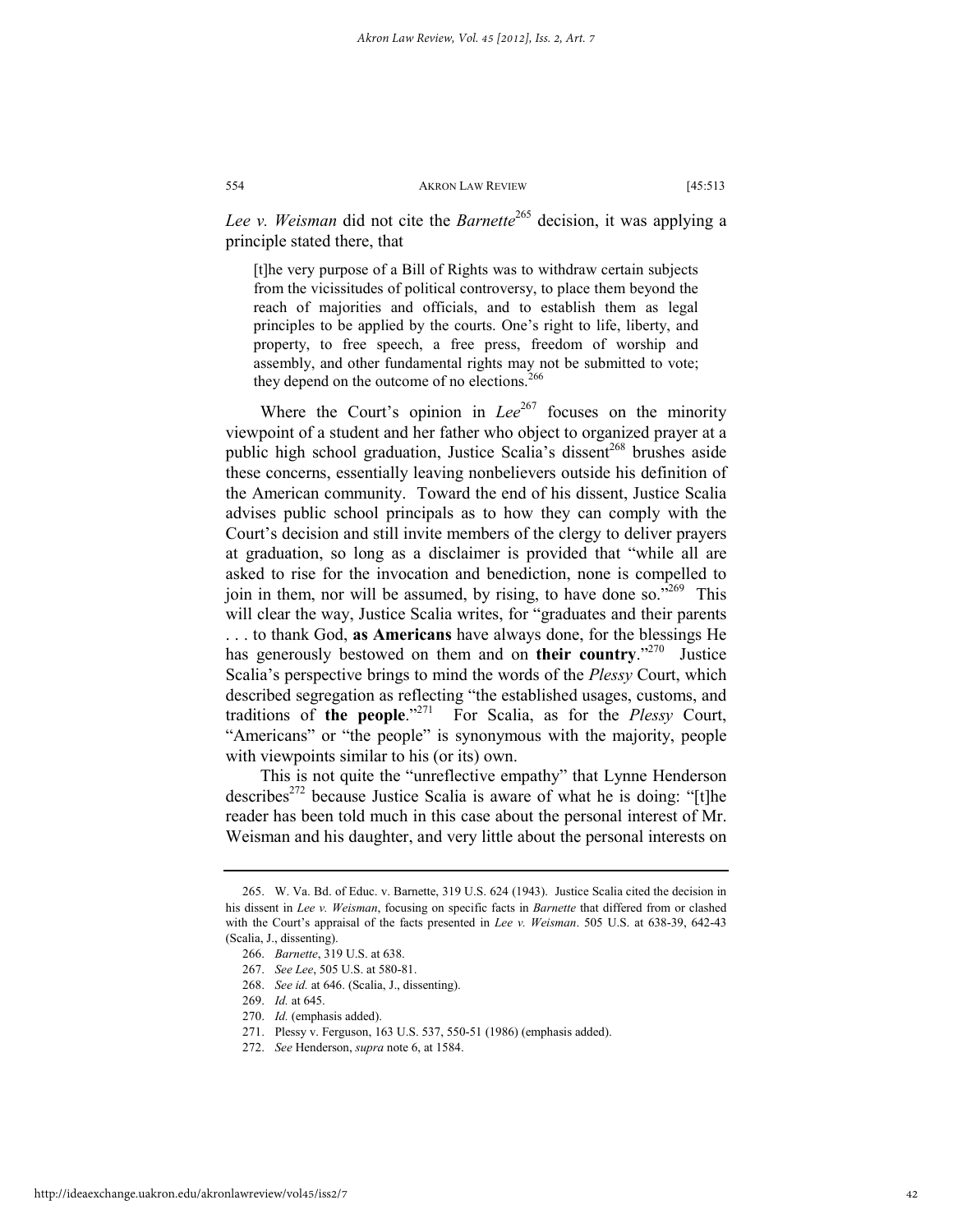*Lee v. Weisman* did not cite the *Barnette*[265] decision, it was applying a principle stated there, that

> [t]he very purpose of a Bill of Rights was to withdraw certain subjects from the vicissitudes of political controversy, to place them beyond the reach of majorities and officials, and to establish them as legal principles to be applied by the courts. One's right to life, liberty, and property, to free speech, a free press, freedom of worship and assembly, and other fundamental rights may not be submitted to vote; they depend on the outcome of no elections.[266]

Where the Court's opinion in *Lee*[267] focuses on the minority viewpoint of a student and her father who object to organized prayer at a public high school graduation, Justice Scalia's dissent[268] brushes aside these concerns, essentially leaving nonbelievers outside his definition of the American community. Toward the end of his dissent, Justice Scalia advises public school principals as to how they can comply with the Court's decision and still invite members of the clergy to deliver prayers at graduation, so long as a disclaimer is provided that "while all are asked to rise for the invocation and benediction, none is compelled to join in them, nor will be assumed, by rising, to have done so."[269] This will clear the way, Justice Scalia writes, for "graduates and their parents . . . to thank God, **as Americans** have always done, for the blessings He has generously bestowed on them and on **their country**."[270] Justice Scalia's perspective brings to mind the words of the *Plessy* Court, which described segregation as reflecting "the established usages, customs, and traditions of **the people**."[271] For Scalia, as for the *Plessy* Court, "Americans" or "the people" is synonymous with the majority, people with viewpoints similar to his (or its) own.

This is not quite the "unreflective empathy" that Lynne Henderson describes[272] because Justice Scalia is aware of what he is doing: "[t]he reader has been told much in this case about the personal interest of Mr. Weisman and his daughter, and very little about the personal interests on

---

265. W. Va. Bd. of Educ. v. Barnette, 319 U.S. 624 (1943). Justice Scalia cited the decision in his dissent in *Lee v. Weisman*, focusing on specific facts in *Barnette* that differed from or clashed with the Court's appraisal of the facts presented in *Lee v. Weisman*. 505 U.S. at 638-39, 642-43 (Scalia, J., dissenting).

266. *Barnette*, 319 U.S. at 638.

267. *See Lee*, 505 U.S. at 580-81.

268. *See id.* at 646. (Scalia, J., dissenting).

269. *Id.* at 645.

270. *Id.* (emphasis added).

271. Plessy v. Ferguson, 163 U.S. 537, 550-51 (1986) (emphasis added).

272. *See* Henderson, *supra* note 6, at 1584.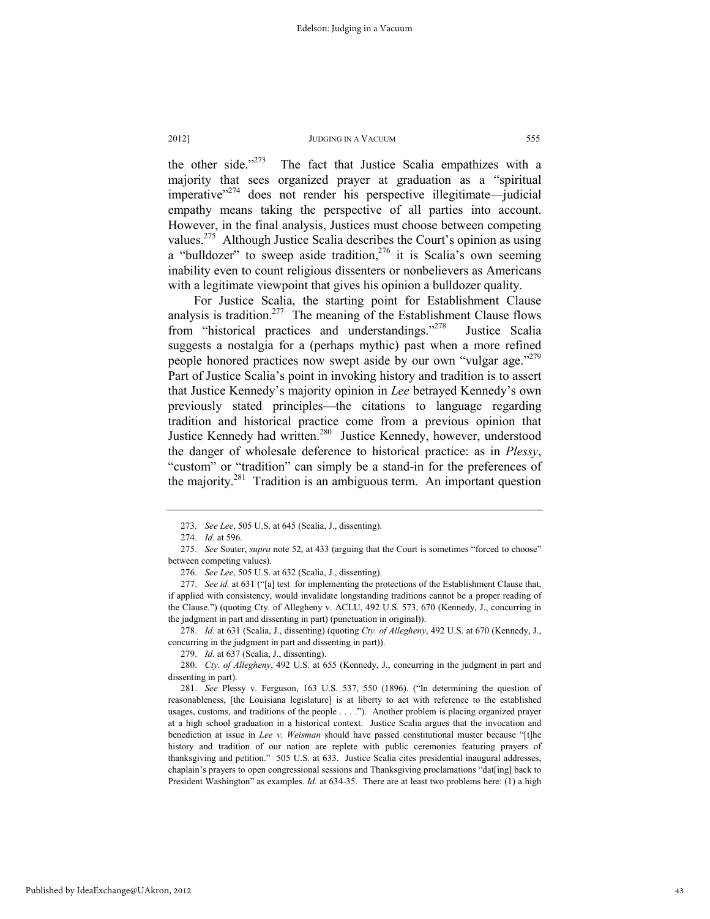the other side."[273] The fact that Justice Scalia empathizes with a majority that sees organized prayer at graduation as a "spiritual imperative"[274] does not render his perspective illegitimate—judicial empathy means taking the perspective of all parties into account. However, in the final analysis, Justices must choose between competing values.[275] Although Justice Scalia describes the Court's opinion as using a "bulldozer" to sweep aside tradition,[276] it is Scalia's own seeming inability even to count religious dissenters or nonbelievers as Americans with a legitimate viewpoint that gives his opinion a bulldozer quality.

For Justice Scalia, the starting point for Establishment Clause analysis is tradition.[277] The meaning of the Establishment Clause flows from "historical practices and understandings."[278] Justice Scalia suggests a nostalgia for a (perhaps mythic) past when a more refined people honored practices now swept aside by our own "vulgar age."[279] Part of Justice Scalia's point in invoking history and tradition is to assert that Justice Kennedy's majority opinion in *Lee* betrayed Kennedy's own previously stated principles—the citations to language regarding tradition and historical practice come from a previous opinion that Justice Kennedy had written.[280] Justice Kennedy, however, understood the danger of wholesale deference to historical practice: as in *Plessy*, "custom" or "tradition" can simply be a stand-in for the preferences of the majority.[281] Tradition is an ambiguous term. An important question

---

273. *See Lee*, 505 U.S. at 645 (Scalia, J., dissenting).

274. *Id.* at 596.

275. *See* Souter, *supra* note 52, at 433 (arguing that the Court is sometimes "forced to choose" between competing values).

276. *See Lee*, 505 U.S. at 632 (Scalia, J., dissenting).

277. *See id.* at 631 ("[a] test for implementing the protections of the Establishment Clause that, if applied with consistency, would invalidate longstanding traditions cannot be a proper reading of the Clause.") (quoting Cty. of Allegheny v. ACLU, 492 U.S. 573, 670 (Kennedy, J., concurring in the judgment in part and dissenting in part) (punctuation in original)).

278. *Id.* at 631 (Scalia, J., dissenting) (quoting *Cty. of Allegheny*, 492 U.S. at 670 (Kennedy, J., concurring in the judgment in part and dissenting in part)).

279. *Id.* at 637 (Scalia, J., dissenting).

280. *Cty. of Allegheny*, 492 U.S. at 655 (Kennedy, J., concurring in the judgment in part and dissenting in part).

281. *See* Plessy v. Ferguson, 163 U.S. 537, 550 (1896). ("In determining the question of reasonableness, [the Louisiana legislature] is at liberty to act with reference to the established usages, customs, and traditions of the people . . . ."). Another problem is placing organized prayer at a high school graduation in a historical context. Justice Scalia argues that the invocation and benediction at issue in *Lee v. Weisman* should have passed constitutional muster because "[t]he history and tradition of our nation are replete with public ceremonies featuring prayers of thanksgiving and petition." 505 U.S. at 633. Justice Scalia cites presidential inaugural addresses, chaplain's prayers to open congressional sessions and Thanksgiving proclamations "dat[ing] back to President Washington" as examples. *Id.* at 634-35. There are at least two problems here: (1) a high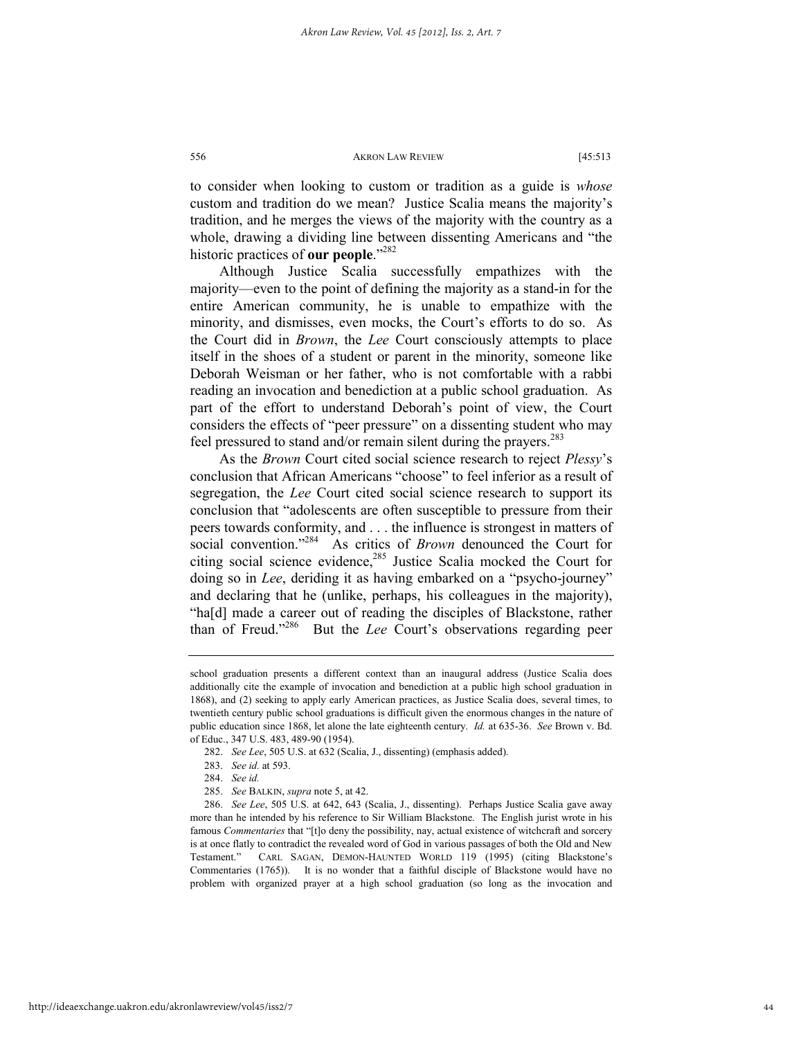to consider when looking to custom or tradition as a guide is *whose* custom and tradition do we mean? Justice Scalia means the majority's tradition, and he merges the views of the majority with the country as a whole, drawing a dividing line between dissenting Americans and "the historic practices of **our people**."[282]

Although Justice Scalia successfully empathizes with the majority—even to the point of defining the majority as a stand-in for the entire American community, he is unable to empathize with the minority, and dismisses, even mocks, the Court's efforts to do so. As the Court did in *Brown*, the *Lee* Court consciously attempts to place itself in the shoes of a student or parent in the minority, someone like Deborah Weisman or her father, who is not comfortable with a rabbi reading an invocation and benediction at a public school graduation. As part of the effort to understand Deborah's point of view, the Court considers the effects of "peer pressure" on a dissenting student who may feel pressured to stand and/or remain silent during the prayers.[283]

As the *Brown* Court cited social science research to reject *Plessy*'s conclusion that African Americans "choose" to feel inferior as a result of segregation, the *Lee* Court cited social science research to support its conclusion that "adolescents are often susceptible to pressure from their peers towards conformity, and . . . the influence is strongest in matters of social convention."[284] As critics of *Brown* denounced the Court for citing social science evidence,[285] Justice Scalia mocked the Court for doing so in *Lee*, deriding it as having embarked on a "psycho-journey" and declaring that he (unlike, perhaps, his colleagues in the majority), "ha[d] made a career out of reading the disciples of Blackstone, rather than of Freud."[286] But the *Lee* Court's observations regarding peer

---

school graduation presents a different context than an inaugural address (Justice Scalia does additionally cite the example of invocation and benediction at a public high school graduation in 1868), and (2) seeking to apply early American practices, as Justice Scalia does, several times, to twentieth century public school graduations is difficult given the enormous changes in the nature of public education since 1868, let alone the late eighteenth century. *Id.* at 635-36. *See* Brown v. Bd. of Educ., 347 U.S. 483, 489-90 (1954).

282. *See Lee*, 505 U.S. at 632 (Scalia, J., dissenting) (emphasis added).

283. *See id.* at 593.

284. *See id.*

285. *See* BALKIN, *supra* note 5, at 42.

286. *See Lee*, 505 U.S. at 642, 643 (Scalia, J., dissenting). Perhaps Justice Scalia gave away more than he intended by his reference to Sir William Blackstone. The English jurist wrote in his famous *Commentaries* that "[t]o deny the possibility, nay, actual existence of witchcraft and sorcery is at once flatly to contradict the revealed word of God in various passages of both the Old and New Testament." CARL SAGAN, DEMON-HAUNTED WORLD 119 (1995) (citing Blackstone's Commentaries (1765)). It is no wonder that a faithful disciple of Blackstone would have no problem with organized prayer at a high school graduation (so long as the invocation and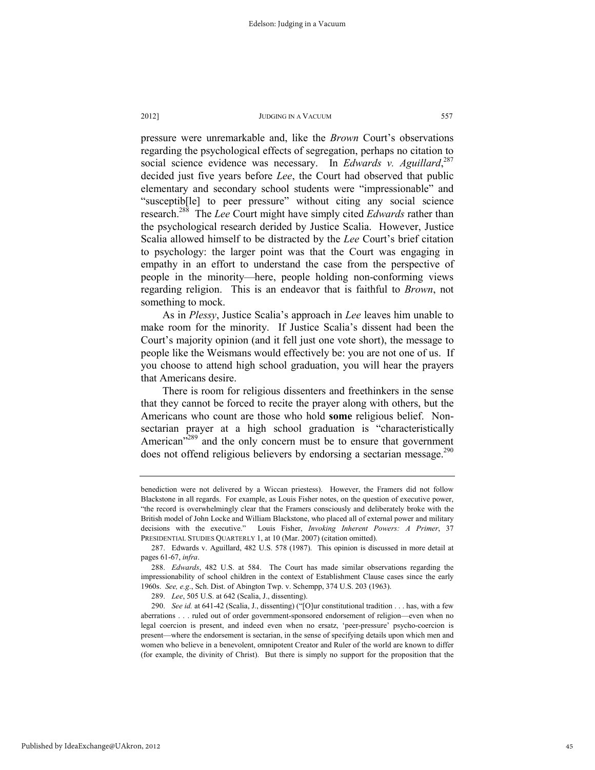pressure were unremarkable and, like the *Brown* Court's observations regarding the psychological effects of segregation, perhaps no citation to social science evidence was necessary. In *Edwards v. Aguillard*,[287] decided just five years before *Lee*, the Court had observed that public elementary and secondary school students were "impressionable" and "susceptib[le] to peer pressure" without citing any social science research.[288] The *Lee* Court might have simply cited *Edwards* rather than the psychological research derided by Justice Scalia. However, Justice Scalia allowed himself to be distracted by the *Lee* Court's brief citation to psychology: the larger point was that the Court was engaging in empathy in an effort to understand the case from the perspective of people in the minority—here, people holding non-conforming views regarding religion. This is an endeavor that is faithful to *Brown*, not something to mock.

As in *Plessy*, Justice Scalia's approach in *Lee* leaves him unable to make room for the minority. If Justice Scalia's dissent had been the Court's majority opinion (and it fell just one vote short), the message to people like the Weismans would effectively be: you are not one of us. If you choose to attend high school graduation, you will hear the prayers that Americans desire.

There is room for religious dissenters and freethinkers in the sense that they cannot be forced to recite the prayer along with others, but the Americans who count are those who hold **some** religious belief. Non-sectarian prayer at a high school graduation is "characteristically American"[289] and the only concern must be to ensure that government does not offend religious believers by endorsing a sectarian message.[290]

---

benediction were not delivered by a Wiccan priestess). However, the Framers did not follow Blackstone in all regards. For example, as Louis Fisher notes, on the question of executive power, "the record is overwhelmingly clear that the Framers consciously and deliberately broke with the British model of John Locke and William Blackstone, who placed all of external power and military decisions with the executive." Louis Fisher, *Invoking Inherent Powers: A Primer*, 37 PRESIDENTIAL STUDIES QUARTERLY 1, at 10 (Mar. 2007) (citation omitted).

287. Edwards v. Aguillard, 482 U.S. 578 (1987). This opinion is discussed in more detail at pages 61-67, *infra*.

288. *Edwards*, 482 U.S. at 584. The Court has made similar observations regarding the impressionability of school children in the context of Establishment Clause cases since the early 1960s. *See, e.g.*, Sch. Dist. of Abington Twp. v. Schempp, 374 U.S. 203 (1963).

289. *Lee*, 505 U.S. at 642 (Scalia, J., dissenting).

290. *See id.* at 641-42 (Scalia, J., dissenting) ("[O]ur constitutional tradition . . . has, with a few aberrations . . . ruled out of order government-sponsored endorsement of religion—even when no legal coercion is present, and indeed even when no ersatz, 'peer-pressure' psycho-coercion is present—where the endorsement is sectarian, in the sense of specifying details upon which men and women who believe in a benevolent, omnipotent Creator and Ruler of the world are known to differ (for example, the divinity of Christ). But there is simply no support for the proposition that the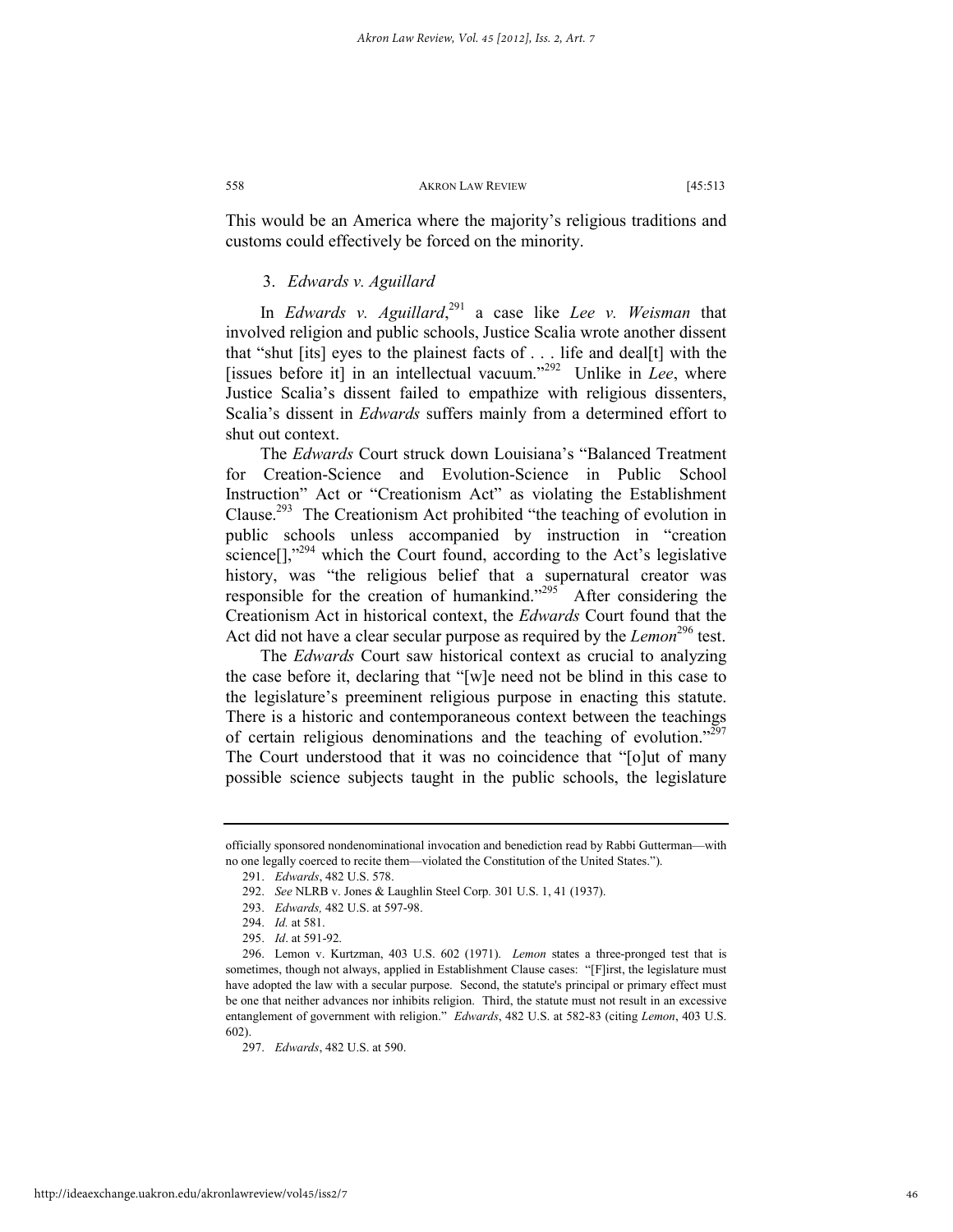This would be an America where the majority's religious traditions and customs could effectively be forced on the minority.

### 3. *Edwards v. Aguillard*

In *Edwards v. Aguillard*,[291] a case like *Lee v. Weisman* that involved religion and public schools, Justice Scalia wrote another dissent that "shut [its] eyes to the plainest facts of . . . life and deal[t] with the [issues before it] in an intellectual vacuum."[292] Unlike in *Lee*, where Justice Scalia's dissent failed to empathize with religious dissenters, Scalia's dissent in *Edwards* suffers mainly from a determined effort to shut out context.

The *Edwards* Court struck down Louisiana's "Balanced Treatment for Creation-Science and Evolution-Science in Public School Instruction" Act or "Creationism Act" as violating the Establishment Clause.[293] The Creationism Act prohibited "the teaching of evolution in public schools unless accompanied by instruction in "creation science[],"[294] which the Court found, according to the Act's legislative history, was "the religious belief that a supernatural creator was responsible for the creation of humankind."[295] After considering the Creationism Act in historical context, the *Edwards* Court found that the Act did not have a clear secular purpose as required by the *Lemon*[296] test.

The *Edwards* Court saw historical context as crucial to analyzing the case before it, declaring that "[w]e need not be blind in this case to the legislature's preeminent religious purpose in enacting this statute. There is a historic and contemporaneous context between the teachings of certain religious denominations and the teaching of evolution."[297] The Court understood that it was no coincidence that "[o]ut of many possible science subjects taught in the public schools, the legislature

---

officially sponsored nondenominational invocation and benediction read by Rabbi Gutterman—with no one legally coerced to recite them—violated the Constitution of the United States.").

291. *Edwards*, 482 U.S. 578.

292. *See* NLRB v. Jones & Laughlin Steel Corp. 301 U.S. 1, 41 (1937).

293. *Edwards,* 482 U.S. at 597-98.

294. *Id.* at 581.

295. *Id*. at 591-92.

296. Lemon v. Kurtzman, 403 U.S. 602 (1971). *Lemon* states a three-pronged test that is sometimes, though not always, applied in Establishment Clause cases: "[F]irst, the legislature must have adopted the law with a secular purpose. Second, the statute's principal or primary effect must be one that neither advances nor inhibits religion. Third, the statute must not result in an excessive entanglement of government with religion." *Edwards*, 482 U.S. at 582-83 (citing *Lemon*, 403 U.S. 602).

297. *Edwards*, 482 U.S. at 590.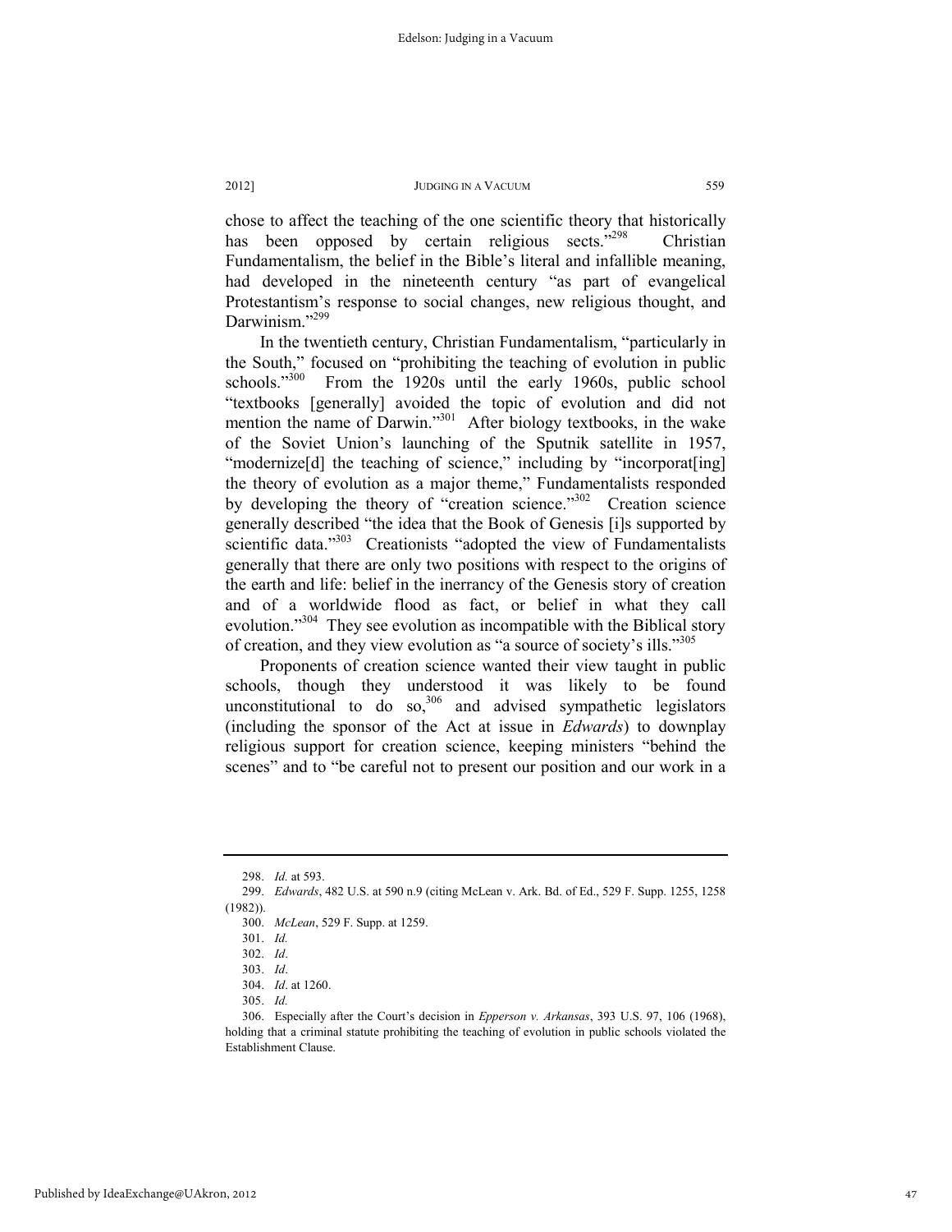chose to affect the teaching of the one scientific theory that historically has been opposed by certain religious sects."[298] Christian Fundamentalism, the belief in the Bible's literal and infallible meaning, had developed in the nineteenth century "as part of evangelical Protestantism's response to social changes, new religious thought, and Darwinism."[299]

In the twentieth century, Christian Fundamentalism, "particularly in the South," focused on "prohibiting the teaching of evolution in public schools."[300] From the 1920s until the early 1960s, public school "textbooks [generally] avoided the topic of evolution and did not mention the name of Darwin."[301] After biology textbooks, in the wake of the Soviet Union's launching of the Sputnik satellite in 1957, "modernize[d] the teaching of science," including by "incorporat[ing] the theory of evolution as a major theme," Fundamentalists responded by developing the theory of "creation science."[302] Creation science generally described "the idea that the Book of Genesis [i]s supported by scientific data."[303] Creationists "adopted the view of Fundamentalists generally that there are only two positions with respect to the origins of the earth and life: belief in the inerrancy of the Genesis story of creation and of a worldwide flood as fact, or belief in what they call evolution."[304] They see evolution as incompatible with the Biblical story of creation, and they view evolution as "a source of society's ills."[305]

Proponents of creation science wanted their view taught in public schools, though they understood it was likely to be found unconstitutional to do so,[306] and advised sympathetic legislators (including the sponsor of the Act at issue in *Edwards*) to downplay religious support for creation science, keeping ministers "behind the scenes" and to "be careful not to present our position and our work in a

---

298. *Id.* at 593.

299. *Edwards*, 482 U.S. at 590 n.9 (citing McLean v. Ark. Bd. of Ed., 529 F. Supp. 1255, 1258 (1982)).

300. *McLean*, 529 F. Supp. at 1259.

301. *Id.*

302. *Id*.

303. *Id*.

304. *Id*. at 1260.

305. *Id.*

306. Especially after the Court's decision in *Epperson v. Arkansas*, 393 U.S. 97, 106 (1968), holding that a criminal statute prohibiting the teaching of evolution in public schools violated the Establishment Clause.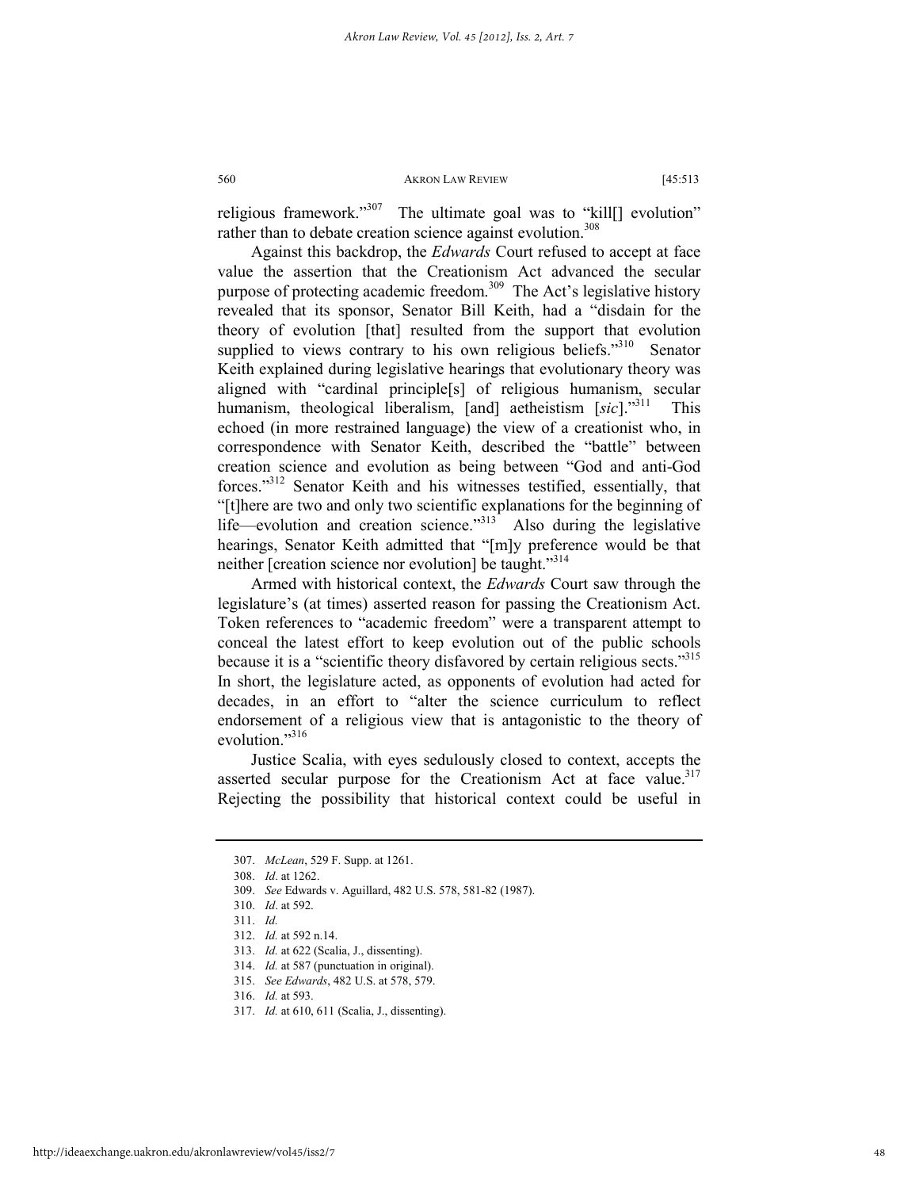religious framework."[307] The ultimate goal was to "kill[] evolution" rather than to debate creation science against evolution.[308]

Against this backdrop, the *Edwards* Court refused to accept at face value the assertion that the Creationism Act advanced the secular purpose of protecting academic freedom.[309] The Act's legislative history revealed that its sponsor, Senator Bill Keith, had a "disdain for the theory of evolution [that] resulted from the support that evolution supplied to views contrary to his own religious beliefs."[310] Senator Keith explained during legislative hearings that evolutionary theory was aligned with "cardinal principle[s] of religious humanism, secular humanism, theological liberalism, [and] aetheistism [*sic*]."[311] This echoed (in more restrained language) the view of a creationist who, in correspondence with Senator Keith, described the "battle" between creation science and evolution as being between "God and anti-God forces."[312] Senator Keith and his witnesses testified, essentially, that "[t]here are two and only two scientific explanations for the beginning of life—evolution and creation science."[313] Also during the legislative hearings, Senator Keith admitted that "[m]y preference would be that neither [creation science nor evolution] be taught."[314]

Armed with historical context, the *Edwards* Court saw through the legislature's (at times) asserted reason for passing the Creationism Act. Token references to "academic freedom" were a transparent attempt to conceal the latest effort to keep evolution out of the public schools because it is a "scientific theory disfavored by certain religious sects."[315] In short, the legislature acted, as opponents of evolution had acted for decades, in an effort to "alter the science curriculum to reflect endorsement of a religious view that is antagonistic to the theory of evolution."[316]

Justice Scalia, with eyes sedulously closed to context, accepts the asserted secular purpose for the Creationism Act at face value.[317] Rejecting the possibility that historical context could be useful in

---

307. *McLean*, 529 F. Supp. at 1261.

308. *Id*. at 1262.

309. *See* Edwards v. Aguillard, 482 U.S. 578, 581-82 (1987).

310. *Id*. at 592.

311. *Id.*

312. *Id.* at 592 n.14.

313. *Id.* at 622 (Scalia, J., dissenting).

314. *Id.* at 587 (punctuation in original).

315. *See Edwards*, 482 U.S. at 578, 579.

316. *Id.* at 593.

317. *Id.* at 610, 611 (Scalia, J., dissenting).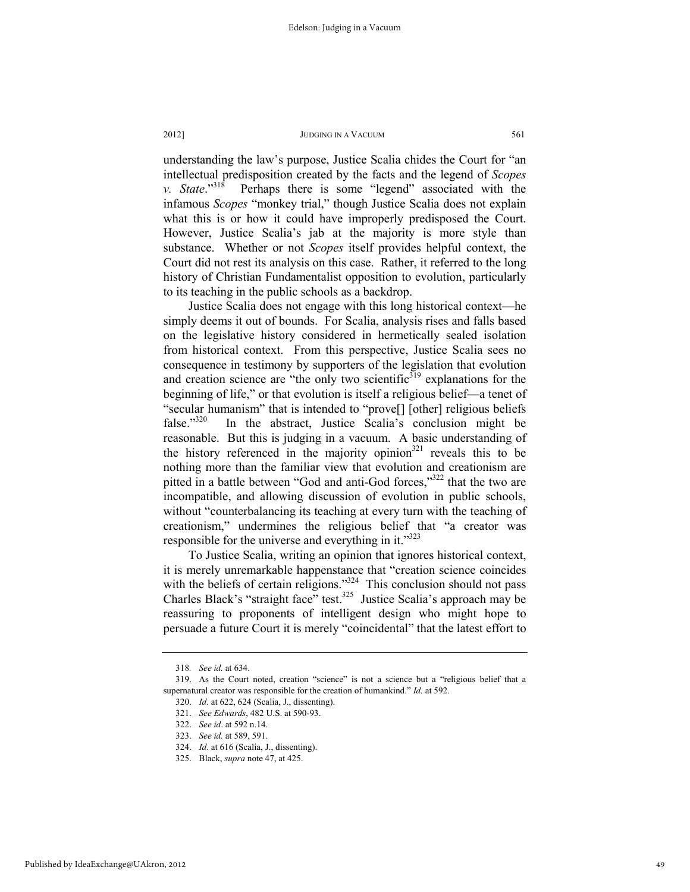understanding the law's purpose, Justice Scalia chides the Court for "an intellectual predisposition created by the facts and the legend of *Scopes v. State*."[318] Perhaps there is some "legend" associated with the infamous *Scopes* "monkey trial," though Justice Scalia does not explain what this is or how it could have improperly predisposed the Court. However, Justice Scalia's jab at the majority is more style than substance. Whether or not *Scopes* itself provides helpful context, the Court did not rest its analysis on this case. Rather, it referred to the long history of Christian Fundamentalist opposition to evolution, particularly to its teaching in the public schools as a backdrop.

Justice Scalia does not engage with this long historical context—he simply deems it out of bounds. For Scalia, analysis rises and falls based on the legislative history considered in hermetically sealed isolation from historical context. From this perspective, Justice Scalia sees no consequence in testimony by supporters of the legislation that evolution and creation science are "the only two scientific[319] explanations for the beginning of life," or that evolution is itself a religious belief—a tenet of "secular humanism" that is intended to "prove[] [other] religious beliefs false."[320] In the abstract, Justice Scalia's conclusion might be reasonable. But this is judging in a vacuum. A basic understanding of the history referenced in the majority opinion[321] reveals this to be nothing more than the familiar view that evolution and creationism are pitted in a battle between "God and anti-God forces,"[322] that the two are incompatible, and allowing discussion of evolution in public schools, without "counterbalancing its teaching at every turn with the teaching of creationism," undermines the religious belief that "a creator was responsible for the universe and everything in it."[323]

To Justice Scalia, writing an opinion that ignores historical context, it is merely unremarkable happenstance that "creation science coincides with the beliefs of certain religions."[324] This conclusion should not pass Charles Black's "straight face" test.[325] Justice Scalia's approach may be reassuring to proponents of intelligent design who might hope to persuade a future Court it is merely "coincidental" that the latest effort to

---

318. *See id.* at 634.

319. As the Court noted, creation "science" is not a science but a "religious belief that a supernatural creator was responsible for the creation of humankind." *Id.* at 592.

320. *Id.* at 622, 624 (Scalia, J., dissenting).

321. *See Edwards*, 482 U.S. at 590-93.

322. *See id*. at 592 n.14.

323. *See id.* at 589, 591.

324. *Id.* at 616 (Scalia, J., dissenting).

325. Black, *supra* note 47, at 425.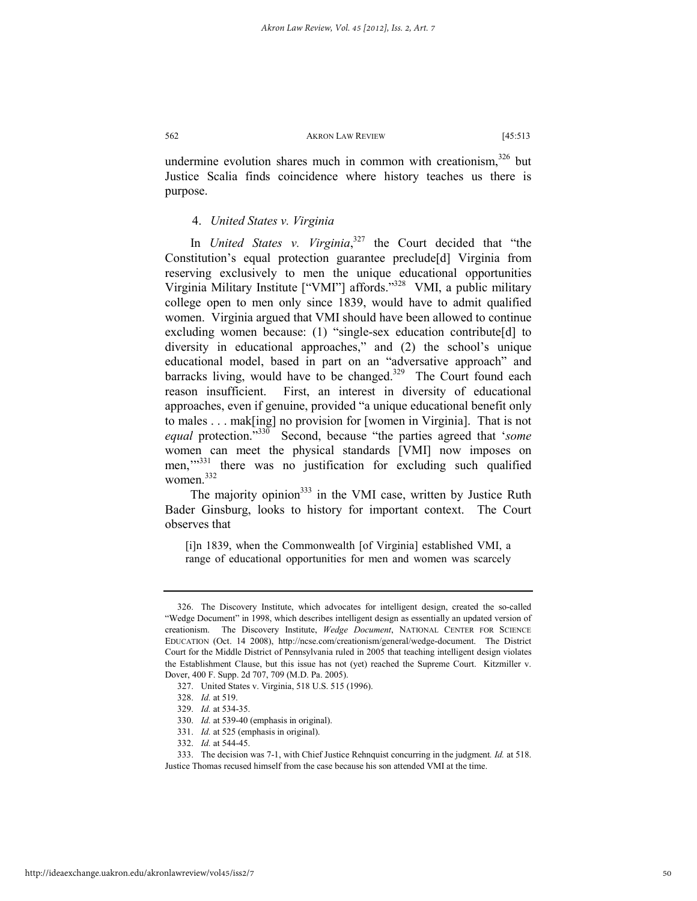undermine evolution shares much in common with creationism,[326] but Justice Scalia finds coincidence where history teaches us there is purpose.

#### 4. *United States v. Virginia*

In *United States v. Virginia*,[327] the Court decided that "the Constitution's equal protection guarantee preclude[d] Virginia from reserving exclusively to men the unique educational opportunities Virginia Military Institute ["VMI"] affords."[328] VMI, a public military college open to men only since 1839, would have to admit qualified women. Virginia argued that VMI should have been allowed to continue excluding women because: (1) "single-sex education contribute[d] to diversity in educational approaches," and (2) the school's unique educational model, based in part on an "adversative approach" and barracks living, would have to be changed.[329] The Court found each reason insufficient. First, an interest in diversity of educational approaches, even if genuine, provided "a unique educational benefit only to males . . . mak[ing] no provision for [women in Virginia]. That is not *equal* protection."[330] Second, because "the parties agreed that '*some* women can meet the physical standards [VMI] now imposes on men,'"[331] there was no justification for excluding such qualified women.[332]

The majority opinion[333] in the VMI case, written by Justice Ruth Bader Ginsburg, looks to history for important context. The Court observes that

> [i]n 1839, when the Commonwealth [of Virginia] established VMI, a range of educational opportunities for men and women was scarcely

---

326. The Discovery Institute, which advocates for intelligent design, created the so-called "Wedge Document" in 1998, which describes intelligent design as essentially an updated version of creationism. The Discovery Institute, *Wedge Document*, NATIONAL CENTER FOR SCIENCE EDUCATION (Oct. 14 2008), http://ncse.com/creationism/general/wedge-document. The District Court for the Middle District of Pennsylvania ruled in 2005 that teaching intelligent design violates the Establishment Clause, but this issue has not (yet) reached the Supreme Court. Kitzmiller v. Dover, 400 F. Supp. 2d 707, 709 (M.D. Pa. 2005).

327. United States v. Virginia, 518 U.S. 515 (1996).

328. *Id.* at 519.

329. *Id.* at 534-35.

330. *Id.* at 539-40 (emphasis in original).

331. *Id.* at 525 (emphasis in original).

332. *Id.* at 544-45.

333. The decision was 7-1, with Chief Justice Rehnquist concurring in the judgment. *Id.* at 518. Justice Thomas recused himself from the case because his son attended VMI at the time.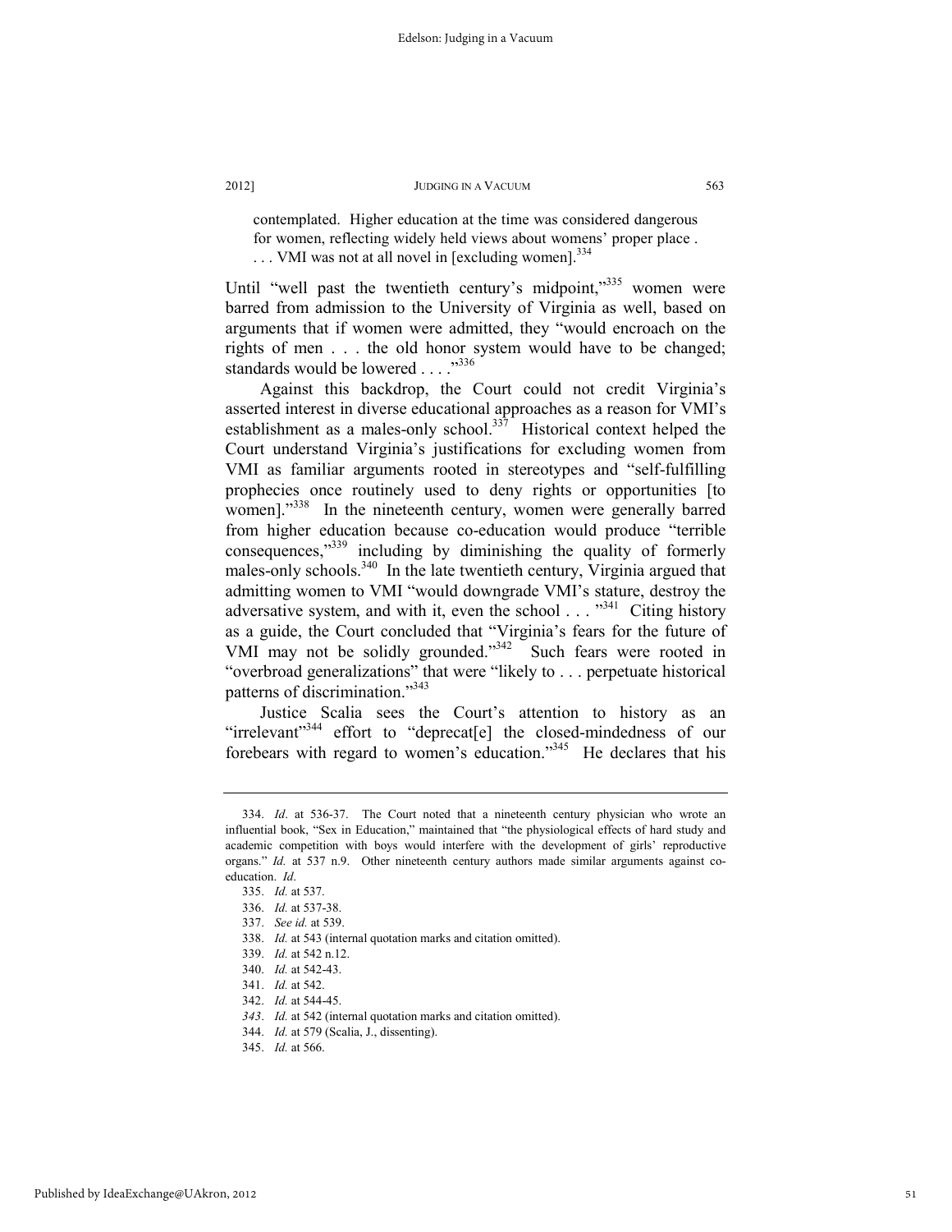contemplated. Higher education at the time was considered dangerous for women, reflecting widely held views about womens' proper place . . . . VMI was not at all novel in [excluding women].[334]

Until "well past the twentieth century's midpoint,"[335] women were barred from admission to the University of Virginia as well, based on arguments that if women were admitted, they "would encroach on the rights of men . . . the old honor system would have to be changed; standards would be lowered . . . ."[336]

Against this backdrop, the Court could not credit Virginia's asserted interest in diverse educational approaches as a reason for VMI's establishment as a males-only school.[337] Historical context helped the Court understand Virginia's justifications for excluding women from VMI as familiar arguments rooted in stereotypes and "self-fulfilling prophecies once routinely used to deny rights or opportunities [to women]."[338] In the nineteenth century, women were generally barred from higher education because co-education would produce "terrible consequences,"[339] including by diminishing the quality of formerly males-only schools.[340] In the late twentieth century, Virginia argued that admitting women to VMI "would downgrade VMI's stature, destroy the adversative system, and with it, even the school . . . "[341] Citing history as a guide, the Court concluded that "Virginia's fears for the future of VMI may not be solidly grounded."[342] Such fears were rooted in "overbroad generalizations" that were "likely to . . . perpetuate historical patterns of discrimination."[343]

Justice Scalia sees the Court's attention to history as an "irrelevant"[344] effort to "deprecat[e] the closed-mindedness of our forebears with regard to women's education."[345] He declares that his

---

334. *Id*. at 536-37. The Court noted that a nineteenth century physician who wrote an influential book, "Sex in Education," maintained that "the physiological effects of hard study and academic competition with boys would interfere with the development of girls' reproductive organs." *Id.* at 537 n.9. Other nineteenth century authors made similar arguments against co-education. *Id*.

335. *Id.* at 537.

336. *Id.* at 537-38.

337. *See id.* at 539.

338. *Id.* at 543 (internal quotation marks and citation omitted).

339. *Id.* at 542 n.12.

340. *Id.* at 542-43.

341. *Id.* at 542.

342. *Id.* at 544-45.

343. *Id.* at 542 (internal quotation marks and citation omitted).

344. *Id.* at 579 (Scalia, J., dissenting).

345. *Id.* at 566.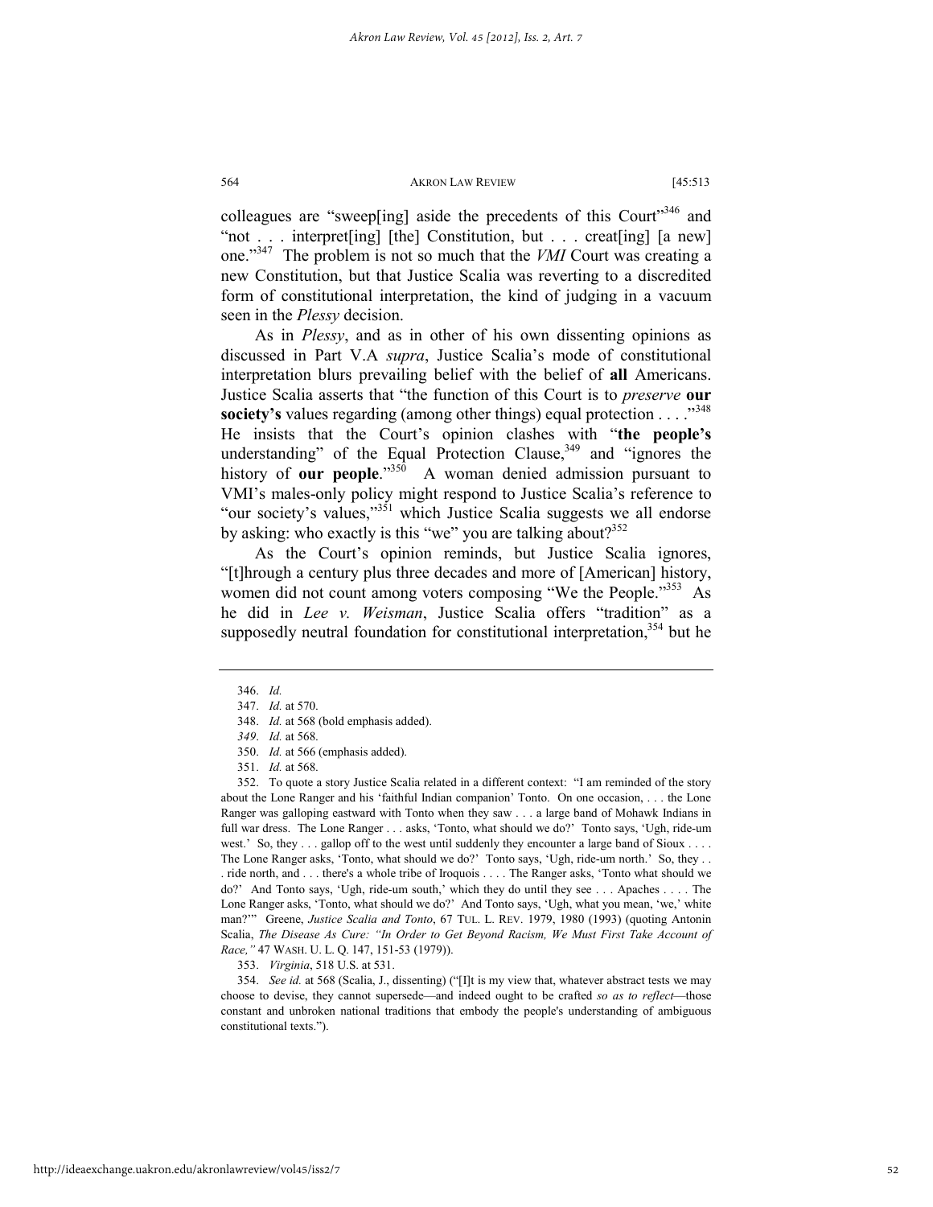colleagues are "sweep[ing] aside the precedents of this Court"[346] and "not . . . interpret[ing] [the] Constitution, but . . . creat[ing] [a new] one."[347] The problem is not so much that the *VMI* Court was creating a new Constitution, but that Justice Scalia was reverting to a discredited form of constitutional interpretation, the kind of judging in a vacuum seen in the *Plessy* decision.

As in *Plessy*, and as in other of his own dissenting opinions as discussed in Part V.A *supra*, Justice Scalia's mode of constitutional interpretation blurs prevailing belief with the belief of **all** Americans. Justice Scalia asserts that "the function of this Court is to *preserve* **our society's** values regarding (among other things) equal protection . . . ."[348] He insists that the Court's opinion clashes with "**the people's** understanding" of the Equal Protection Clause,[349] and "ignores the history of **our people**."[350] A woman denied admission pursuant to VMI's males-only policy might respond to Justice Scalia's reference to "our society's values,"[351] which Justice Scalia suggests we all endorse by asking: who exactly is this "we" you are talking about?[352]

As the Court's opinion reminds, but Justice Scalia ignores, "[t]hrough a century plus three decades and more of [American] history, women did not count among voters composing "We the People."[353] As he did in *Lee v. Weisman*, Justice Scalia offers "tradition" as a supposedly neutral foundation for constitutional interpretation,[354] but he

---

346. *Id.*

347. *Id.* at 570.

348. *Id.* at 568 (bold emphasis added).

*349*. *Id.* at 568.

350. *Id.* at 566 (emphasis added).

351. *Id.* at 568.

352. To quote a story Justice Scalia related in a different context: "I am reminded of the story about the Lone Ranger and his 'faithful Indian companion' Tonto. On one occasion, . . . the Lone Ranger was galloping eastward with Tonto when they saw . . . a large band of Mohawk Indians in full war dress. The Lone Ranger . . . asks, 'Tonto, what should we do?' Tonto says, 'Ugh, ride-um west.' So, they . . . gallop off to the west until suddenly they encounter a large band of Sioux . . . . The Lone Ranger asks, 'Tonto, what should we do?' Tonto says, 'Ugh, ride-um north.' So, they . . . ride north, and . . . there's a whole tribe of Iroquois . . . . The Ranger asks, 'Tonto what should we do?' And Tonto says, 'Ugh, ride-um south,' which they do until they see . . . Apaches . . . . The Lone Ranger asks, 'Tonto, what should we do?' And Tonto says, 'Ugh, what you mean, 'we,' white man?'" Greene, *Justice Scalia and Tonto*, 67 TUL. L. REV. 1979, 1980 (1993) (quoting Antonin Scalia, *The Disease As Cure: "In Order to Get Beyond Racism, We Must First Take Account of Race,"* 47 WASH. U. L. Q. 147, 151-53 (1979)).

353. *Virginia*, 518 U.S. at 531.

354. *See id.* at 568 (Scalia, J., dissenting) ("[I]t is my view that, whatever abstract tests we may choose to devise, they cannot supersede—and indeed ought to be crafted *so as to reflect*—those constant and unbroken national traditions that embody the people's understanding of ambiguous constitutional texts.").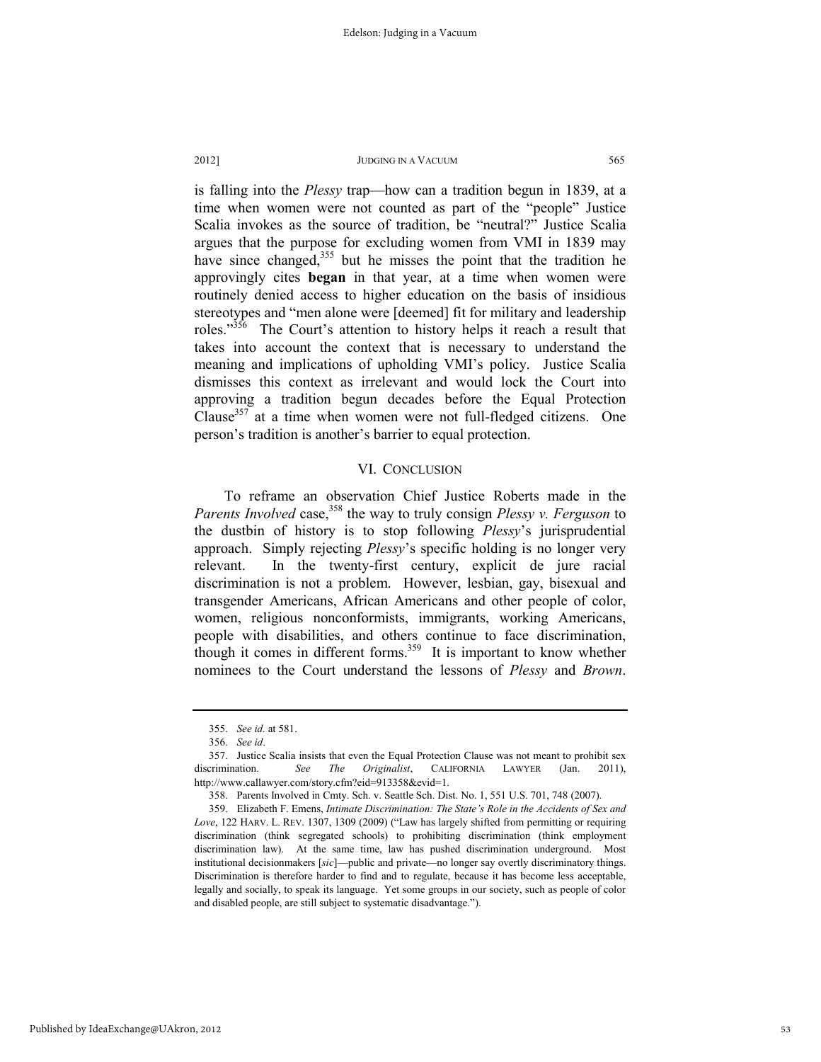is falling into the *Plessy* trap—how can a tradition begun in 1839, at a time when women were not counted as part of the "people" Justice Scalia invokes as the source of tradition, be "neutral?" Justice Scalia argues that the purpose for excluding women from VMI in 1839 may have since changed,[355] but he misses the point that the tradition he approvingly cites **began** in that year, at a time when women were routinely denied access to higher education on the basis of insidious stereotypes and "men alone were [deemed] fit for military and leadership roles."[356] The Court's attention to history helps it reach a result that takes into account the context that is necessary to understand the meaning and implications of upholding VMI's policy. Justice Scalia dismisses this context as irrelevant and would lock the Court into approving a tradition begun decades before the Equal Protection Clause[357] at a time when women were not full-fledged citizens. One person's tradition is another's barrier to equal protection.

## VI. Conclusion

To reframe an observation Chief Justice Roberts made in the *Parents Involved* case,[358] the way to truly consign *Plessy v. Ferguson* to the dustbin of history is to stop following *Plessy*'s jurisprudential approach. Simply rejecting *Plessy*'s specific holding is no longer very relevant. In the twenty-first century, explicit de jure racial discrimination is not a problem. However, lesbian, gay, bisexual and transgender Americans, African Americans and other people of color, women, religious nonconformists, immigrants, working Americans, people with disabilities, and others continue to face discrimination, though it comes in different forms.[359] It is important to know whether nominees to the Court understand the lessons of *Plessy* and *Brown*.

---

355. *See id.* at 581.

356. *See id*.

357. Justice Scalia insists that even the Equal Protection Clause was not meant to prohibit sex discrimination. *See The Originalist*, CALIFORNIA LAWYER (Jan. 2011), http://www.callawyer.com/story.cfm?eid=913358&evid=1.

358. Parents Involved in Cmty. Sch. v. Seattle Sch. Dist. No. 1, 551 U.S. 701, 748 (2007).

359. Elizabeth F. Emens, *Intimate Discrimination: The State's Role in the Accidents of Sex and Love*, 122 HARV. L. REV. 1307, 1309 (2009) ("Law has largely shifted from permitting or requiring discrimination (think segregated schools) to prohibiting discrimination (think employment discrimination law). At the same time, law has pushed discrimination underground. Most institutional decisionmakers [*sic*]—public and private—no longer say overtly discriminatory things. Discrimination is therefore harder to find and to regulate, because it has become less acceptable, legally and socially, to speak its language. Yet some groups in our society, such as people of color and disabled people, are still subject to systematic disadvantage.").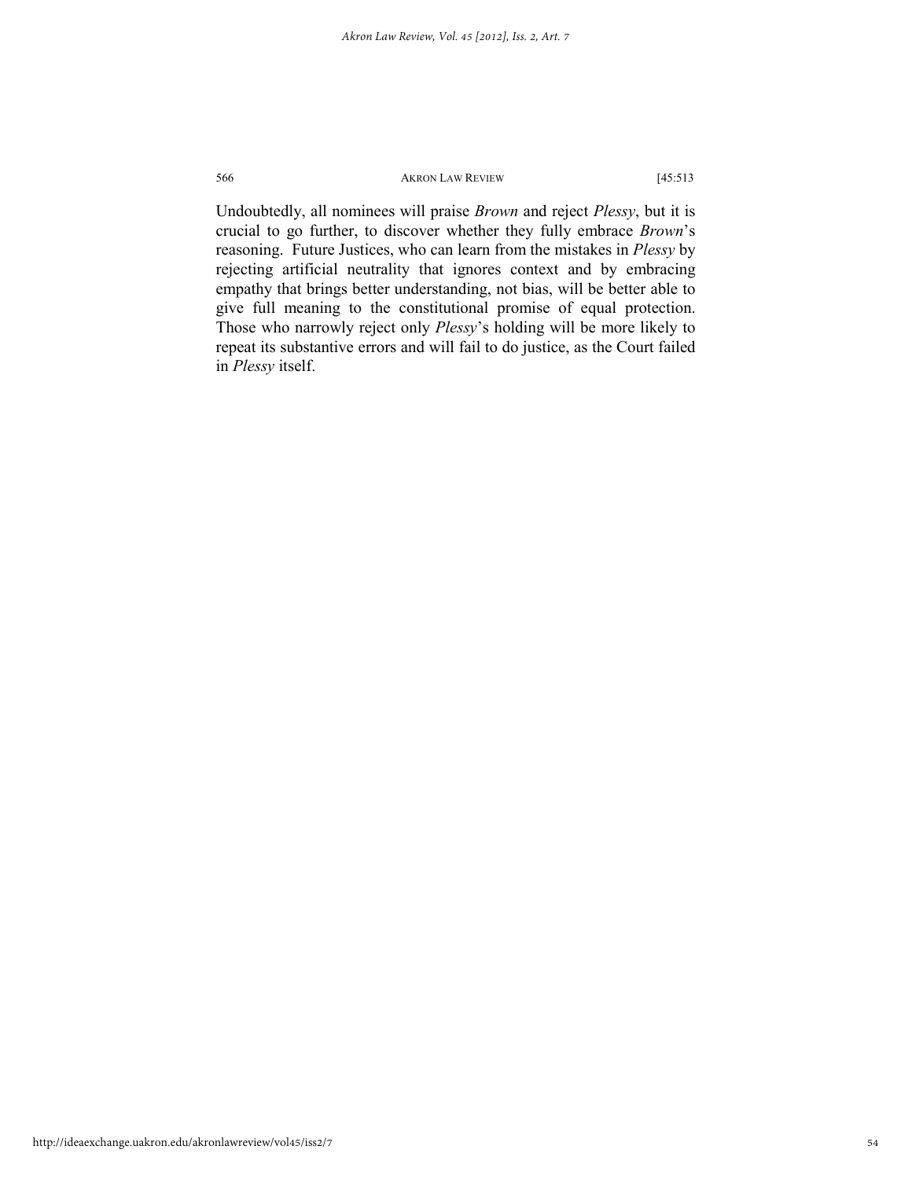Undoubtedly, all nominees will praise *Brown* and reject *Plessy*, but it is crucial to go further, to discover whether they fully embrace *Brown*'s reasoning. Future Justices, who can learn from the mistakes in *Plessy* by rejecting artificial neutrality that ignores context and by embracing empathy that brings better understanding, not bias, will be better able to give full meaning to the constitutional promise of equal protection. Those who narrowly reject only *Plessy*'s holding will be more likely to repeat its substantive errors and will fail to do justice, as the Court failed in *Plessy* itself.